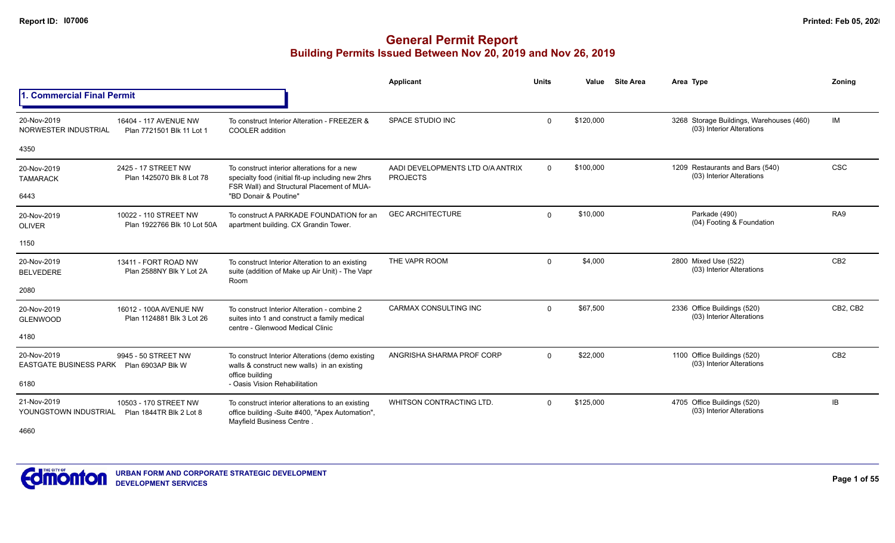# General Permit Report
## Building Permits Issued Between Nov 20, 2019 and Nov 26, 2019

### 1. Commercial Final Permit

| Date / Neighbourhood | Address / Legal | Description | Applicant | Units | Value | Site Area | Area | Type | Zoning |
|---|---|---|---|---|---|---|---|---|---|
| 20-Nov-2019 NORWESTER INDUSTRIAL 4350 | 16404 - 117 AVENUE NW Plan 7721501 Blk 11 Lot 1 | To construct Interior Alteration - FREEZER & COOLER addition | SPACE STUDIO INC | 0 | $120,000 | | 3268 | Storage Buildings, Warehouses (460) (03) Interior Alterations | IM |
| 20-Nov-2019 TAMARACK 6443 | 2425 - 17 STREET NW Plan 1425070 Blk 8 Lot 78 | To construct interior alterations for a new specialty food (initial fit-up including new 2hrs FSR Wall) and Structural Placement of MUA- "BD Donair & Poutine" | AADI DEVELOPMENTS LTD O/A ANTRIX PROJECTS | 0 | $100,000 | | 1209 | Restaurants and Bars (540) (03) Interior Alterations | CSC |
| 20-Nov-2019 OLIVER 1150 | 10022 - 110 STREET NW Plan 1922766 Blk 10 Lot 50A | To construct A PARKADE FOUNDATION for an apartment building. CX Grandin Tower. | GEC ARCHITECTURE | 0 | $10,000 | | | Parkade (490) (04) Footing & Foundation | RA9 |
| 20-Nov-2019 BELVEDERE 2080 | 13411 - FORT ROAD NW Plan 2588NY Blk Y Lot 2A | To construct Interior Alteration to an existing suite (addition of Make up Air Unit) - The Vapr Room | THE VAPR ROOM | 0 | $4,000 | | 2800 | Mixed Use (522) (03) Interior Alterations | CB2 |
| 20-Nov-2019 GLENWOOD 4180 | 16012 - 100A AVENUE NW Plan 1124881 Blk 3 Lot 26 | To construct Interior Alteration - combine 2 suites into 1 and construct a family medical centre - Glenwood Medical Clinic | CARMAX CONSULTING INC | 0 | $67,500 | | 2336 | Office Buildings (520) (03) Interior Alterations | CB2, CB2 |
| 20-Nov-2019 EASTGATE BUSINESS PARK 6180 | 9945 - 50 STREET NW Plan 6903AP Blk W | To construct Interior Alterations (demo existing walls & construct new walls) in an existing office building - Oasis Vision Rehabilitation | ANGRISHA SHARMA PROF CORP | 0 | $22,000 | | 1100 | Office Buildings (520) (03) Interior Alterations | CB2 |
| 21-Nov-2019 YOUNGSTOWN INDUSTRIAL 4660 | 10503 - 170 STREET NW Plan 1844TR Blk 2 Lot 8 | To construct interior alterations to an existing office building -Suite #400, "Apex Automation", Mayfield Business Centre . | WHITSON CONTRACTING LTD. | 0 | $125,000 | | 4705 | Office Buildings (520) (03) Interior Alterations | IB |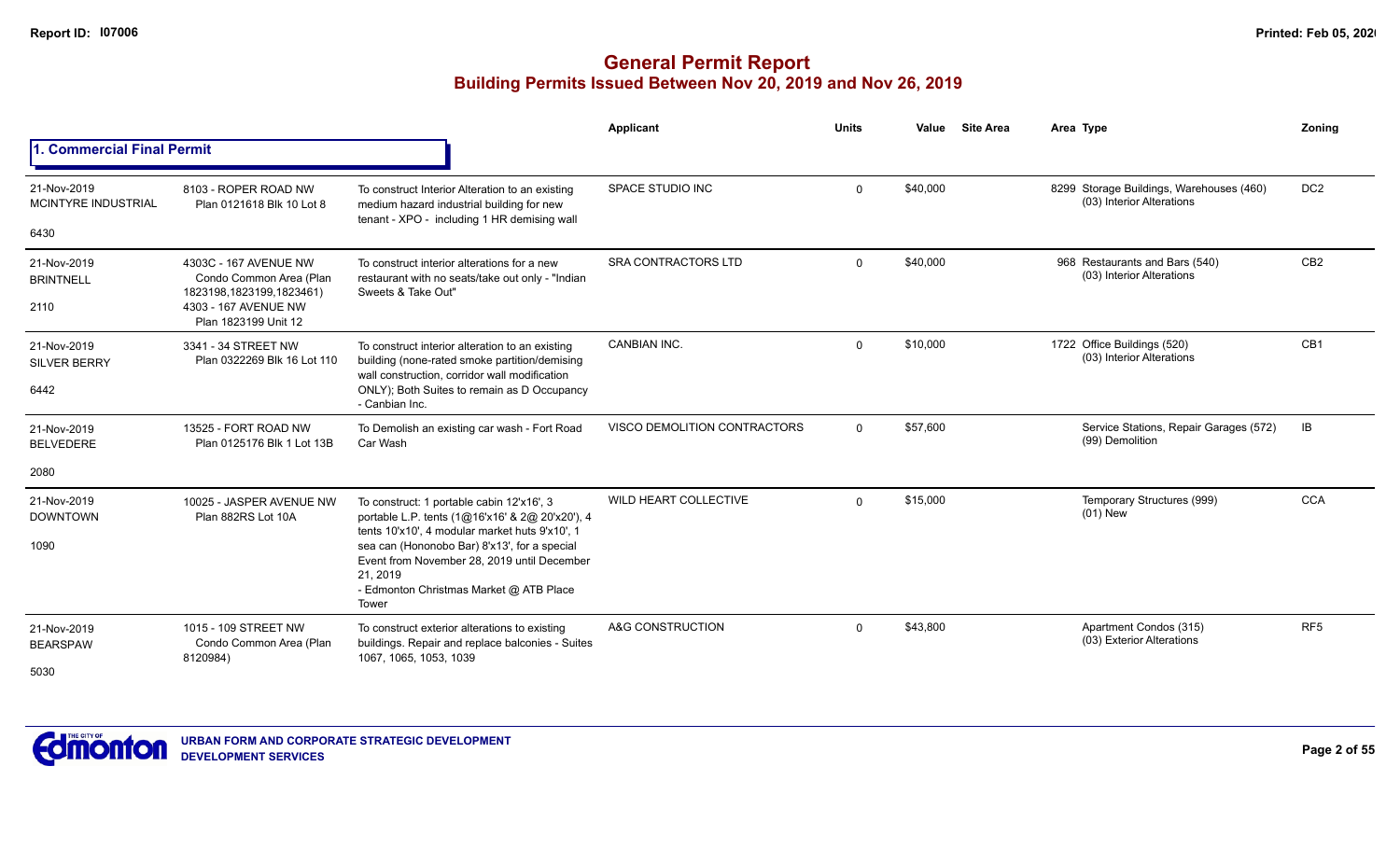# General Permit Report
## Building Permits Issued Between Nov 20, 2019 and Nov 26, 2019

### 1. Commercial Final Permit

| Date / Neighbourhood | Address / Legal | Description | Applicant | Units | Value | Site Area | Area | Type | Zoning |
|---|---|---|---|---|---|---|---|---|---|
| 21-Nov-2019 MCINTYRE INDUSTRIAL 6430 | 8103 - ROPER ROAD NW Plan 0121618 Blk 10 Lot 8 | To construct Interior Alteration to an existing medium hazard industrial building for new tenant - XPO - including 1 HR demising wall | SPACE STUDIO INC | 0 | $40,000 | | 8299 | Storage Buildings, Warehouses (460) (03) Interior Alterations | DC2 |
| 21-Nov-2019 BRINTNELL 2110 | 4303C - 167 AVENUE NW Condo Common Area (Plan 1823198,1823199,1823461) 4303 - 167 AVENUE NW Plan 1823199 Unit 12 | To construct interior alterations for a new restaurant with no seats/take out only - "Indian Sweets & Take Out" | SRA CONTRACTORS LTD | 0 | $40,000 | | 968 | Restaurants and Bars (540) (03) Interior Alterations | CB2 |
| 21-Nov-2019 SILVER BERRY 6442 | 3341 - 34 STREET NW Plan 0322269 Blk 16 Lot 110 | To construct interior alteration to an existing building (none-rated smoke partition/demising wall construction, corridor wall modification ONLY); Both Suites to remain as D Occupancy - Canbian Inc. | CANBIAN INC. | 0 | $10,000 | | 1722 | Office Buildings (520) (03) Interior Alterations | CB1 |
| 21-Nov-2019 BELVEDERE 2080 | 13525 - FORT ROAD NW Plan 0125176 Blk 1 Lot 13B | To Demolish an existing car wash - Fort Road Car Wash | VISCO DEMOLITION CONTRACTORS | 0 | $57,600 | | | Service Stations, Repair Garages (572) (99) Demolition | IB |
| 21-Nov-2019 DOWNTOWN 1090 | 10025 - JASPER AVENUE NW Plan 882RS Lot 10A | To construct: 1 portable cabin 12'x16', 3 portable L.P. tents (1@16'x16' & 2@ 20'x20'), 4 tents 10'x10', 4 modular market huts 9'x10', 1 sea can (Hononobo Bar) 8'x13', for a special Event from November 28, 2019 until December 21, 2019 - Edmonton Christmas Market @ ATB Place Tower | WILD HEART COLLECTIVE | 0 | $15,000 | | | Temporary Structures (999) (01) New | CCA |
| 21-Nov-2019 BEARSPAW 5030 | 1015 - 109 STREET NW Condo Common Area (Plan 8120984) | To construct exterior alterations to existing buildings. Repair and replace balconies - Suites 1067, 1065, 1053, 1039 | A&G CONSTRUCTION | 0 | $43,800 | | | Apartment Condos (315) (03) Exterior Alterations | RF5 |

URBAN FORM AND CORPORATE STRATEGIC DEVELOPMENT
DEVELOPMENT SERVICES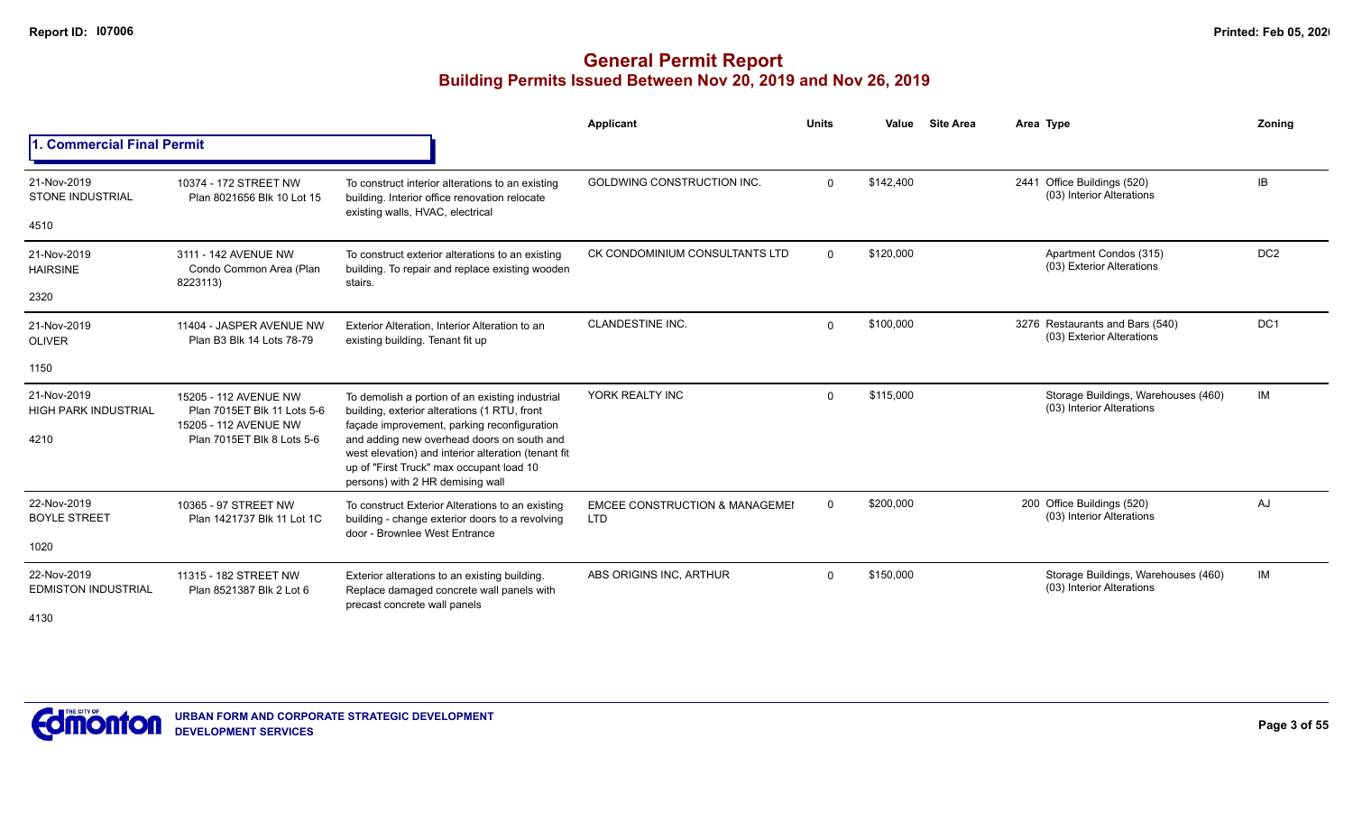# General Permit Report

## Building Permits Issued Between Nov 20, 2019 and Nov 26, 2019

### 1. Commercial Final Permit

| Date / Neighbourhood | Address / Legal | Description | Applicant | Units | Value | Site Area | Area | Type | Zoning |
|---|---|---|---|---|---|---|---|---|---|
| 21-Nov-2019 STONE INDUSTRIAL 4510 | 10374 - 172 STREET NW Plan 8021656 Blk 10 Lot 15 | To construct interior alterations to an existing building. Interior office renovation relocate existing walls, HVAC, electrical | GOLDWING CONSTRUCTION INC. | 0 | $142,400 | | 2441 | Office Buildings (520) (03) Interior Alterations | IB |
| 21-Nov-2019 HAIRSINE 2320 | 3111 - 142 AVENUE NW Condo Common Area (Plan 8223113) | To construct exterior alterations to an existing building. To repair and replace existing wooden stairs. | CK CONDOMINIUM CONSULTANTS LTD | 0 | $120,000 | | | Apartment Condos (315) (03) Exterior Alterations | DC2 |
| 21-Nov-2019 OLIVER 1150 | 11404 - JASPER AVENUE NW Plan B3 Blk 14 Lots 78-79 | Exterior Alteration, Interior Alteration to an existing building. Tenant fit up | CLANDESTINE INC. | 0 | $100,000 | | 3276 | Restaurants and Bars (540) (03) Exterior Alterations | DC1 |
| 21-Nov-2019 HIGH PARK INDUSTRIAL 4210 | 15205 - 112 AVENUE NW Plan 7015ET Blk 11 Lots 5-6 15205 - 112 AVENUE NW Plan 7015ET Blk 8 Lots 5-6 | To demolish a portion of an existing industrial building, exterior alterations (1 RTU, front façade improvement, parking reconfiguration and adding new overhead doors on south and west elevation) and interior alteration (tenant fit up of "First Truck" max occupant load 10 persons) with 2 HR demising wall | YORK REALTY INC | 0 | $115,000 | | | Storage Buildings, Warehouses (460) (03) Interior Alterations | IM |
| 22-Nov-2019 BOYLE STREET 1020 | 10365 - 97 STREET NW Plan 1421737 Blk 11 Lot 1C | To construct Exterior Alterations to an existing building - change exterior doors to a revolving door - Brownlee West Entrance | EMCEE CONSTRUCTION & MANAGEMEI LTD | 0 | $200,000 | | 200 | Office Buildings (520) (03) Interior Alterations | AJ |
| 22-Nov-2019 EDMISTON INDUSTRIAL 4130 | 11315 - 182 STREET NW Plan 8521387 Blk 2 Lot 6 | Exterior alterations to an existing building. Replace damaged concrete wall panels with precast concrete wall panels | ABS ORIGINS INC, ARTHUR | 0 | $150,000 | | | Storage Buildings, Warehouses (460) (03) Interior Alterations | IM |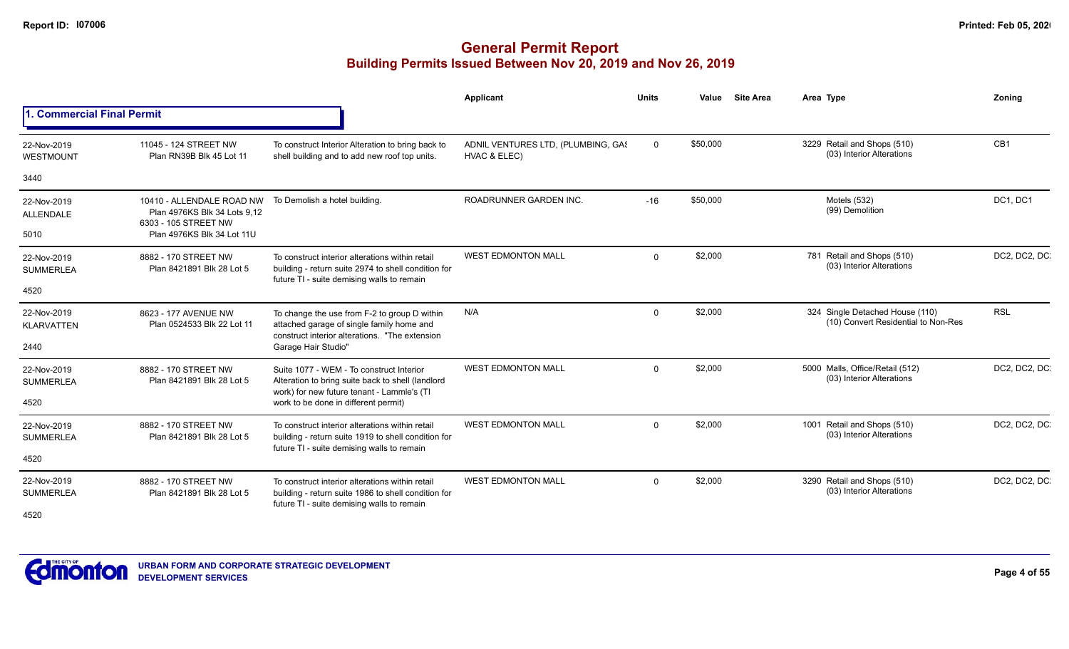# General Permit Report
## Building Permits Issued Between Nov 20, 2019 and Nov 26, 2019

### 1. Commercial Final Permit

| Date / Neighbourhood | Address / Legal | Description | Applicant | Units | Value | Site Area | Area | Type | Zoning |
|---|---|---|---|---|---|---|---|---|---|
| 22-Nov-2019 WESTMOUNT 3440 | 11045 - 124 STREET NW Plan RN39B Blk 45 Lot 11 | To construct Interior Alteration to bring back to shell building and to add new roof top units. | ADNIL VENTURES LTD, (PLUMBING, GAS HVAC & ELEC) | 0 | $50,000 | | 3229 | Retail and Shops (510) (03) Interior Alterations | CB1 |
| 22-Nov-2019 ALLENDALE 5010 | 10410 - ALLENDALE ROAD NW Plan 4976KS Blk 34 Lots 9,12 6303 - 105 STREET NW Plan 4976KS Blk 34 Lot 11U | To Demolish a hotel building. | ROADRUNNER GARDEN INC. | -16 | $50,000 | | | Motels (532) (99) Demolition | DC1, DC1 |
| 22-Nov-2019 SUMMERLEA 4520 | 8882 - 170 STREET NW Plan 8421891 Blk 28 Lot 5 | To construct interior alterations within retail building - return suite 2974 to shell condition for future TI - suite demising walls to remain | WEST EDMONTON MALL | 0 | $2,000 | | 781 | Retail and Shops (510) (03) Interior Alterations | DC2, DC2, DC2 |
| 22-Nov-2019 KLARVATTEN 2440 | 8623 - 177 AVENUE NW Plan 0524533 Blk 22 Lot 11 | To change the use from F-2 to group D within attached garage of single family home and construct interior alterations. "The extension Garage Hair Studio" | N/A | 0 | $2,000 | | 324 | Single Detached House (110) (10) Convert Residential to Non-Res | RSL |
| 22-Nov-2019 SUMMERLEA 4520 | 8882 - 170 STREET NW Plan 8421891 Blk 28 Lot 5 | Suite 1077 - WEM - To construct Interior Alteration to bring suite back to shell (landlord work) for new future tenant - Lammle's (TI work to be done in different permit) | WEST EDMONTON MALL | 0 | $2,000 | | 5000 | Malls, Office/Retail (512) (03) Interior Alterations | DC2, DC2, DC2 |
| 22-Nov-2019 SUMMERLEA 4520 | 8882 - 170 STREET NW Plan 8421891 Blk 28 Lot 5 | To construct interior alterations within retail building - return suite 1919 to shell condition for future TI - suite demising walls to remain | WEST EDMONTON MALL | 0 | $2,000 | | 1001 | Retail and Shops (510) (03) Interior Alterations | DC2, DC2, DC2 |
| 22-Nov-2019 SUMMERLEA 4520 | 8882 - 170 STREET NW Plan 8421891 Blk 28 Lot 5 | To construct interior alterations within retail building - return suite 1986 to shell condition for future TI - suite demising walls to remain | WEST EDMONTON MALL | 0 | $2,000 | | 3290 | Retail and Shops (510) (03) Interior Alterations | DC2, DC2, DC2 |

URBAN FORM AND CORPORATE STRATEGIC DEVELOPMENT
DEVELOPMENT SERVICES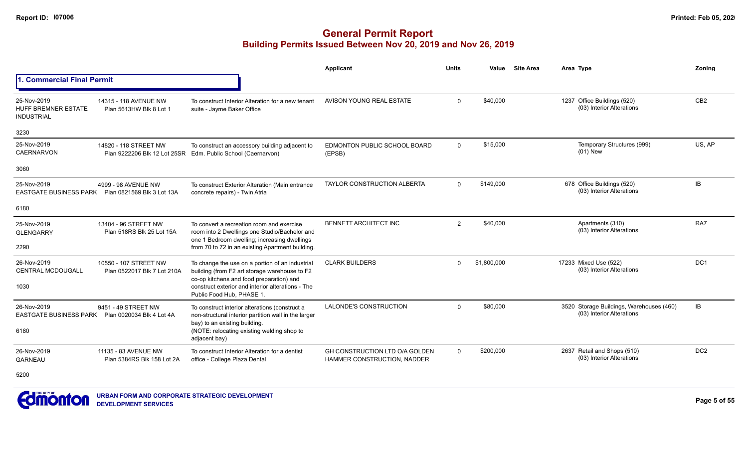# General Permit Report

## Building Permits Issued Between Nov 20, 2019 and Nov 26, 2019

### 1. Commercial Final Permit

| Date / Neighbourhood | Address / Legal | Description | Applicant | Units | Value | Site Area | Area | Type | Zoning |
|---|---|---|---|---|---|---|---|---|---|
| 25-Nov-2019 HUFF BREMNER ESTATE INDUSTRIAL 3230 | 14315 - 118 AVENUE NW Plan 5613HW Blk 8 Lot 1 | To construct Interior Alteration for a new tenant suite - Jayme Baker Office | AVISON YOUNG REAL ESTATE | 0 | $40,000 | | 1237 | Office Buildings (520) (03) Interior Alterations | CB2 |
| 25-Nov-2019 CAERNARVON 3060 | 14820 - 118 STREET NW Plan 9222206 Blk 12 Lot 25SR | To construct an accessory building adjacent to Edm. Public School (Caernarvon) | EDMONTON PUBLIC SCHOOL BOARD (EPSB) | 0 | $15,000 | | | Temporary Structures (999) (01) New | US, AP |
| 25-Nov-2019 EASTGATE BUSINESS PARK 6180 | 4999 - 98 AVENUE NW Plan 0821569 Blk 3 Lot 13A | To construct Exterior Alteration (Main entrance concrete repairs) - Twin Atria | TAYLOR CONSTRUCTION ALBERTA | 0 | $149,000 | | 678 | Office Buildings (520) (03) Interior Alterations | IB |
| 25-Nov-2019 GLENGARRY 2290 | 13404 - 96 STREET NW Plan 518RS Blk 25 Lot 15A | To convert a recreation room and exercise room into 2 Dwellings one Studio/Bachelor and one 1 Bedroom dwelling; increasing dwellings from 70 to 72 in an existing Apartment building. | BENNETT ARCHITECT INC | 2 | $40,000 | | | Apartments (310) (03) Interior Alterations | RA7 |
| 26-Nov-2019 CENTRAL MCDOUGALL 1030 | 10550 - 107 STREET NW Plan 0522017 Blk 7 Lot 210A | To change the use on a portion of an industrial building (from F2 art storage warehouse to F2 co-op kitchens and food preparation) and construct exterior and interior alterations - The Public Food Hub, PHASE 1. | CLARK BUILDERS | 0 | $1,800,000 | | 17233 | Mixed Use (522) (03) Interior Alterations | DC1 |
| 26-Nov-2019 EASTGATE BUSINESS PARK 6180 | 9451 - 49 STREET NW Plan 0020034 Blk 4 Lot 4A | To construct interior alterations (construct a non-structural interior partition wall in the larger bay) to an existing building. (NOTE: relocating existing welding shop to adjacent bay) | LALONDE'S CONSTRUCTION | 0 | $80,000 | | 3520 | Storage Buildings, Warehouses (460) (03) Interior Alterations | IB |
| 26-Nov-2019 GARNEAU 5200 | 11135 - 83 AVENUE NW Plan 5384RS Blk 158 Lot 2A | To construct Interior Alteration for a dentist office - College Plaza Dental | GH CONSTRUCTION LTD O/A GOLDEN HAMMER CONSTRUCTION, NADDER | 0 | $200,000 | | 2637 | Retail and Shops (510) (03) Interior Alterations | DC2 |

URBAN FORM AND CORPORATE STRATEGIC DEVELOPMENT
DEVELOPMENT SERVICES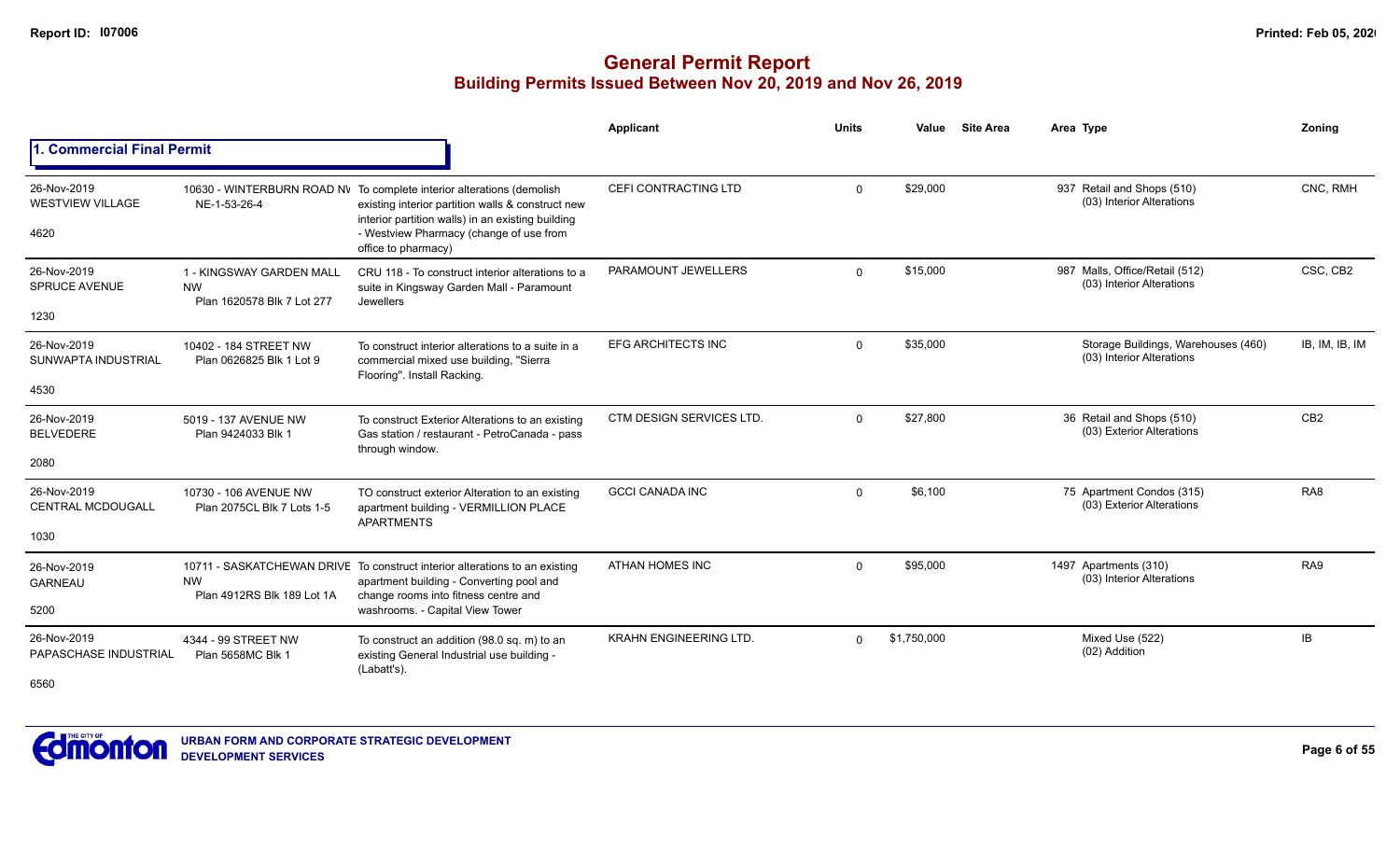# General Permit Report
## Building Permits Issued Between Nov 20, 2019 and Nov 26, 2019

### 1. Commercial Final Permit

| Date / Neighbourhood | Address | Description | Applicant | Units | Value | Site Area | Area | Type | Zoning |
|---|---|---|---|---|---|---|---|---|---|
| 26-Nov-2019 WESTVIEW VILLAGE 4620 | 10630 - WINTERBURN ROAD NW NE-1-53-26-4 | To complete interior alterations (demolish existing interior partition walls & construct new interior partition walls) in an existing building - Westview Pharmacy (change of use from office to pharmacy) | CEFI CONTRACTING LTD | 0 | $29,000 | | 937 | Retail and Shops (510) (03) Interior Alterations | CNC, RMH |
| 26-Nov-2019 SPRUCE AVENUE 1230 | 1 - KINGSWAY GARDEN MALL NW Plan 1620578 Blk 7 Lot 277 | CRU 118 - To construct interior alterations to a suite in Kingsway Garden Mall - Paramount Jewellers | PARAMOUNT JEWELLERS | 0 | $15,000 | | 987 | Malls, Office/Retail (512) (03) Interior Alterations | CSC, CB2 |
| 26-Nov-2019 SUNWAPTA INDUSTRIAL 4530 | 10402 - 184 STREET NW Plan 0626825 Blk 1 Lot 9 | To construct interior alterations to a suite in a commercial mixed use building, "Sierra Flooring". Install Racking. | EFG ARCHITECTS INC | 0 | $35,000 | | | Storage Buildings, Warehouses (460) (03) Interior Alterations | IB, IM, IB, IM |
| 26-Nov-2019 BELVEDERE 2080 | 5019 - 137 AVENUE NW Plan 9424033 Blk 1 | To construct Exterior Alterations to an existing Gas station / restaurant - PetroCanada - pass through window. | CTM DESIGN SERVICES LTD. | 0 | $27,800 | | 36 | Retail and Shops (510) (03) Exterior Alterations | CB2 |
| 26-Nov-2019 CENTRAL MCDOUGALL 1030 | 10730 - 106 AVENUE NW Plan 2075CL Blk 7 Lots 1-5 | TO construct exterior Alteration to an existing apartment building - VERMILLION PLACE APARTMENTS | GCCI CANADA INC | 0 | $6,100 | | 75 | Apartment Condos (315) (03) Exterior Alterations | RA8 |
| 26-Nov-2019 GARNEAU 5200 | 10711 - SASKATCHEWAN DRIVE NW Plan 4912RS Blk 189 Lot 1A | To construct interior alterations to an existing apartment building - Converting pool and change rooms into fitness centre and washrooms. - Capital View Tower | ATHAN HOMES INC | 0 | $95,000 | | 1497 | Apartments (310) (03) Interior Alterations | RA9 |
| 26-Nov-2019 PAPASCHASE INDUSTRIAL 6560 | 4344 - 99 STREET NW Plan 5658MC Blk 1 | To construct an addition (98.0 sq. m) to an existing General Industrial use building - (Labatt's). | KRAHN ENGINEERING LTD. | 0 | $1,750,000 | | | Mixed Use (522) (02) Addition | IB |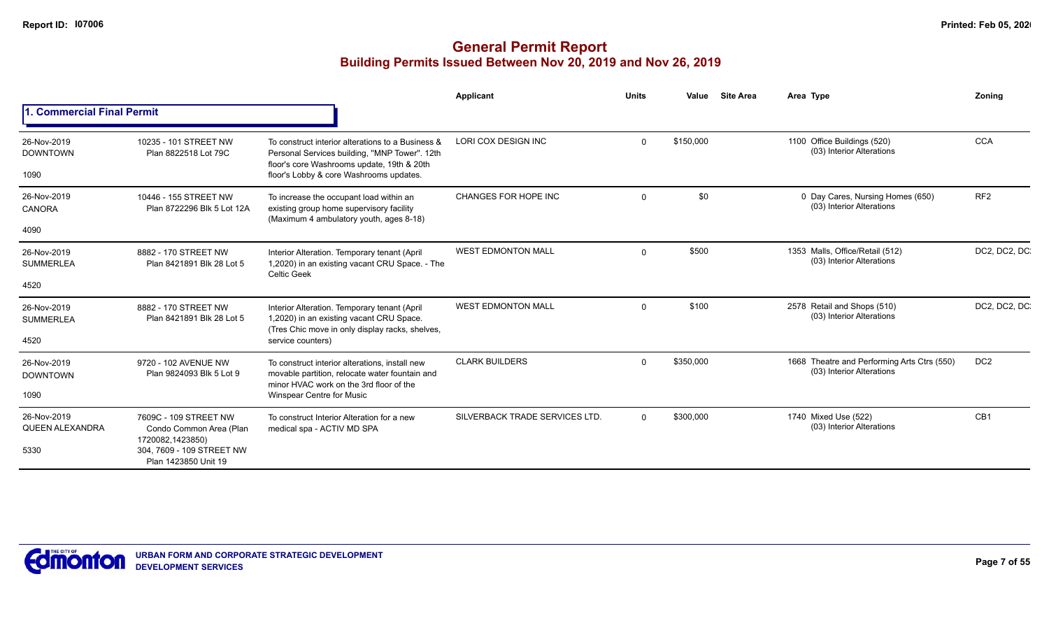# General Permit Report

## Building Permits Issued Between Nov 20, 2019 and Nov 26, 2019

### 1. Commercial Final Permit

| Date / Neighbourhood | Address / Legal | Description | Applicant | Units | Value | Site Area | Area Type | Zoning |
|---|---|---|---|---|---|---|---|---|
| 26-Nov-2019 DOWNTOWN 1090 | 10235 - 101 STREET NW Plan 8822518 Lot 79C | To construct interior alterations to a Business & Personal Services building, "MNP Tower". 12th floor's core Washrooms update, 19th & 20th floor's Lobby & core Washrooms updates. | LORI COX DESIGN INC | 0 | $150,000 | | 1100 Office Buildings (520) (03) Interior Alterations | CCA |
| 26-Nov-2019 CANORA 4090 | 10446 - 155 STREET NW Plan 8722296 Blk 5 Lot 12A | To increase the occupant load within an existing group home supervisory facility (Maximum 4 ambulatory youth, ages 8-18) | CHANGES FOR HOPE INC | 0 | $0 | | 0 Day Cares, Nursing Homes (650) (03) Interior Alterations | RF2 |
| 26-Nov-2019 SUMMERLEA 4520 | 8882 - 170 STREET NW Plan 8421891 Blk 28 Lot 5 | Interior Alteration. Temporary tenant (April 1,2020) in an existing vacant CRU Space. - The Celtic Geek | WEST EDMONTON MALL | 0 | $500 | | 1353 Malls, Office/Retail (512) (03) Interior Alterations | DC2, DC2, DC |
| 26-Nov-2019 SUMMERLEA 4520 | 8882 - 170 STREET NW Plan 8421891 Blk 28 Lot 5 | Interior Alteration. Temporary tenant (April 1,2020) in an existing vacant CRU Space. (Tres Chic move in only display racks, shelves, service counters) | WEST EDMONTON MALL | 0 | $100 | | 2578 Retail and Shops (510) (03) Interior Alterations | DC2, DC2, DC |
| 26-Nov-2019 DOWNTOWN 1090 | 9720 - 102 AVENUE NW Plan 9824093 Blk 5 Lot 9 | To construct interior alterations, install new movable partition, relocate water fountain and minor HVAC work on the 3rd floor of the Winspear Centre for Music | CLARK BUILDERS | 0 | $350,000 | | 1668 Theatre and Performing Arts Ctrs (550) (03) Interior Alterations | DC2 |
| 26-Nov-2019 QUEEN ALEXANDRA 5330 | 7609C - 109 STREET NW Condo Common Area (Plan 1720082,1423850) 304, 7609 - 109 STREET NW Plan 1423850 Unit 19 | To construct Interior Alteration for a new medical spa - ACTIV MD SPA | SILVERBACK TRADE SERVICES LTD. | 0 | $300,000 | | 1740 Mixed Use (522) (03) Interior Alterations | CB1 |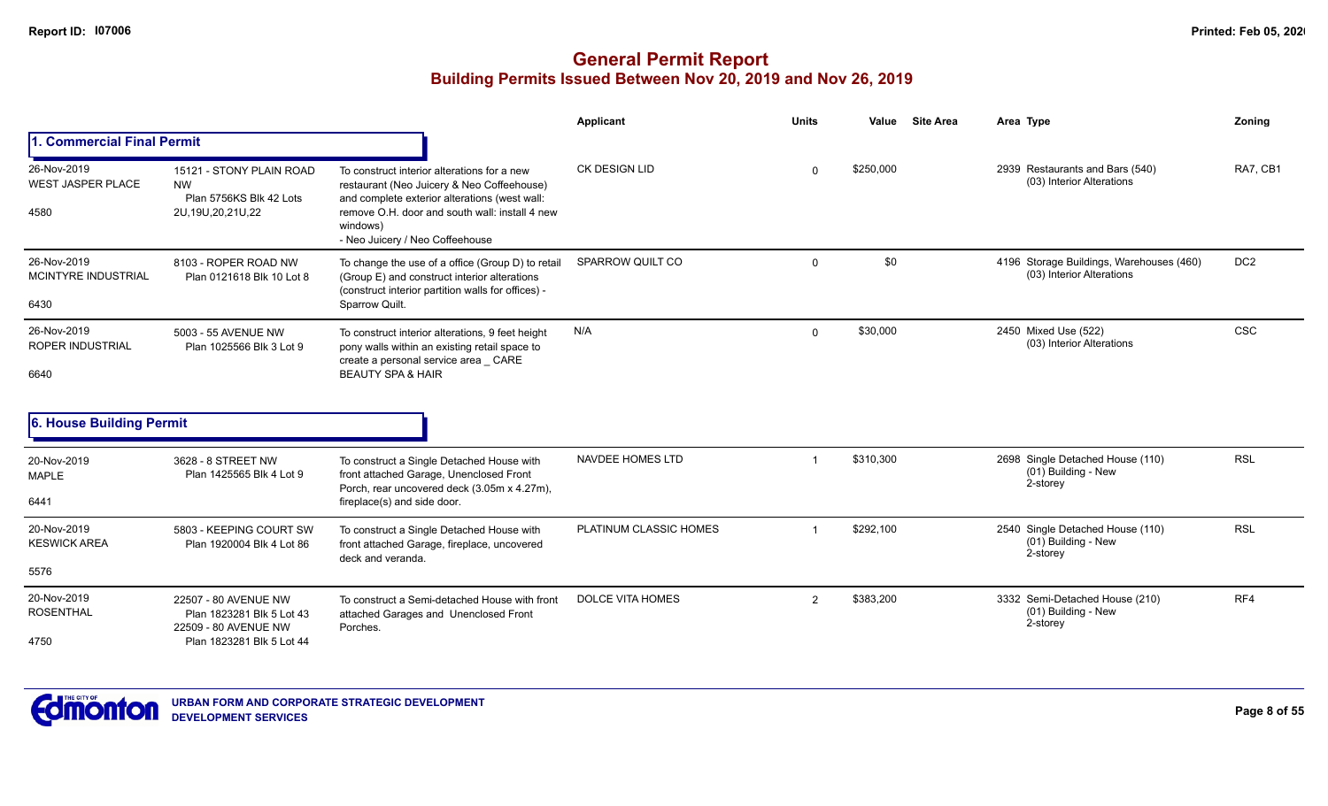# General Permit Report
## Building Permits Issued Between Nov 20, 2019 and Nov 26, 2019

### 1. Commercial Final Permit

| Date / Neighbourhood / Code | Address / Legal | Description | Applicant | Units | Value | Site Area | Area Type | Zoning |
|---|---|---|---|---|---|---|---|---|
| 26-Nov-2019 WEST JASPER PLACE 4580 | 15121 - STONY PLAIN ROAD NW Plan 5756KS Blk 42 Lots 2U,19U,20,21U,22 | To construct interior alterations for a new restaurant (Neo Juicery & Neo Coffeehouse) and complete exterior alterations (west wall: remove O.H. door and south wall: install 4 new windows) - Neo Juicery / Neo Coffeehouse | CK DESIGN LID | 0 | $250,000 | | 2939 Restaurants and Bars (540) (03) Interior Alterations | RA7, CB1 |
| 26-Nov-2019 MCINTYRE INDUSTRIAL 6430 | 8103 - ROPER ROAD NW Plan 0121618 Blk 10 Lot 8 | To change the use of a office (Group D) to retail (Group E) and construct interior alterations (construct interior partition walls for offices) - Sparrow Quilt. | SPARROW QUILT CO | 0 | $0 | | 4196 Storage Buildings, Warehouses (460) (03) Interior Alterations | DC2 |
| 26-Nov-2019 ROPER INDUSTRIAL 6640 | 5003 - 55 AVENUE NW Plan 1025566 Blk 3 Lot 9 | To construct interior alterations, 9 feet height pony walls within an existing retail space to create a personal service area _ CARE BEAUTY SPA & HAIR | N/A | 0 | $30,000 | | 2450 Mixed Use (522) (03) Interior Alterations | CSC |

### 6. House Building Permit

| Date / Neighbourhood / Code | Address / Legal | Description | Applicant | Units | Value | Site Area | Area Type | Zoning |
|---|---|---|---|---|---|---|---|---|
| 20-Nov-2019 MAPLE 6441 | 3628 - 8 STREET NW Plan 1425565 Blk 4 Lot 9 | To construct a Single Detached House with front attached Garage, Unenclosed Front Porch, rear uncovered deck (3.05m x 4.27m), fireplace(s) and side door. | NAVDEE HOMES LTD | 1 | $310,300 | | 2698 Single Detached House (110) (01) Building - New 2-storey | RSL |
| 20-Nov-2019 KESWICK AREA 5576 | 5803 - KEEPING COURT SW Plan 1920004 Blk 4 Lot 86 | To construct a Single Detached House with front attached Garage, fireplace, uncovered deck and veranda. | PLATINUM CLASSIC HOMES | 1 | $292,100 | | 2540 Single Detached House (110) (01) Building - New 2-storey | RSL |
| 20-Nov-2019 ROSENTHAL 4750 | 22507 - 80 AVENUE NW Plan 1823281 Blk 5 Lot 43 22509 - 80 AVENUE NW Plan 1823281 Blk 5 Lot 44 | To construct a Semi-detached House with front attached Garages and Unenclosed Front Porches. | DOLCE VITA HOMES | 2 | $383,200 | | 3332 Semi-Detached House (210) (01) Building - New 2-storey | RF4 |

URBAN FORM AND CORPORATE STRATEGIC DEVELOPMENT
DEVELOPMENT SERVICES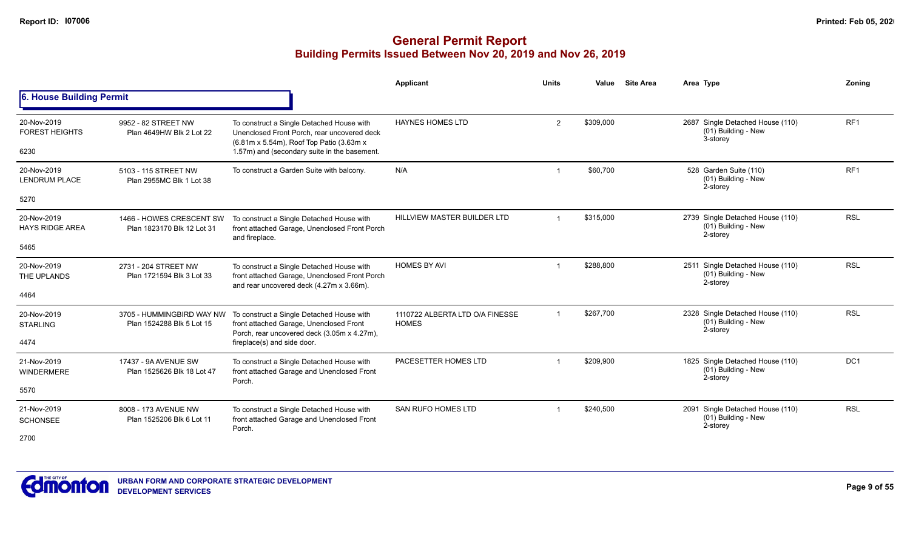# General Permit Report
## Building Permits Issued Between Nov 20, 2019 and Nov 26, 2019

### 6. House Building Permit

| Date / Neighbourhood | Address / Legal | Description | Applicant | Units | Value | Site Area | Area Type | Zoning |
|---|---|---|---|---|---|---|---|---|
| 20-Nov-2019 FOREST HEIGHTS 6230 | 9952 - 82 STREET NW Plan 4649HW Blk 2 Lot 22 | To construct a Single Detached House with Unenclosed Front Porch, rear uncovered deck (6.81m x 5.54m), Roof Top Patio (3.63m x 1.57m) and (secondary suite in the basement. | HAYNES HOMES LTD | 2 | $309,000 | | 2687 Single Detached House (110) (01) Building - New 3-storey | RF1 |
| 20-Nov-2019 LENDRUM PLACE 5270 | 5103 - 115 STREET NW Plan 2955MC Blk 1 Lot 38 | To construct a Garden Suite with balcony. | N/A | 1 | $60,700 | | 528 Garden Suite (110) (01) Building - New 2-storey | RF1 |
| 20-Nov-2019 HAYS RIDGE AREA 5465 | 1466 - HOWES CRESCENT SW Plan 1823170 Blk 12 Lot 31 | To construct a Single Detached House with front attached Garage, Unenclosed Front Porch and fireplace. | HILLVIEW MASTER BUILDER LTD | 1 | $315,000 | | 2739 Single Detached House (110) (01) Building - New 2-storey | RSL |
| 20-Nov-2019 THE UPLANDS 4464 | 2731 - 204 STREET NW Plan 1721594 Blk 3 Lot 33 | To construct a Single Detached House with front attached Garage, Unenclosed Front Porch and rear uncovered deck (4.27m x 3.66m). | HOMES BY AVI | 1 | $288,800 | | 2511 Single Detached House (110) (01) Building - New 2-storey | RSL |
| 20-Nov-2019 STARLING 4474 | 3705 - HUMMINGBIRD WAY NW Plan 1524288 Blk 5 Lot 15 | To construct a Single Detached House with front attached Garage, Unenclosed Front Porch, rear uncovered deck (3.05m x 4.27m), fireplace(s) and side door. | 1110722 ALBERTA LTD O/A FINESSE HOMES | 1 | $267,700 | | 2328 Single Detached House (110) (01) Building - New 2-storey | RSL |
| 21-Nov-2019 WINDERMERE 5570 | 17437 - 9A AVENUE SW Plan 1525626 Blk 18 Lot 47 | To construct a Single Detached House with front attached Garage and Unenclosed Front Porch. | PACESETTER HOMES LTD | 1 | $209,900 | | 1825 Single Detached House (110) (01) Building - New 2-storey | DC1 |
| 21-Nov-2019 SCHONSEE 2700 | 8008 - 173 AVENUE NW Plan 1525206 Blk 6 Lot 11 | To construct a Single Detached House with front attached Garage and Unenclosed Front Porch. | SAN RUFO HOMES LTD | 1 | $240,500 | | 2091 Single Detached House (110) (01) Building - New 2-storey | RSL |

URBAN FORM AND CORPORATE STRATEGIC DEVELOPMENT
DEVELOPMENT SERVICES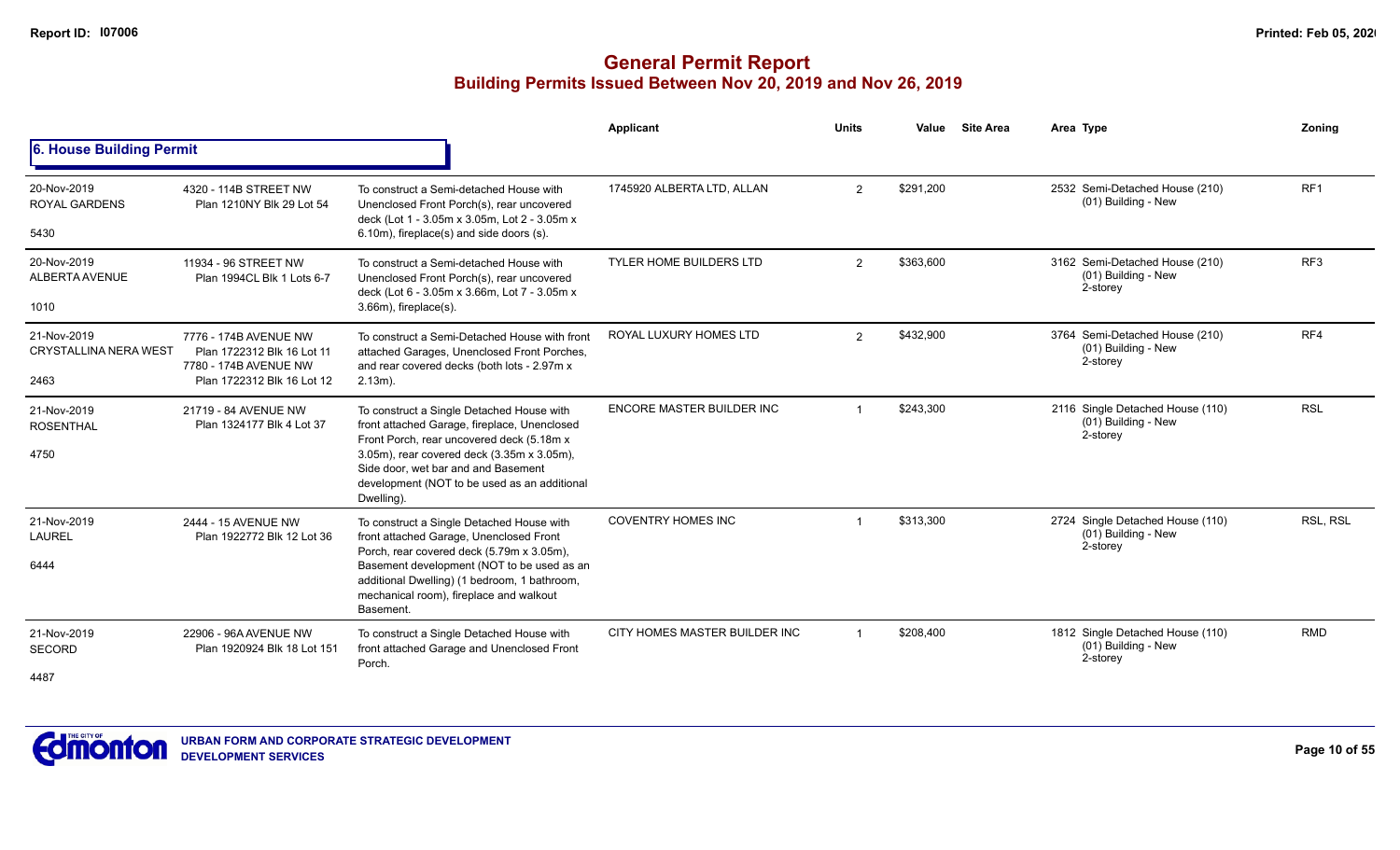# General Permit Report
## Building Permits Issued Between Nov 20, 2019 and Nov 26, 2019

### 6. House Building Permit

| Date / Neighbourhood / ID | Address / Legal | Description | Applicant | Units | Value | Site Area | Area Type | Zoning |
|---|---|---|---|---|---|---|---|---|
| 20-Nov-2019 ROYAL GARDENS 5430 | 4320 - 114B STREET NW Plan 1210NY Blk 29 Lot 54 | To construct a Semi-detached House with Unenclosed Front Porch(s), rear uncovered deck (Lot 1 - 3.05m x 3.05m, Lot 2 - 3.05m x 6.10m), fireplace(s) and side doors (s). | 1745920 ALBERTA LTD, ALLAN | 2 | $291,200 | | 2532 Semi-Detached House (210) (01) Building - New | RF1 |
| 20-Nov-2019 ALBERTA AVENUE 1010 | 11934 - 96 STREET NW Plan 1994CL Blk 1 Lots 6-7 | To construct a Semi-detached House with Unenclosed Front Porch(s), rear uncovered deck (Lot 6 - 3.05m x 3.66m, Lot 7 - 3.05m x 3.66m), fireplace(s). | TYLER HOME BUILDERS LTD | 2 | $363,600 | | 3162 Semi-Detached House (210) (01) Building - New 2-storey | RF3 |
| 21-Nov-2019 CRYSTALLINA NERA WEST 2463 | 7776 - 174B AVENUE NW Plan 1722312 Blk 16 Lot 11 7780 - 174B AVENUE NW Plan 1722312 Blk 16 Lot 12 | To construct a Semi-Detached House with front attached Garages, Unenclosed Front Porches, and rear covered decks (both lots - 2.97m x 2.13m). | ROYAL LUXURY HOMES LTD | 2 | $432,900 | | 3764 Semi-Detached House (210) (01) Building - New 2-storey | RF4 |
| 21-Nov-2019 ROSENTHAL 4750 | 21719 - 84 AVENUE NW Plan 1324177 Blk 4 Lot 37 | To construct a Single Detached House with front attached Garage, fireplace, Unenclosed Front Porch, rear uncovered deck (5.18m x 3.05m), rear covered deck (3.35m x 3.05m), Side door, wet bar and and Basement development (NOT to be used as an additional Dwelling). | ENCORE MASTER BUILDER INC | 1 | $243,300 | | 2116 Single Detached House (110) (01) Building - New 2-storey | RSL |
| 21-Nov-2019 LAUREL 6444 | 2444 - 15 AVENUE NW Plan 1922772 Blk 12 Lot 36 | To construct a Single Detached House with front attached Garage, Unenclosed Front Porch, rear covered deck (5.79m x 3.05m), Basement development (NOT to be used as an additional Dwelling) (1 bedroom, 1 bathroom, mechanical room), fireplace and walkout Basement. | COVENTRY HOMES INC | 1 | $313,300 | | 2724 Single Detached House (110) (01) Building - New 2-storey | RSL, RSL |
| 21-Nov-2019 SECORD 4487 | 22906 - 96A AVENUE NW Plan 1920924 Blk 18 Lot 151 | To construct a Single Detached House with front attached Garage and Unenclosed Front Porch. | CITY HOMES MASTER BUILDER INC | 1 | $208,400 | | 1812 Single Detached House (110) (01) Building - New 2-storey | RMD |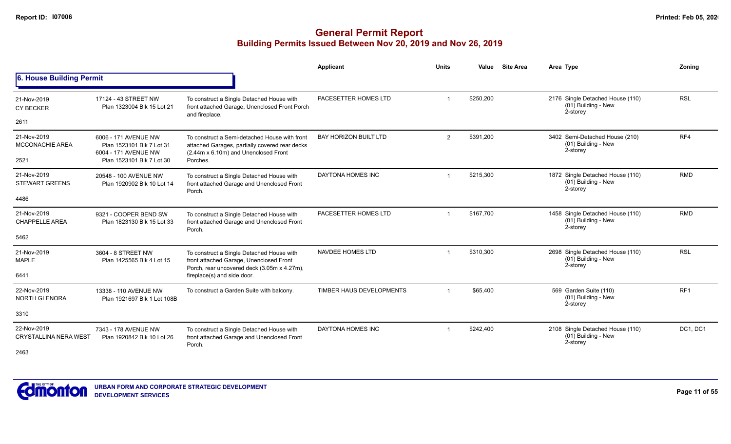# General Permit Report

## Building Permits Issued Between Nov 20, 2019 and Nov 26, 2019

### 6. House Building Permit

| Date / Neighbourhood | Address / Legal | Description | Applicant | Units | Value | Site Area | Area Type | Zoning |
|---|---|---|---|---|---|---|---|---|
| 21-Nov-2019 CY BECKER 2611 | 17124 - 43 STREET NW Plan 1323004 Blk 15 Lot 21 | To construct a Single Detached House with front attached Garage, Unenclosed Front Porch and fireplace. | PACESETTER HOMES LTD | 1 | $250,200 | | 2176 Single Detached House (110) (01) Building - New 2-storey | RSL |
| 21-Nov-2019 MCCONACHIE AREA 2521 | 6006 - 171 AVENUE NW Plan 1523101 Blk 7 Lot 31 6004 - 171 AVENUE NW Plan 1523101 Blk 7 Lot 30 | To construct a Semi-detached House with front attached Garages, partially covered rear decks (2.44m x 6.10m) and Unenclosed Front Porches. | BAY HORIZON BUILT LTD | 2 | $391,200 | | 3402 Semi-Detached House (210) (01) Building - New 2-storey | RF4 |
| 21-Nov-2019 STEWART GREENS 4486 | 20548 - 100 AVENUE NW Plan 1920902 Blk 10 Lot 14 | To construct a Single Detached House with front attached Garage and Unenclosed Front Porch. | DAYTONA HOMES INC | 1 | $215,300 | | 1872 Single Detached House (110) (01) Building - New 2-storey | RMD |
| 21-Nov-2019 CHAPPELLE AREA 5462 | 9321 - COOPER BEND SW Plan 1823130 Blk 15 Lot 33 | To construct a Single Detached House with front attached Garage and Unenclosed Front Porch. | PACESETTER HOMES LTD | 1 | $167,700 | | 1458 Single Detached House (110) (01) Building - New 2-storey | RMD |
| 21-Nov-2019 MAPLE 6441 | 3604 - 8 STREET NW Plan 1425565 Blk 4 Lot 15 | To construct a Single Detached House with front attached Garage, Unenclosed Front Porch, rear uncovered deck (3.05m x 4.27m), fireplace(s) and side door. | NAVDEE HOMES LTD | 1 | $310,300 | | 2698 Single Detached House (110) (01) Building - New 2-storey | RSL |
| 22-Nov-2019 NORTH GLENORA 3310 | 13338 - 110 AVENUE NW Plan 1921697 Blk 1 Lot 108B | To construct a Garden Suite with balcony. | TIMBER HAUS DEVELOPMENTS | 1 | $65,400 | | 569 Garden Suite (110) (01) Building - New 2-storey | RF1 |
| 22-Nov-2019 CRYSTALLINA NERA WEST 2463 | 7343 - 178 AVENUE NW Plan 1920842 Blk 10 Lot 26 | To construct a Single Detached House with front attached Garage and Unenclosed Front Porch. | DAYTONA HOMES INC | 1 | $242,400 | | 2108 Single Detached House (110) (01) Building - New 2-storey | DC1, DC1 |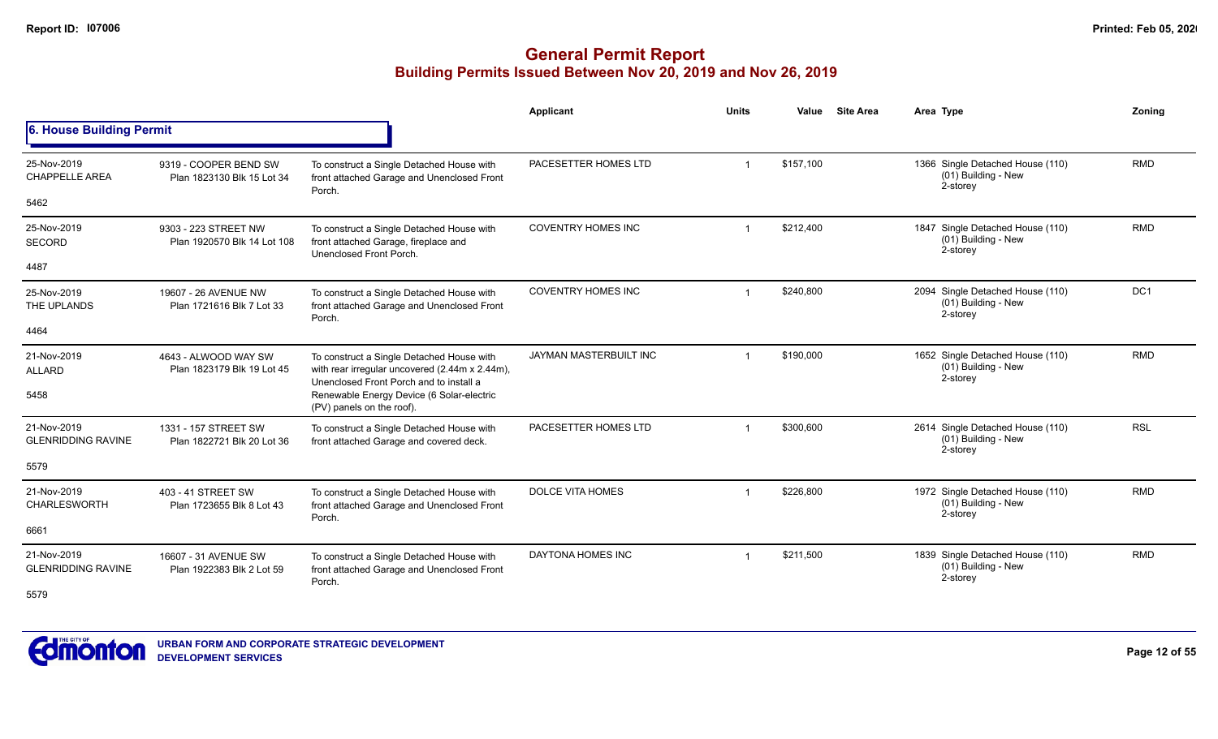# General Permit Report
## Building Permits Issued Between Nov 20, 2019 and Nov 26, 2019

### 6. House Building Permit

| Date / Neighbourhood | Address / Legal | Description | Applicant | Units | Value | Site Area | Area Type | Zoning |
|---|---|---|---|---|---|---|---|---|
| 25-Nov-2019 CHAPPELLE AREA 5462 | 9319 - COOPER BEND SW Plan 1823130 Blk 15 Lot 34 | To construct a Single Detached House with front attached Garage and Unenclosed Front Porch. | PACESETTER HOMES LTD | 1 | $157,100 | | 1366 Single Detached House (110) (01) Building - New 2-storey | RMD |
| 25-Nov-2019 SECORD 4487 | 9303 - 223 STREET NW Plan 1920570 Blk 14 Lot 108 | To construct a Single Detached House with front attached Garage, fireplace and Unenclosed Front Porch. | COVENTRY HOMES INC | 1 | $212,400 | | 1847 Single Detached House (110) (01) Building - New 2-storey | RMD |
| 25-Nov-2019 THE UPLANDS 4464 | 19607 - 26 AVENUE NW Plan 1721616 Blk 7 Lot 33 | To construct a Single Detached House with front attached Garage and Unenclosed Front Porch. | COVENTRY HOMES INC | 1 | $240,800 | | 2094 Single Detached House (110) (01) Building - New 2-storey | DC1 |
| 21-Nov-2019 ALLARD 5458 | 4643 - ALWOOD WAY SW Plan 1823179 Blk 19 Lot 45 | To construct a Single Detached House with with rear irregular uncovered (2.44m x 2.44m), Unenclosed Front Porch and to install a Renewable Energy Device (6 Solar-electric (PV) panels on the roof). | JAYMAN MASTERBUILT INC | 1 | $190,000 | | 1652 Single Detached House (110) (01) Building - New 2-storey | RMD |
| 21-Nov-2019 GLENRIDDING RAVINE 5579 | 1331 - 157 STREET SW Plan 1822721 Blk 20 Lot 36 | To construct a Single Detached House with front attached Garage and covered deck. | PACESETTER HOMES LTD | 1 | $300,600 | | 2614 Single Detached House (110) (01) Building - New 2-storey | RSL |
| 21-Nov-2019 CHARLESWORTH 6661 | 403 - 41 STREET SW Plan 1723655 Blk 8 Lot 43 | To construct a Single Detached House with front attached Garage and Unenclosed Front Porch. | DOLCE VITA HOMES | 1 | $226,800 | | 1972 Single Detached House (110) (01) Building - New 2-storey | RMD |
| 21-Nov-2019 GLENRIDDING RAVINE 5579 | 16607 - 31 AVENUE SW Plan 1922383 Blk 2 Lot 59 | To construct a Single Detached House with front attached Garage and Unenclosed Front Porch. | DAYTONA HOMES INC | 1 | $211,500 | | 1839 Single Detached House (110) (01) Building - New 2-storey | RMD |

URBAN FORM AND CORPORATE STRATEGIC DEVELOPMENT
DEVELOPMENT SERVICES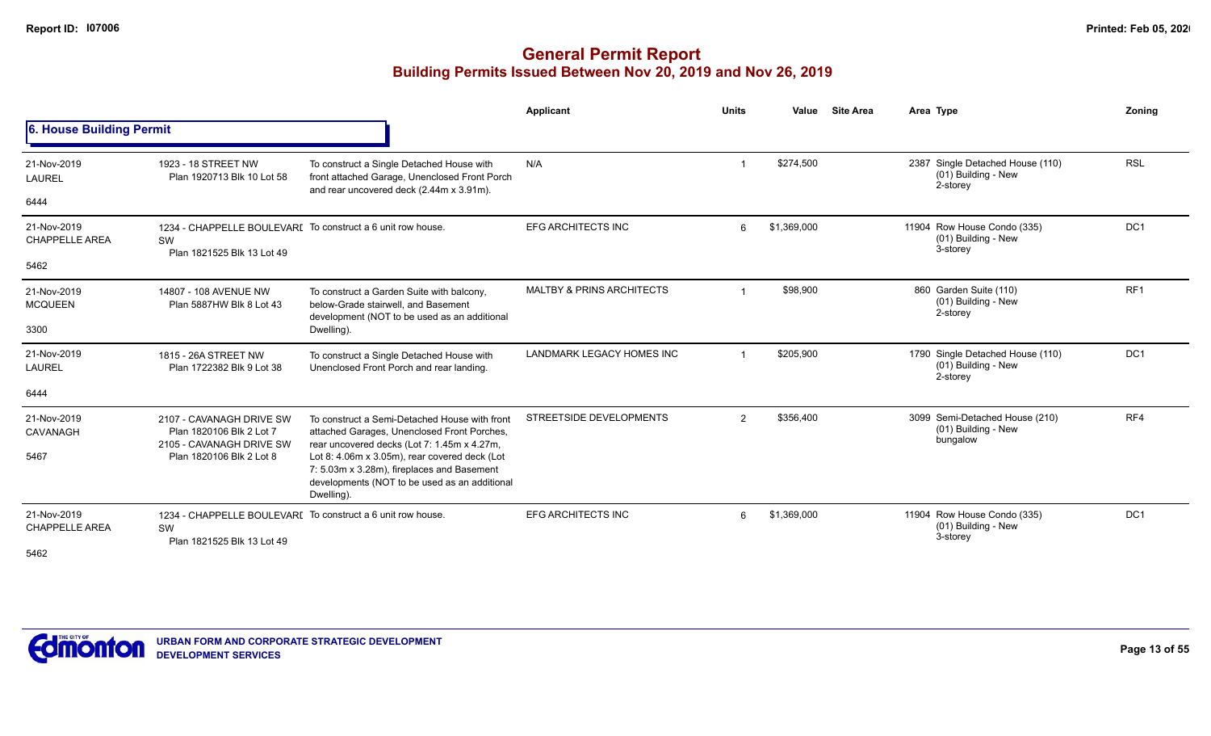# General Permit Report

## Building Permits Issued Between Nov 20, 2019 and Nov 26, 2019

### 6. House Building Permit

| Date / Neighbourhood | Address / Legal | Description | Applicant | Units | Value | Site Area | Area Type | Zoning |
|---|---|---|---|---|---|---|---|---|
| 21-Nov-2019 LAUREL 6444 | 1923 - 18 STREET NW Plan 1920713 Blk 10 Lot 58 | To construct a Single Detached House with front attached Garage, Unenclosed Front Porch and rear uncovered deck (2.44m x 3.91m). | N/A | 1 | $274,500 | | 2387 Single Detached House (110) (01) Building - New 2-storey | RSL |
| 21-Nov-2019 CHAPPELLE AREA 5462 | 1234 - CHAPPELLE BOULEVARD SW Plan 1821525 Blk 13 Lot 49 | To construct a 6 unit row house. | EFG ARCHITECTS INC | 6 | $1,369,000 | | 11904 Row House Condo (335) (01) Building - New 3-storey | DC1 |
| 21-Nov-2019 MCQUEEN 3300 | 14807 - 108 AVENUE NW Plan 5887HW Blk 8 Lot 43 | To construct a Garden Suite with balcony, below-Grade stairwell, and Basement development (NOT to be used as an additional Dwelling). | MALTBY & PRINS ARCHITECTS | 1 | $98,900 | | 860 Garden Suite (110) (01) Building - New 2-storey | RF1 |
| 21-Nov-2019 LAUREL 6444 | 1815 - 26A STREET NW Plan 1722382 Blk 9 Lot 38 | To construct a Single Detached House with Unenclosed Front Porch and rear landing. | LANDMARK LEGACY HOMES INC | 1 | $205,900 | | 1790 Single Detached House (110) (01) Building - New 2-storey | DC1 |
| 21-Nov-2019 CAVANAGH 5467 | 2107 - CAVANAGH DRIVE SW Plan 1820106 Blk 2 Lot 7 2105 - CAVANAGH DRIVE SW Plan 1820106 Blk 2 Lot 8 | To construct a Semi-Detached House with front attached Garages, Unenclosed Front Porches, rear uncovered decks (Lot 7: 1.45m x 4.27m, Lot 8: 4.06m x 3.05m), rear covered deck (Lot 7: 5.03m x 3.28m), fireplaces and Basement developments (NOT to be used as an additional Dwelling). | STREETSIDE DEVELOPMENTS | 2 | $356,400 | | 3099 Semi-Detached House (210) (01) Building - New bungalow | RF4 |
| 21-Nov-2019 CHAPPELLE AREA 5462 | 1234 - CHAPPELLE BOULEVARD SW Plan 1821525 Blk 13 Lot 49 | To construct a 6 unit row house. | EFG ARCHITECTS INC | 6 | $1,369,000 | | 11904 Row House Condo (335) (01) Building - New 3-storey | DC1 |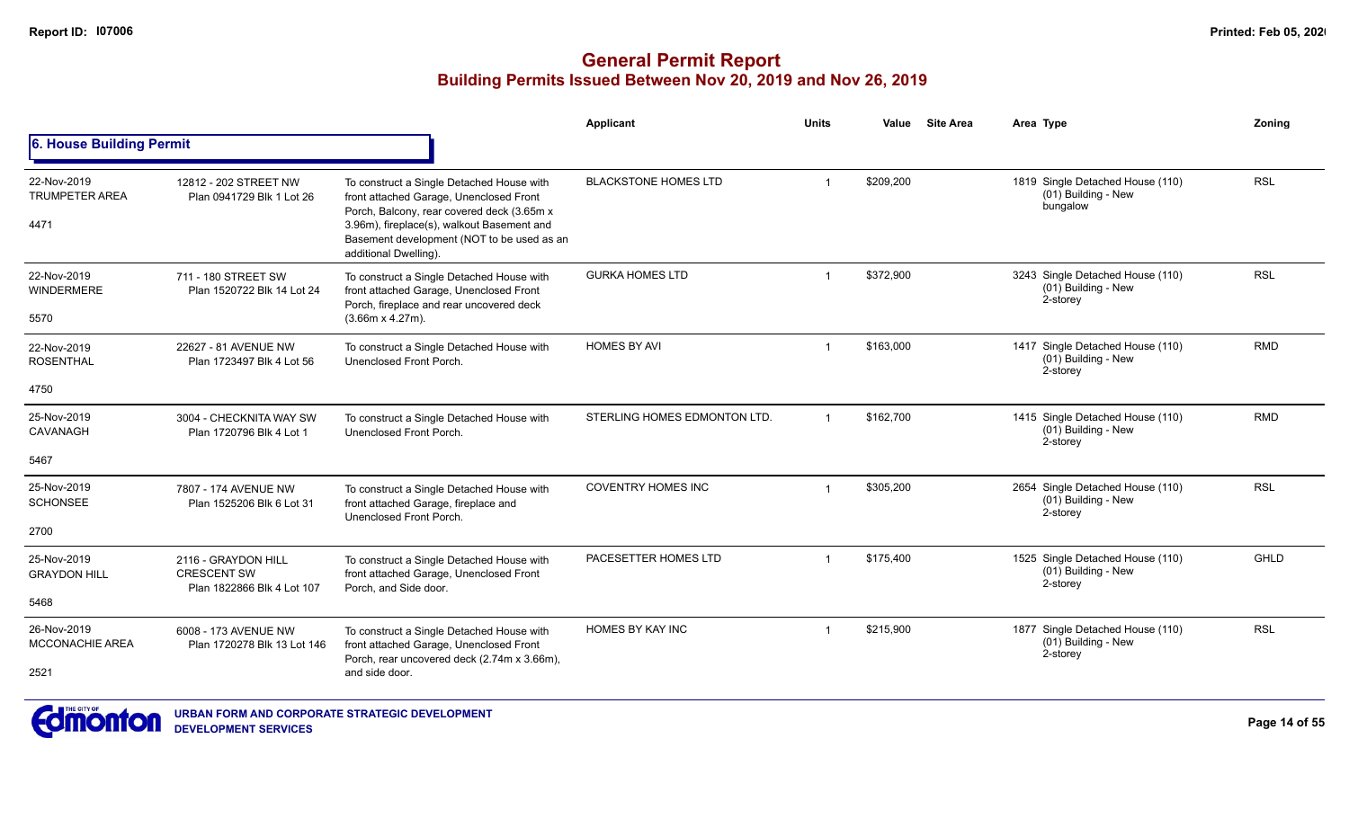# General Permit Report

## Building Permits Issued Between Nov 20, 2019 and Nov 26, 2019

### 6. House Building Permit

| Date / Neighbourhood | Address / Legal | Description | Applicant | Units | Value | Site Area | Area Type | Zoning |
|---|---|---|---|---|---|---|---|---|
| 22-Nov-2019 TRUMPETER AREA 4471 | 12812 - 202 STREET NW Plan 0941729 Blk 1 Lot 26 | To construct a Single Detached House with front attached Garage, Unenclosed Front Porch, Balcony, rear covered deck (3.65m x 3.96m), fireplace(s), walkout Basement and Basement development (NOT to be used as an additional Dwelling). | BLACKSTONE HOMES LTD | 1 | $209,200 | | 1819 Single Detached House (110) (01) Building - New bungalow | RSL |
| 22-Nov-2019 WINDERMERE 5570 | 711 - 180 STREET SW Plan 1520722 Blk 14 Lot 24 | To construct a Single Detached House with front attached Garage, Unenclosed Front Porch, fireplace and rear uncovered deck (3.66m x 4.27m). | GURKA HOMES LTD | 1 | $372,900 | | 3243 Single Detached House (110) (01) Building - New 2-storey | RSL |
| 22-Nov-2019 ROSENTHAL 4750 | 22627 - 81 AVENUE NW Plan 1723497 Blk 4 Lot 56 | To construct a Single Detached House with Unenclosed Front Porch. | HOMES BY AVI | 1 | $163,000 | | 1417 Single Detached House (110) (01) Building - New 2-storey | RMD |
| 25-Nov-2019 CAVANAGH 5467 | 3004 - CHECKNITA WAY SW Plan 1720796 Blk 4 Lot 1 | To construct a Single Detached House with Unenclosed Front Porch. | STERLING HOMES EDMONTON LTD. | 1 | $162,700 | | 1415 Single Detached House (110) (01) Building - New 2-storey | RMD |
| 25-Nov-2019 SCHONSEE 2700 | 7807 - 174 AVENUE NW Plan 1525206 Blk 6 Lot 31 | To construct a Single Detached House with front attached Garage, fireplace and Unenclosed Front Porch. | COVENTRY HOMES INC | 1 | $305,200 | | 2654 Single Detached House (110) (01) Building - New 2-storey | RSL |
| 25-Nov-2019 GRAYDON HILL 5468 | 2116 - GRAYDON HILL CRESCENT SW Plan 1822866 Blk 4 Lot 107 | To construct a Single Detached House with front attached Garage, Unenclosed Front Porch, and Side door. | PACESETTER HOMES LTD | 1 | $175,400 | | 1525 Single Detached House (110) (01) Building - New 2-storey | GHLD |
| 26-Nov-2019 MCCONACHIE AREA 2521 | 6008 - 173 AVENUE NW Plan 1720278 Blk 13 Lot 146 | To construct a Single Detached House with front attached Garage, Unenclosed Front Porch, rear uncovered deck (2.74m x 3.66m), and side door. | HOMES BY KAY INC | 1 | $215,900 | | 1877 Single Detached House (110) (01) Building - New 2-storey | RSL |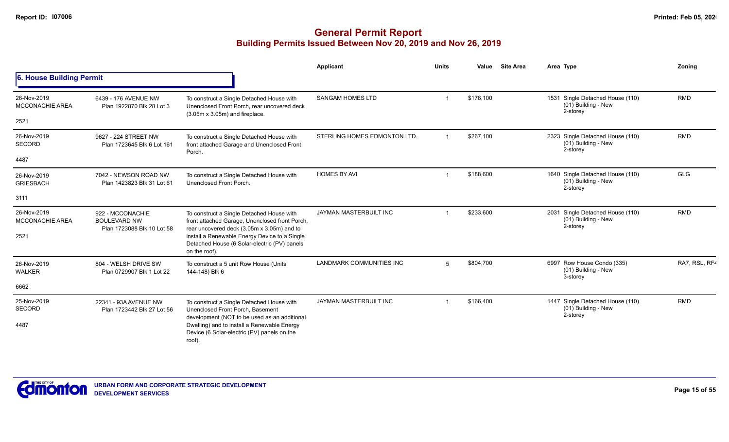# General Permit Report
## Building Permits Issued Between Nov 20, 2019 and Nov 26, 2019

### 6. House Building Permit

| Date / Neighbourhood | Address / Legal | Description | Applicant | Units | Value | Site Area | Area | Type | Zoning |
|---|---|---|---|---|---|---|---|---|---|
| 26-Nov-2019 MCCONACHIE AREA 2521 | 6439 - 176 AVENUE NW Plan 1922870 Blk 28 Lot 3 | To construct a Single Detached House with Unenclosed Front Porch, rear uncovered deck (3.05m x 3.05m) and fireplace. | SANGAM HOMES LTD | 1 | $176,100 | | 1531 | Single Detached House (110) (01) Building - New 2-storey | RMD |
| 26-Nov-2019 SECORD 4487 | 9627 - 224 STREET NW Plan 1723645 Blk 6 Lot 161 | To construct a Single Detached House with front attached Garage and Unenclosed Front Porch. | STERLING HOMES EDMONTON LTD. | 1 | $267,100 | | 2323 | Single Detached House (110) (01) Building - New 2-storey | RMD |
| 26-Nov-2019 GRIESBACH 3111 | 7042 - NEWSON ROAD NW Plan 1423823 Blk 31 Lot 61 | To construct a Single Detached House with Unenclosed Front Porch. | HOMES BY AVI | 1 | $188,600 | | 1640 | Single Detached House (110) (01) Building - New 2-storey | GLG |
| 26-Nov-2019 MCCONACHIE AREA 2521 | 922 - MCCONACHIE BOULEVARD NW Plan 1723088 Blk 10 Lot 58 | To construct a Single Detached House with front attached Garage, Unenclosed front Porch, rear uncovered deck (3.05m x 3.05m) and to install a Renewable Energy Device to a Single Detached House (6 Solar-electric (PV) panels on the roof). | JAYMAN MASTERBUILT INC | 1 | $233,600 | | 2031 | Single Detached House (110) (01) Building - New 2-storey | RMD |
| 26-Nov-2019 WALKER 6662 | 804 - WELSH DRIVE SW Plan 0729907 Blk 1 Lot 22 | To construct a 5 unit Row House (Units 144-148) Blk 6 | LANDMARK COMMUNITIES INC | 5 | $804,700 | | 6997 | Row House Condo (335) (01) Building - New 3-storey | RA7, RSL, RF4 |
| 25-Nov-2019 SECORD 4487 | 22341 - 93A AVENUE NW Plan 1723442 Blk 27 Lot 56 | To construct a Single Detached House with Unenclosed Front Porch, Basement development (NOT to be used as an additional Dwelling) and to install a Renewable Energy Device (6 Solar-electric (PV) panels on the roof). | JAYMAN MASTERBUILT INC | 1 | $166,400 | | 1447 | Single Detached House (110) (01) Building - New 2-storey | RMD |

URBAN FORM AND CORPORATE STRATEGIC DEVELOPMENT
DEVELOPMENT SERVICES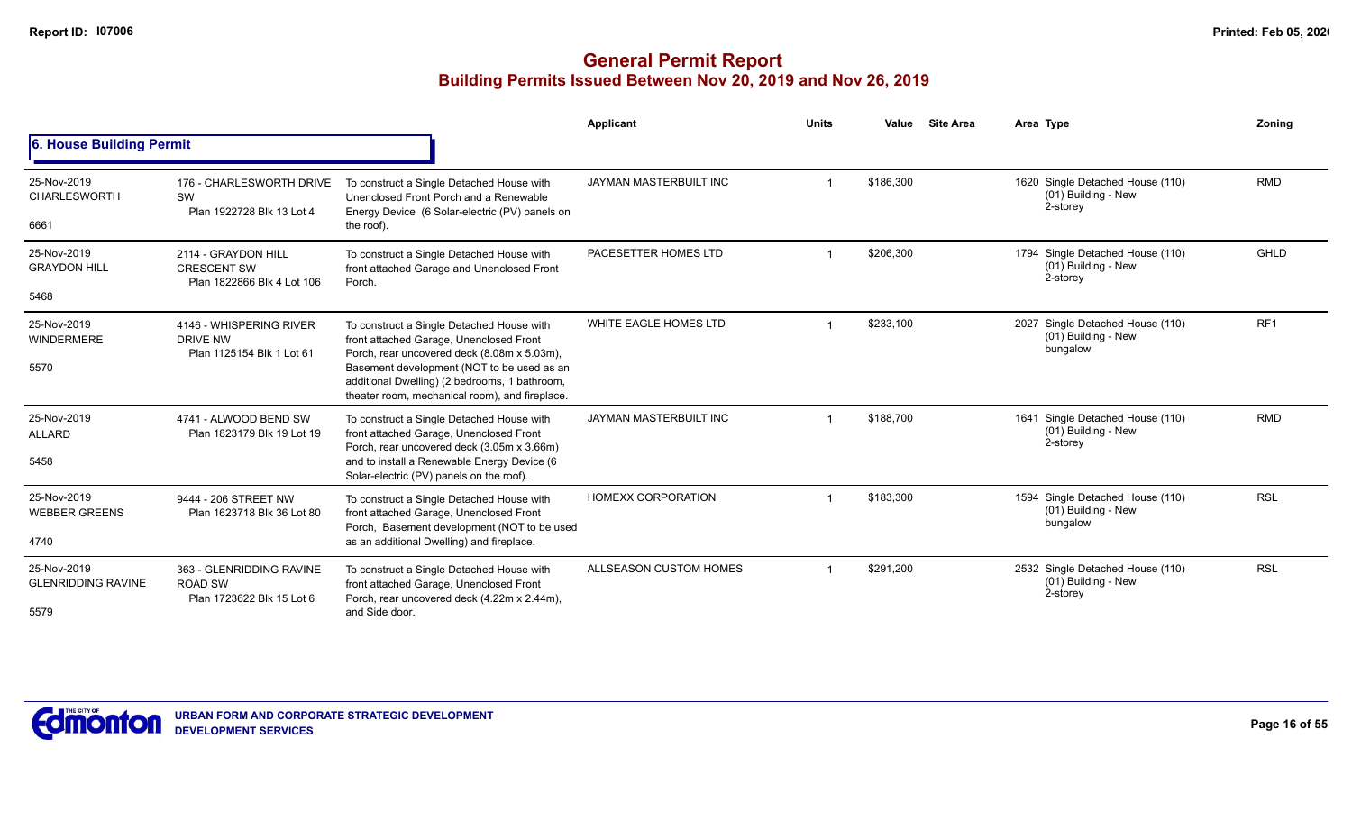# General Permit Report

## Building Permits Issued Between Nov 20, 2019 and Nov 26, 2019

### 6. House Building Permit

| | | | Applicant | Units | Value | Site Area | Area | Type | Zoning |
|---|---|---|---|---|---|---|---|---|---|
| 25-Nov-2019 CHARLESWORTH 6661 | 176 - CHARLESWORTH DRIVE SW Plan 1922728 Blk 13 Lot 4 | To construct a Single Detached House with Unenclosed Front Porch and a Renewable Energy Device (6 Solar-electric (PV) panels on the roof). | JAYMAN MASTERBUILT INC | 1 | $186,300 | | 1620 | Single Detached House (110) (01) Building - New 2-storey | RMD |
| 25-Nov-2019 GRAYDON HILL 5468 | 2114 - GRAYDON HILL CRESCENT SW Plan 1822866 Blk 4 Lot 106 | To construct a Single Detached House with front attached Garage and Unenclosed Front Porch. | PACESETTER HOMES LTD | 1 | $206,300 | | 1794 | Single Detached House (110) (01) Building - New 2-storey | GHLD |
| 25-Nov-2019 WINDERMERE 5570 | 4146 - WHISPERING RIVER DRIVE NW Plan 1125154 Blk 1 Lot 61 | To construct a Single Detached House with front attached Garage, Unenclosed Front Porch, rear uncovered deck (8.08m x 5.03m), Basement development (NOT to be used as an additional Dwelling) (2 bedrooms, 1 bathroom, theater room, mechanical room), and fireplace. | WHITE EAGLE HOMES LTD | 1 | $233,100 | | 2027 | Single Detached House (110) (01) Building - New bungalow | RF1 |
| 25-Nov-2019 ALLARD 5458 | 4741 - ALWOOD BEND SW Plan 1823179 Blk 19 Lot 19 | To construct a Single Detached House with front attached Garage, Unenclosed Front Porch, rear uncovered deck (3.05m x 3.66m) and to install a Renewable Energy Device (6 Solar-electric (PV) panels on the roof). | JAYMAN MASTERBUILT INC | 1 | $188,700 | | 1641 | Single Detached House (110) (01) Building - New 2-storey | RMD |
| 25-Nov-2019 WEBBER GREENS 4740 | 9444 - 206 STREET NW Plan 1623718 Blk 36 Lot 80 | To construct a Single Detached House with front attached Garage, Unenclosed Front Porch, Basement development (NOT to be used as an additional Dwelling) and fireplace. | HOMEXX CORPORATION | 1 | $183,300 | | 1594 | Single Detached House (110) (01) Building - New bungalow | RSL |
| 25-Nov-2019 GLENRIDDING RAVINE 5579 | 363 - GLENRIDDING RAVINE ROAD SW Plan 1723622 Blk 15 Lot 6 | To construct a Single Detached House with front attached Garage, Unenclosed Front Porch, rear uncovered deck (4.22m x 2.44m), and Side door. | ALLSEASON CUSTOM HOMES | 1 | $291,200 | | 2532 | Single Detached House (110) (01) Building - New 2-storey | RSL |

URBAN FORM AND CORPORATE STRATEGIC DEVELOPMENT
DEVELOPMENT SERVICES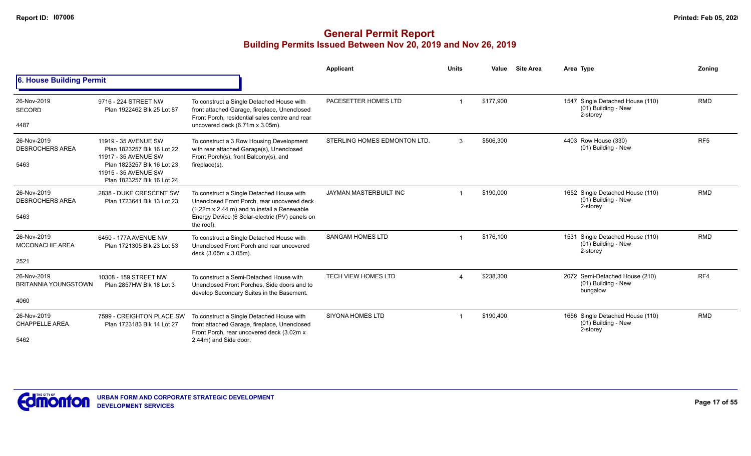# General Permit Report

## Building Permits Issued Between Nov 20, 2019 and Nov 26, 2019

### 6. House Building Permit

| Date / Neighbourhood | Address / Legal | Description | Applicant | Units | Value | Site Area | Area | Type | Zoning |
|---|---|---|---|---|---|---|---|---|---|
| 26-Nov-2019 SECORD 4487 | 9716 - 224 STREET NW Plan 1922462 Blk 25 Lot 87 | To construct a Single Detached House with front attached Garage, fireplace, Unenclosed Front Porch, residential sales centre and rear uncovered deck (6.71m x 3.05m). | PACESETTER HOMES LTD | 1 | $177,900 | | 1547 | Single Detached House (110) (01) Building - New 2-storey | RMD |
| 26-Nov-2019 DESROCHERS AREA 5463 | 11919 - 35 AVENUE SW Plan 1823257 Blk 16 Lot 22 11917 - 35 AVENUE SW Plan 1823257 Blk 16 Lot 23 11915 - 35 AVENUE SW Plan 1823257 Blk 16 Lot 24 | To construct a 3 Row Housing Development with rear attached Garage(s), Unenclosed Front Porch(s), front Balcony(s), and fireplace(s). | STERLING HOMES EDMONTON LTD. | 3 | $506,300 | | 4403 | Row House (330) (01) Building - New | RF5 |
| 26-Nov-2019 DESROCHERS AREA 5463 | 2838 - DUKE CRESCENT SW Plan 1723641 Blk 13 Lot 23 | To construct a Single Detached House with Unenclosed Front Porch, rear uncovered deck (1.22m x 2.44 m) and to install a Renewable Energy Device (6 Solar-electric (PV) panels on the roof). | JAYMAN MASTERBUILT INC | 1 | $190,000 | | 1652 | Single Detached House (110) (01) Building - New 2-storey | RMD |
| 26-Nov-2019 MCCONACHIE AREA 2521 | 6450 - 177A AVENUE NW Plan 1721305 Blk 23 Lot 53 | To construct a Single Detached House with Unenclosed Front Porch and rear uncovered deck (3.05m x 3.05m). | SANGAM HOMES LTD | 1 | $176,100 | | 1531 | Single Detached House (110) (01) Building - New 2-storey | RMD |
| 26-Nov-2019 BRITANNIA YOUNGSTOWN 4060 | 10308 - 159 STREET NW Plan 2857HW Blk 18 Lot 3 | To construct a Semi-Detached House with Unenclosed Front Porches, Side doors and to develop Secondary Suites in the Basement. | TECH VIEW HOMES LTD | 4 | $238,300 | | 2072 | Semi-Detached House (210) (01) Building - New bungalow | RF4 |
| 26-Nov-2019 CHAPPELLE AREA 5462 | 7599 - CREIGHTON PLACE SW Plan 1723183 Blk 14 Lot 27 | To construct a Single Detached House with front attached Garage, fireplace, Unenclosed Front Porch, rear uncovered deck (3.02m x 2.44m) and Side door. | SIYONA HOMES LTD | 1 | $190,400 | | 1656 | Single Detached House (110) (01) Building - New 2-storey | RMD |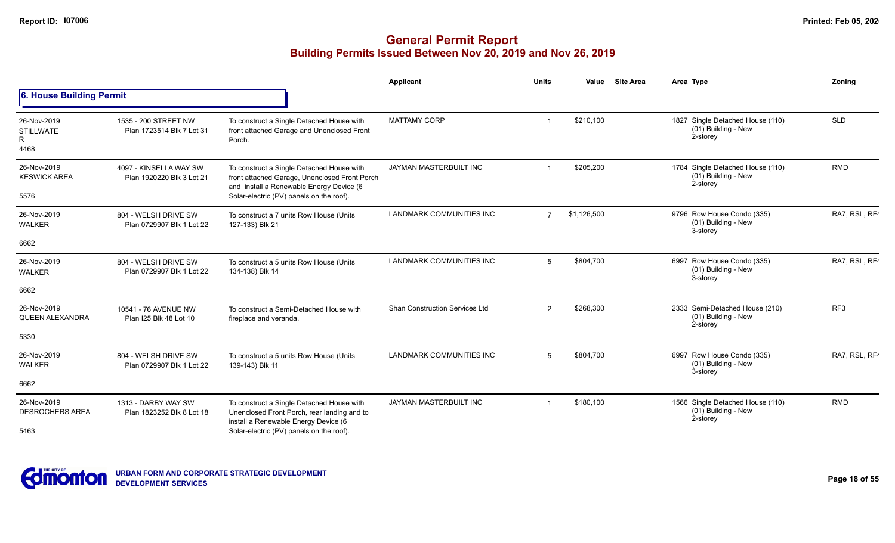# General Permit Report
## Building Permits Issued Between Nov 20, 2019 and Nov 26, 2019

### 6. House Building Permit

| Date / Neighbourhood | Address / Legal | Description | Applicant | Units | Value | Site Area | Area Type | Zoning |
|---|---|---|---|---|---|---|---|---|
| 26-Nov-2019 STILLWATER 4468 | 1535 - 200 STREET NW Plan 1723514 Blk 7 Lot 31 | To construct a Single Detached House with front attached Garage and Unenclosed Front Porch. | MATTAMY CORP | 1 | $210,100 | | 1827 Single Detached House (110) (01) Building - New 2-storey | SLD |
| 26-Nov-2019 KESWICK AREA 5576 | 4097 - KINSELLA WAY SW Plan 1920220 Blk 3 Lot 21 | To construct a Single Detached House with front attached Garage, Unenclosed Front Porch and install a Renewable Energy Device (6 Solar-electric (PV) panels on the roof). | JAYMAN MASTERBUILT INC | 1 | $205,200 | | 1784 Single Detached House (110) (01) Building - New 2-storey | RMD |
| 26-Nov-2019 WALKER 6662 | 804 - WELSH DRIVE SW Plan 0729907 Blk 1 Lot 22 | To construct a 7 units Row House (Units 127-133) Blk 21 | LANDMARK COMMUNITIES INC | 7 | $1,126,500 | | 9796 Row House Condo (335) (01) Building - New 3-storey | RA7, RSL, RF4 |
| 26-Nov-2019 WALKER 6662 | 804 - WELSH DRIVE SW Plan 0729907 Blk 1 Lot 22 | To construct a 5 units Row House (Units 134-138) Blk 14 | LANDMARK COMMUNITIES INC | 5 | $804,700 | | 6997 Row House Condo (335) (01) Building - New 3-storey | RA7, RSL, RF4 |
| 26-Nov-2019 QUEEN ALEXANDRA 5330 | 10541 - 76 AVENUE NW Plan I25 Blk 48 Lot 10 | To construct a Semi-Detached House with fireplace and veranda. | Shan Construction Services Ltd | 2 | $268,300 | | 2333 Semi-Detached House (210) (01) Building - New 2-storey | RF3 |
| 26-Nov-2019 WALKER 6662 | 804 - WELSH DRIVE SW Plan 0729907 Blk 1 Lot 22 | To construct a 5 units Row House (Units 139-143) Blk 11 | LANDMARK COMMUNITIES INC | 5 | $804,700 | | 6997 Row House Condo (335) (01) Building - New 3-storey | RA7, RSL, RF4 |
| 26-Nov-2019 DESROCHERS AREA 5463 | 1313 - DARBY WAY SW Plan 1823252 Blk 8 Lot 18 | To construct a Single Detached House with Unenclosed Front Porch, rear landing and to install a Renewable Energy Device (6 Solar-electric (PV) panels on the roof). | JAYMAN MASTERBUILT INC | 1 | $180,100 | | 1566 Single Detached House (110) (01) Building - New 2-storey | RMD |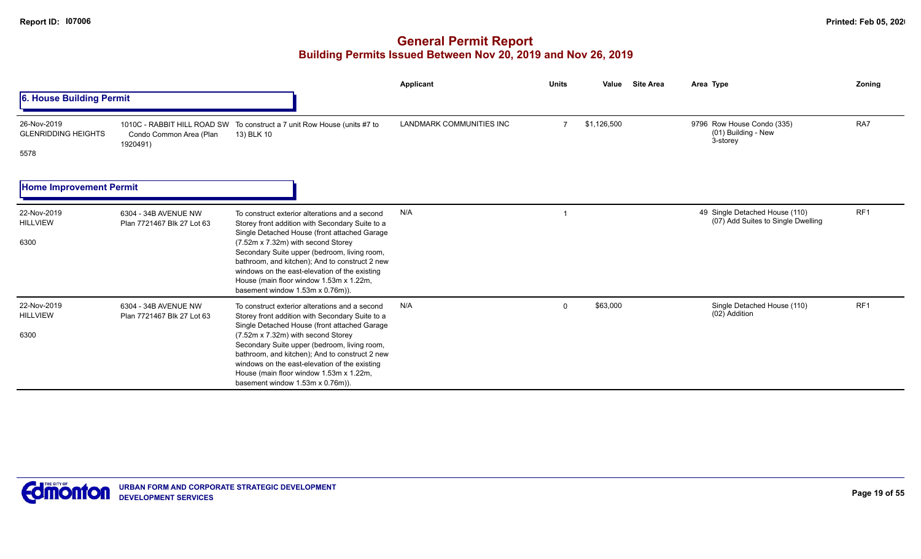# General Permit Report
## Building Permits Issued Between Nov 20, 2019 and Nov 26, 2019

### 6. House Building Permit

| Date / Neighbourhood / Code | Address / Legal | Description | Applicant | Units | Value | Site Area | Area | Type | Zoning |
|---|---|---|---|---|---|---|---|---|---|
| 26-Nov-2019 GLENRIDDING HEIGHTS 5578 | 1010C - RABBIT HILL ROAD SW Condo Common Area (Plan 1920491) | To construct a 7 unit Row House (units #7 to 13) BLK 10 | LANDMARK COMMUNITIES INC | 7 | $1,126,500 | | 9796 | Row House Condo (335) (01) Building - New 3-storey | RA7 |

### Home Improvement Permit

| Date / Neighbourhood / Code | Address / Legal | Description | Applicant | Units | Value | Site Area | Area | Type | Zoning |
|---|---|---|---|---|---|---|---|---|---|
| 22-Nov-2019 HILLVIEW 6300 | 6304 - 34B AVENUE NW Plan 7721467 Blk 27 Lot 63 | To construct exterior alterations and a second Storey front addition with Secondary Suite to a Single Detached House (front attached Garage (7.52m x 7.32m) with second Storey Secondary Suite upper (bedroom, living room, bathroom, and kitchen); And to construct 2 new windows on the east-elevation of the existing House (main floor window 1.53m x 1.22m, basement window 1.53m x 0.76m)). | N/A | 1 | | | 49 | Single Detached House (110) (07) Add Suites to Single Dwelling | RF1 |
| 22-Nov-2019 HILLVIEW 6300 | 6304 - 34B AVENUE NW Plan 7721467 Blk 27 Lot 63 | To construct exterior alterations and a second Storey front addition with Secondary Suite to a Single Detached House (front attached Garage (7.52m x 7.32m) with second Storey Secondary Suite upper (bedroom, living room, bathroom, and kitchen); And to construct 2 new windows on the east-elevation of the existing House (main floor window 1.53m x 1.22m, basement window 1.53m x 0.76m)). | N/A | 0 | $63,000 | | | Single Detached House (110) (02) Addition | RF1 |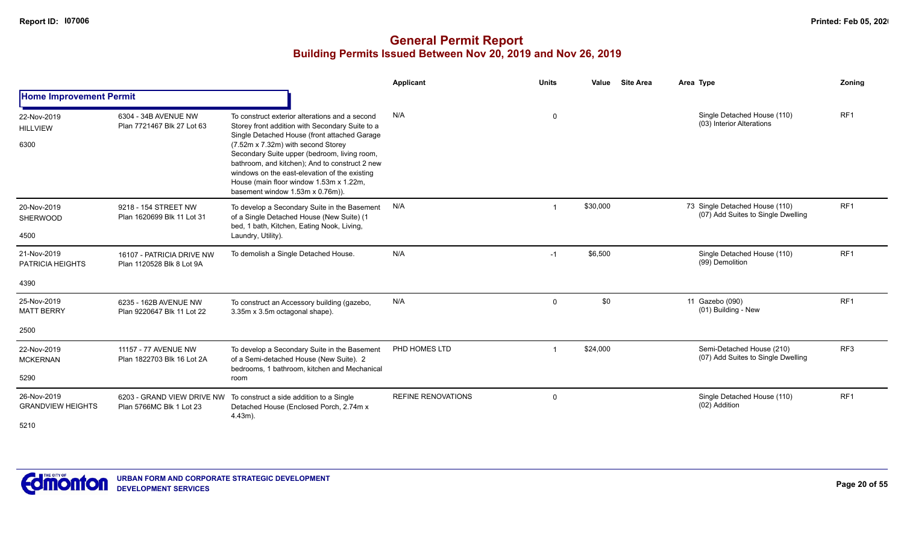# General Permit Report

## Building Permits Issued Between Nov 20, 2019 and Nov 26, 2019

| | | | Applicant | Units | Value | Site Area | Area | Type | Zoning |
|---|---|---|---|---|---|---|---|---|---|
| **Home Improvement Permit** | | | | | | | | | |
| 22-Nov-2019<br>HILLVIEW<br>6300 | 6304 - 34B AVENUE NW<br>Plan 7721467 Blk 27 Lot 63 | To construct exterior alterations and a second Storey front addition with Secondary Suite to a Single Detached House (front attached Garage (7.52m x 7.32m) with second Storey Secondary Suite upper (bedroom, living room, bathroom, and kitchen); And to construct 2 new windows on the east-elevation of the existing House (main floor window 1.53m x 1.22m, basement window 1.53m x 0.76m)). | N/A | 0 | | | | Single Detached House (110)<br>(03) Interior Alterations | RF1 |
| 20-Nov-2019<br>SHERWOOD<br>4500 | 9218 - 154 STREET NW<br>Plan 1620699 Blk 11 Lot 31 | To develop a Secondary Suite in the Basement of a Single Detached House (New Suite) (1 bed, 1 bath, Kitchen, Eating Nook, Living, Laundry, Utility). | N/A | 1 | $30,000 | | 73 | Single Detached House (110)<br>(07) Add Suites to Single Dwelling | RF1 |
| 21-Nov-2019<br>PATRICIA HEIGHTS<br>4390 | 16107 - PATRICIA DRIVE NW<br>Plan 1120528 Blk 8 Lot 9A | To demolish a Single Detached House. | N/A | -1 | $6,500 | | | Single Detached House (110)<br>(99) Demolition | RF1 |
| 25-Nov-2019<br>MATT BERRY<br>2500 | 6235 - 162B AVENUE NW<br>Plan 9220647 Blk 11 Lot 22 | To construct an Accessory building (gazebo, 3.35m x 3.5m octagonal shape). | N/A | 0 | $0 | | 11 | Gazebo (090)<br>(01) Building - New | RF1 |
| 22-Nov-2019<br>MCKERNAN<br>5290 | 11157 - 77 AVENUE NW<br>Plan 1822703 Blk 16 Lot 2A | To develop a Secondary Suite in the Basement of a Semi-detached House (New Suite). 2 bedrooms, 1 bathroom, kitchen and Mechanical room | PHD HOMES LTD | 1 | $24,000 | | | Semi-Detached House (210)<br>(07) Add Suites to Single Dwelling | RF3 |
| 26-Nov-2019<br>GRANDVIEW HEIGHTS<br>5210 | 6203 - GRAND VIEW DRIVE NW<br>Plan 5766MC Blk 1 Lot 23 | To construct a side addition to a Single Detached House (Enclosed Porch, 2.74m x 4.43m). | REFINE RENOVATIONS | 0 | | | | Single Detached House (110)<br>(02) Addition | RF1 |

URBAN FORM AND CORPORATE STRATEGIC DEVELOPMENT
DEVELOPMENT SERVICES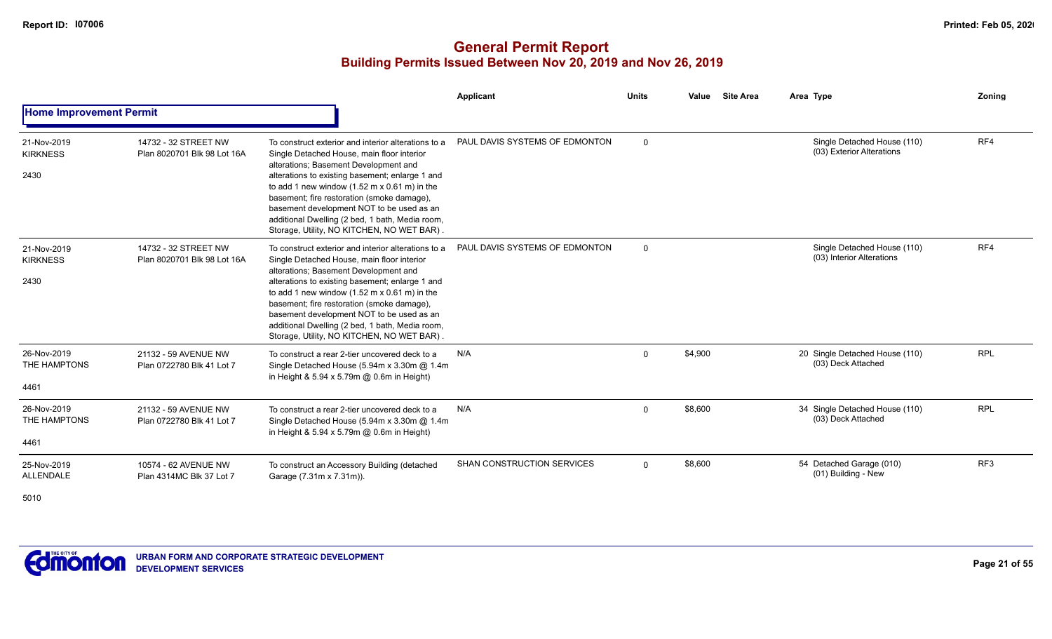# General Permit Report
## Building Permits Issued Between Nov 20, 2019 and Nov 26, 2019

### Home Improvement Permit

| Date / Neighbourhood | Address / Legal | Description | Applicant | Units | Value | Site Area | Area | Type | Zoning |
|---|---|---|---|---|---|---|---|---|---|
| 21-Nov-2019 KIRKNESS 2430 | 14732 - 32 STREET NW Plan 8020701 Blk 98 Lot 16A | To construct exterior and interior alterations to a Single Detached House, main floor interior alterations; Basement Development and alterations to existing basement; enlarge 1 and to add 1 new window (1.52 m x 0.61 m) in the basement; fire restoration (smoke damage), basement development NOT to be used as an additional Dwelling (2 bed, 1 bath, Media room, Storage, Utility, NO KITCHEN, NO WET BAR) . | PAUL DAVIS SYSTEMS OF EDMONTON | 0 | | | | Single Detached House (110) (03) Exterior Alterations | RF4 |
| 21-Nov-2019 KIRKNESS 2430 | 14732 - 32 STREET NW Plan 8020701 Blk 98 Lot 16A | To construct exterior and interior alterations to a Single Detached House, main floor interior alterations; Basement Development and alterations to existing basement; enlarge 1 and to add 1 new window (1.52 m x 0.61 m) in the basement; fire restoration (smoke damage), basement development NOT to be used as an additional Dwelling (2 bed, 1 bath, Media room, Storage, Utility, NO KITCHEN, NO WET BAR) . | PAUL DAVIS SYSTEMS OF EDMONTON | 0 | | | | Single Detached House (110) (03) Interior Alterations | RF4 |
| 26-Nov-2019 THE HAMPTONS 4461 | 21132 - 59 AVENUE NW Plan 0722780 Blk 41 Lot 7 | To construct a rear 2-tier uncovered deck to a Single Detached House (5.94m x 3.30m @ 1.4m in Height & 5.94 x 5.79m @ 0.6m in Height) | N/A | 0 | $4,900 | | 20 | Single Detached House (110) (03) Deck Attached | RPL |
| 26-Nov-2019 THE HAMPTONS 4461 | 21132 - 59 AVENUE NW Plan 0722780 Blk 41 Lot 7 | To construct a rear 2-tier uncovered deck to a Single Detached House (5.94m x 3.30m @ 1.4m in Height & 5.94 x 5.79m @ 0.6m in Height) | N/A | 0 | $8,600 | | 34 | Single Detached House (110) (03) Deck Attached | RPL |
| 25-Nov-2019 ALLENDALE 5010 | 10574 - 62 AVENUE NW Plan 4314MC Blk 37 Lot 7 | To construct an Accessory Building (detached Garage (7.31m x 7.31m)). | SHAN CONSTRUCTION SERVICES | 0 | $8,600 | | 54 | Detached Garage (010) (01) Building - New | RF3 |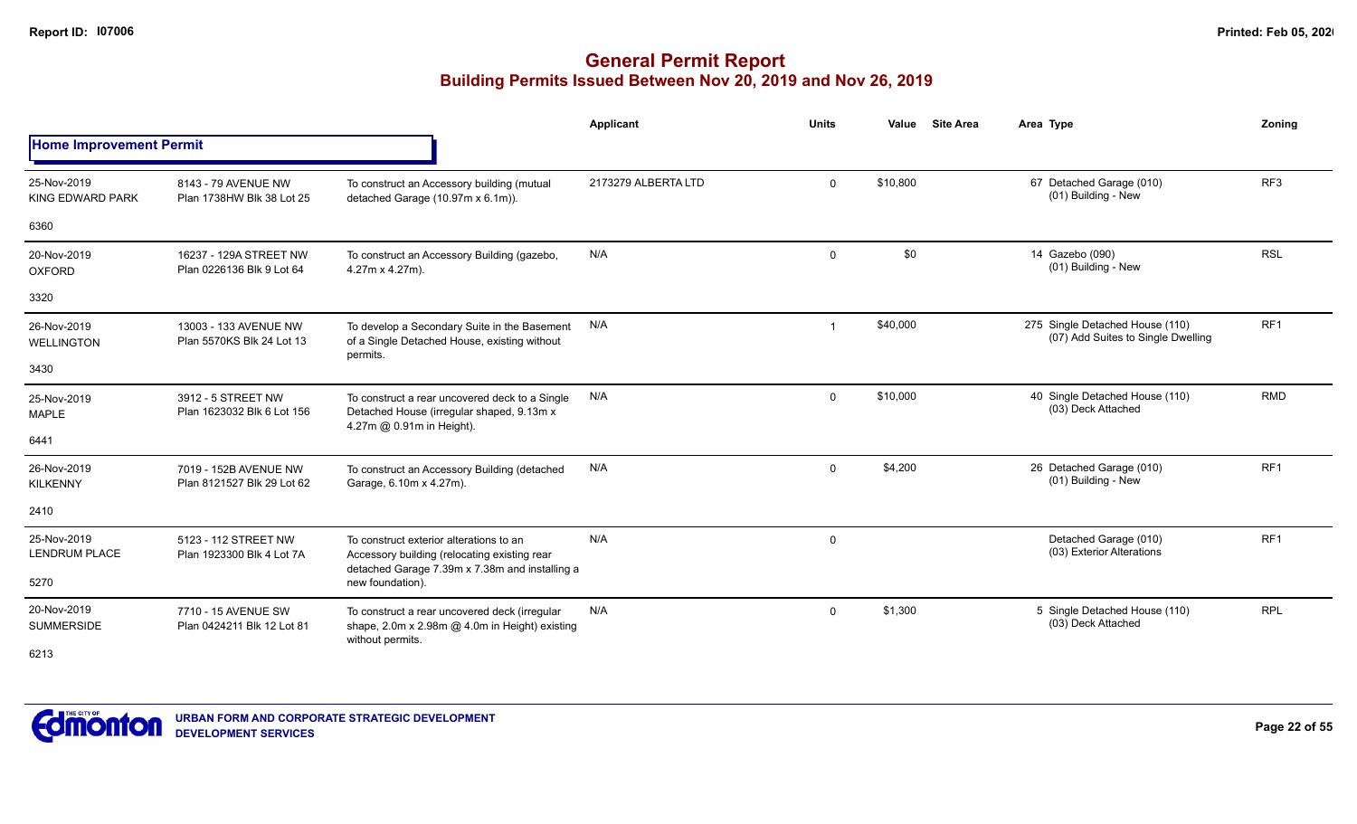# General Permit Report
## Building Permits Issued Between Nov 20, 2019 and Nov 26, 2019

### Home Improvement Permit

| Date / Neighbourhood | Address / Legal | Description | Applicant | Units | Value | Site Area | Area | Type | Zoning |
|---|---|---|---|---|---|---|---|---|---|
| 25-Nov-2019 KING EDWARD PARK 6360 | 8143 - 79 AVENUE NW Plan 1738HW Blk 38 Lot 25 | To construct an Accessory building (mutual detached Garage (10.97m x 6.1m)). | 2173279 ALBERTA LTD | 0 | $10,800 | | 67 | Detached Garage (010) (01) Building - New | RF3 |
| 20-Nov-2019 OXFORD 3320 | 16237 - 129A STREET NW Plan 0226136 Blk 9 Lot 64 | To construct an Accessory Building (gazebo, 4.27m x 4.27m). | N/A | 0 | $0 | | 14 | Gazebo (090) (01) Building - New | RSL |
| 26-Nov-2019 WELLINGTON 3430 | 13003 - 133 AVENUE NW Plan 5570KS Blk 24 Lot 13 | To develop a Secondary Suite in the Basement of a Single Detached House, existing without permits. | N/A | 1 | $40,000 | | 275 | Single Detached House (110) (07) Add Suites to Single Dwelling | RF1 |
| 25-Nov-2019 MAPLE 6441 | 3912 - 5 STREET NW Plan 1623032 Blk 6 Lot 156 | To construct a rear uncovered deck to a Single Detached House (irregular shaped, 9.13m x 4.27m @ 0.91m in Height). | N/A | 0 | $10,000 | | 40 | Single Detached House (110) (03) Deck Attached | RMD |
| 26-Nov-2019 KILKENNY 2410 | 7019 - 152B AVENUE NW Plan 8121527 Blk 29 Lot 62 | To construct an Accessory Building (detached Garage, 6.10m x 4.27m). | N/A | 0 | $4,200 | | 26 | Detached Garage (010) (01) Building - New | RF1 |
| 25-Nov-2019 LENDRUM PLACE 5270 | 5123 - 112 STREET NW Plan 1923300 Blk 4 Lot 7A | To construct exterior alterations to an Accessory building (relocating existing rear detached Garage 7.39m x 7.38m and installing a new foundation). | N/A | 0 | | | | Detached Garage (010) (03) Exterior Alterations | RF1 |
| 20-Nov-2019 SUMMERSIDE 6213 | 7710 - 15 AVENUE SW Plan 0424211 Blk 12 Lot 81 | To construct a rear uncovered deck (irregular shape, 2.0m x 2.98m @ 4.0m in Height) existing without permits. | N/A | 0 | $1,300 | | 5 | Single Detached House (110) (03) Deck Attached | RPL |

URBAN FORM AND CORPORATE STRATEGIC DEVELOPMENT
DEVELOPMENT SERVICES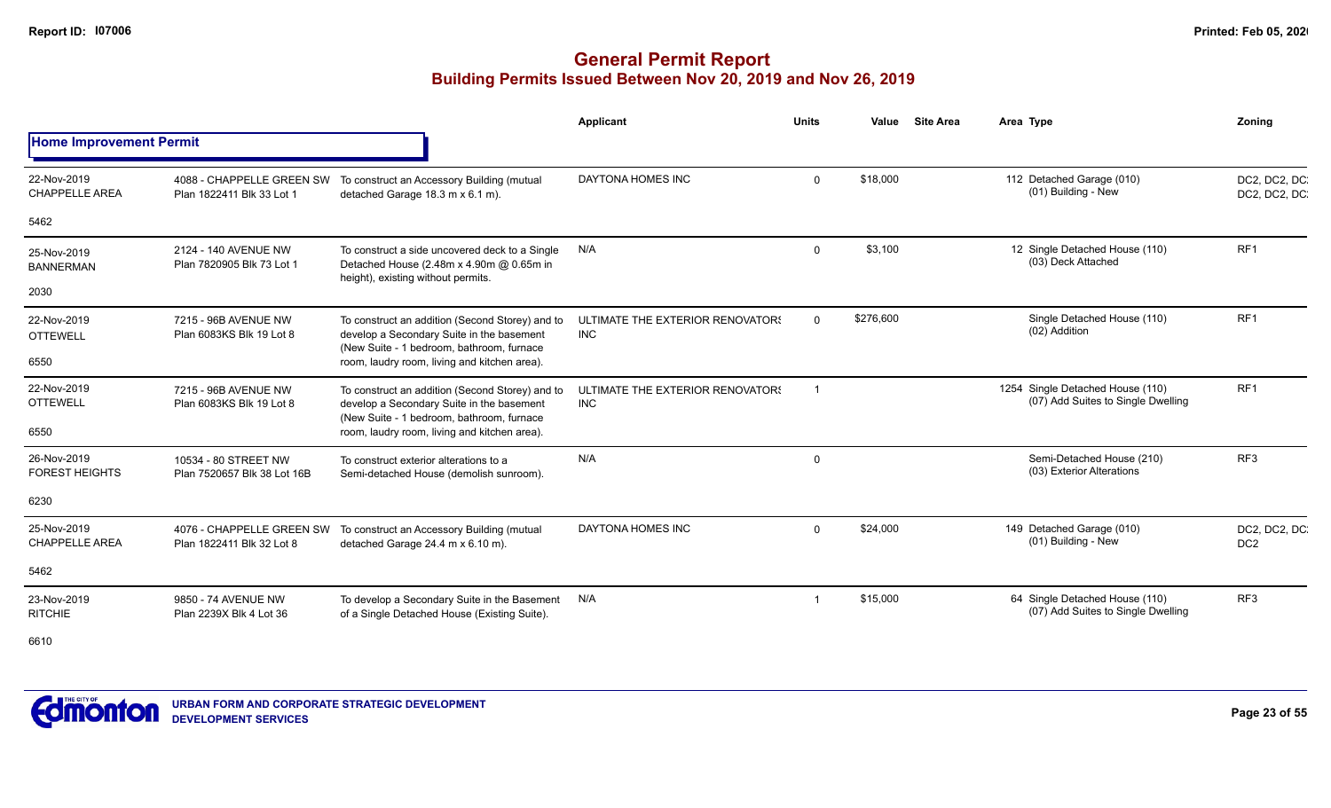# General Permit Report
## Building Permits Issued Between Nov 20, 2019 and Nov 26, 2019

| | | | Applicant | Units | Value | Site Area | Area Type | Zoning |
|---|---|---|---|---|---|---|---|---|
| **Home Improvement Permit** | | | | | | | | |
| 22-Nov-2019 CHAPPELLE AREA 5462 | 4088 - CHAPPELLE GREEN SW Plan 1822411 Blk 33 Lot 1 | To construct an Accessory Building (mutual detached Garage 18.3 m x 6.1 m). | DAYTONA HOMES INC | 0 | $18,000 | | 112 Detached Garage (010) (01) Building - New | DC2, DC2, DC DC2, DC2, DC |
| 25-Nov-2019 BANNERMAN 2030 | 2124 - 140 AVENUE NW Plan 7820905 Blk 73 Lot 1 | To construct a side uncovered deck to a Single Detached House (2.48m x 4.90m @ 0.65m in height), existing without permits. | N/A | 0 | $3,100 | | 12 Single Detached House (110) (03) Deck Attached | RF1 |
| 22-Nov-2019 OTTEWELL 6550 | 7215 - 96B AVENUE NW Plan 6083KS Blk 19 Lot 8 | To construct an addition (Second Storey) and to develop a Secondary Suite in the basement (New Suite - 1 bedroom, bathroom, furnace room, laudry room, living and kitchen area). | ULTIMATE THE EXTERIOR RENOVATORS INC | 0 | $276,600 | | Single Detached House (110) (02) Addition | RF1 |
| 22-Nov-2019 OTTEWELL 6550 | 7215 - 96B AVENUE NW Plan 6083KS Blk 19 Lot 8 | To construct an addition (Second Storey) and to develop a Secondary Suite in the basement (New Suite - 1 bedroom, bathroom, furnace room, laudry room, living and kitchen area). | ULTIMATE THE EXTERIOR RENOVATORS INC | 1 | | | 1254 Single Detached House (110) (07) Add Suites to Single Dwelling | RF1 |
| 26-Nov-2019 FOREST HEIGHTS 6230 | 10534 - 80 STREET NW Plan 7520657 Blk 38 Lot 16B | To construct exterior alterations to a Semi-detached House (demolish sunroom). | N/A | 0 | | | Semi-Detached House (210) (03) Exterior Alterations | RF3 |
| 25-Nov-2019 CHAPPELLE AREA 5462 | 4076 - CHAPPELLE GREEN SW Plan 1822411 Blk 32 Lot 8 | To construct an Accessory Building (mutual detached Garage 24.4 m x 6.10 m). | DAYTONA HOMES INC | 0 | $24,000 | | 149 Detached Garage (010) (01) Building - New | DC2, DC2, DC DC2 |
| 23-Nov-2019 RITCHIE 6610 | 9850 - 74 AVENUE NW Plan 2239X Blk 4 Lot 36 | To develop a Secondary Suite in the Basement of a Single Detached House (Existing Suite). | N/A | 1 | $15,000 | | 64 Single Detached House (110) (07) Add Suites to Single Dwelling | RF3 |

URBAN FORM AND CORPORATE STRATEGIC DEVELOPMENT
DEVELOPMENT SERVICES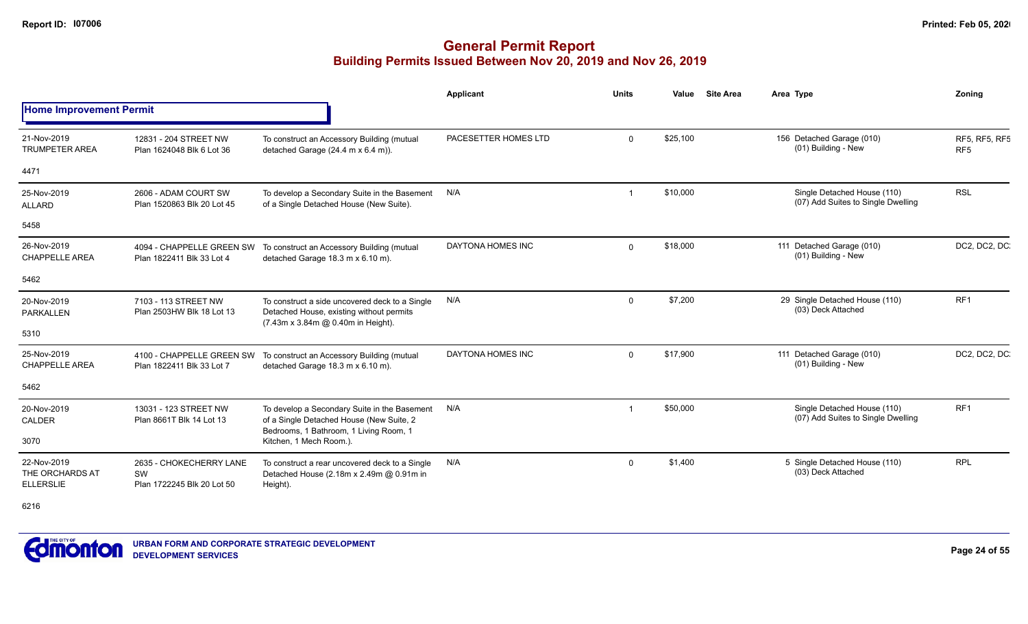# General Permit Report

## Building Permits Issued Between Nov 20, 2019 and Nov 26, 2019

### Home Improvement Permit

| Date / Neighbourhood | Address / Legal | Description | Applicant | Units | Value | Site Area | Area | Type | Zoning |
|---|---|---|---|---|---|---|---|---|---|
| 21-Nov-2019 TRUMPETER AREA 4471 | 12831 - 204 STREET NW Plan 1624048 Blk 6 Lot 36 | To construct an Accessory Building (mutual detached Garage (24.4 m x 6.4 m)). | PACESETTER HOMES LTD | 0 | $25,100 | | 156 | Detached Garage (010) (01) Building - New | RF5, RF5, RF5 RF5 |
| 25-Nov-2019 ALLARD 5458 | 2606 - ADAM COURT SW Plan 1520863 Blk 20 Lot 45 | To develop a Secondary Suite in the Basement of a Single Detached House (New Suite). | N/A | 1 | $10,000 | | | Single Detached House (110) (07) Add Suites to Single Dwelling | RSL |
| 26-Nov-2019 CHAPPELLE AREA 5462 | 4094 - CHAPPELLE GREEN SW Plan 1822411 Blk 33 Lot 4 | To construct an Accessory Building (mutual detached Garage 18.3 m x 6.10 m). | DAYTONA HOMES INC | 0 | $18,000 | | 111 | Detached Garage (010) (01) Building - New | DC2, DC2, DC |
| 20-Nov-2019 PARKALLEN 5310 | 7103 - 113 STREET NW Plan 2503HW Blk 18 Lot 13 | To construct a side uncovered deck to a Single Detached House, existing without permits (7.43m x 3.84m @ 0.40m in Height). | N/A | 0 | $7,200 | | 29 | Single Detached House (110) (03) Deck Attached | RF1 |
| 25-Nov-2019 CHAPPELLE AREA 5462 | 4100 - CHAPPELLE GREEN SW Plan 1822411 Blk 33 Lot 7 | To construct an Accessory Building (mutual detached Garage 18.3 m x 6.10 m). | DAYTONA HOMES INC | 0 | $17,900 | | 111 | Detached Garage (010) (01) Building - New | DC2, DC2, DC |
| 20-Nov-2019 CALDER 3070 | 13031 - 123 STREET NW Plan 8661T Blk 14 Lot 13 | To develop a Secondary Suite in the Basement of a Single Detached House (New Suite, 2 Bedrooms, 1 Bathroom, 1 Living Room, 1 Kitchen, 1 Mech Room.). | N/A | 1 | $50,000 | | | Single Detached House (110) (07) Add Suites to Single Dwelling | RF1 |
| 22-Nov-2019 THE ORCHARDS AT ELLERSLIE 6216 | 2635 - CHOKECHERRY LANE SW Plan 1722245 Blk 20 Lot 50 | To construct a rear uncovered deck to a Single Detached House (2.18m x 2.49m @ 0.91m in Height). | N/A | 0 | $1,400 | | 5 | Single Detached House (110) (03) Deck Attached | RPL |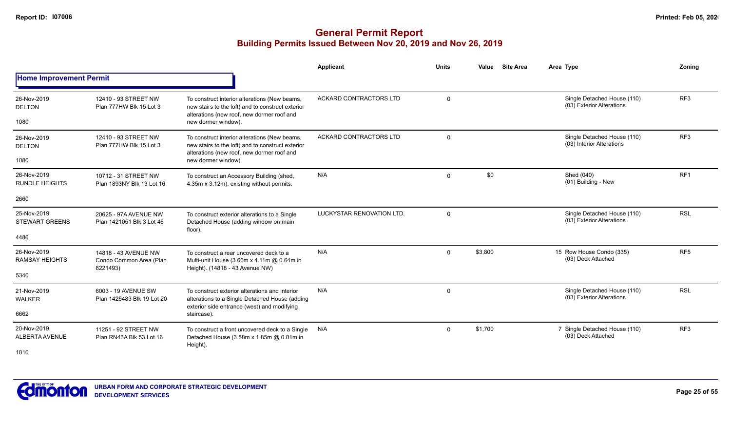# General Permit Report
## Building Permits Issued Between Nov 20, 2019 and Nov 26, 2019

### Home Improvement Permit

| Date / Neighbourhood | Address / Legal | Description | Applicant | Units | Value | Site Area | Area | Type | Zoning |
|---|---|---|---|---|---|---|---|---|---|
| 26-Nov-2019 DELTON 1080 | 12410 - 93 STREET NW Plan 777HW Blk 15 Lot 3 | To construct interior alterations (New beams, new stairs to the loft) and to construct exterior alterations (new roof, new dormer roof and new dormer window). | ACKARD CONTRACTORS LTD | 0 | | | | Single Detached House (110) (03) Exterior Alterations | RF3 |
| 26-Nov-2019 DELTON 1080 | 12410 - 93 STREET NW Plan 777HW Blk 15 Lot 3 | To construct interior alterations (New beams, new stairs to the loft) and to construct exterior alterations (new roof, new dormer roof and new dormer window). | ACKARD CONTRACTORS LTD | 0 | | | | Single Detached House (110) (03) Interior Alterations | RF3 |
| 26-Nov-2019 RUNDLE HEIGHTS 2660 | 10712 - 31 STREET NW Plan 1893NY Blk 13 Lot 16 | To construct an Accessory Building (shed, 4.35m x 3.12m), existing without permits. | N/A | 0 | $0 | | | Shed (040) (01) Building - New | RF1 |
| 25-Nov-2019 STEWART GREENS 4486 | 20625 - 97A AVENUE NW Plan 1421051 Blk 3 Lot 46 | To construct exterior alterations to a Single Detached House (adding window on main floor). | LUCKYSTAR RENOVATION LTD. | 0 | | | | Single Detached House (110) (03) Exterior Alterations | RSL |
| 26-Nov-2019 RAMSAY HEIGHTS 5340 | 14818 - 43 AVENUE NW Condo Common Area (Plan 8221493) | To construct a rear uncovered deck to a Multi-unit House (3.66m x 4.11m @ 0.64m in Height). (14818 - 43 Avenue NW) | N/A | 0 | $3,800 | | 15 | Row House Condo (335) (03) Deck Attached | RF5 |
| 21-Nov-2019 WALKER 6662 | 6003 - 19 AVENUE SW Plan 1425483 Blk 19 Lot 20 | To construct exterior alterations and interior alterations to a Single Detached House (adding exterior side entrance (west) and modifying staircase). | N/A | 0 | | | | Single Detached House (110) (03) Exterior Alterations | RSL |
| 20-Nov-2019 ALBERTA AVENUE 1010 | 11251 - 92 STREET NW Plan RN43A Blk 53 Lot 16 | To construct a front uncovered deck to a Single Detached House (3.58m x 1.85m @ 0.81m in Height). | N/A | 0 | $1,700 | | 7 | Single Detached House (110) (03) Deck Attached | RF3 |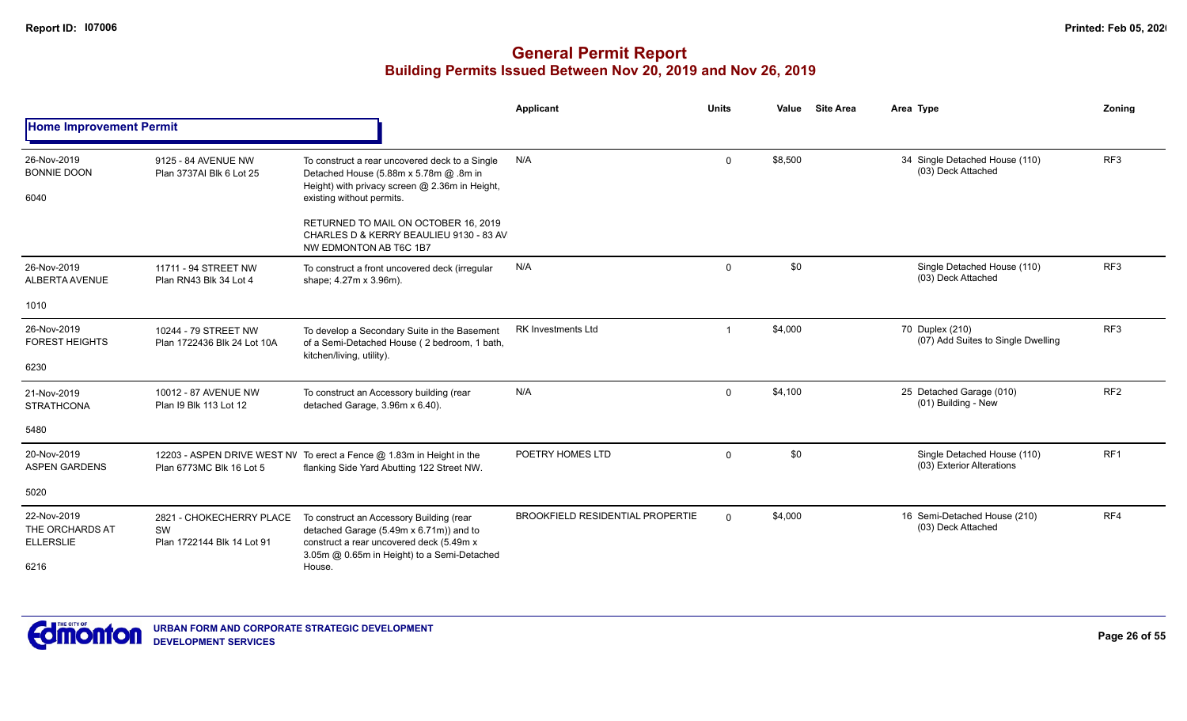# General Permit Report

## Building Permits Issued Between Nov 20, 2019 and Nov 26, 2019

### Home Improvement Permit

| | | | Applicant | Units | Value | Site Area | Area Type | Zoning |
|---|---|---|---|---|---|---|---|---|
| 26-Nov-2019<br>BONNIE DOON<br>6040 | 9125 - 84 AVENUE NW<br>Plan 3737AI Blk 6 Lot 25 | To construct a rear uncovered deck to a Single Detached House (5.88m x 5.78m @ .8m in Height) with privacy screen @ 2.36m in Height, existing without permits.<br><br>RETURNED TO MAIL ON OCTOBER 16, 2019 CHARLES D & KERRY BEAULIEU 9130 - 83 AV NW EDMONTON AB T6C 1B7 | N/A | 0 | $8,500 | | 34 Single Detached House (110)<br>(03) Deck Attached | RF3 |
| 26-Nov-2019<br>ALBERTA AVENUE<br>1010 | 11711 - 94 STREET NW<br>Plan RN43 Blk 34 Lot 4 | To construct a front uncovered deck (irregular shape; 4.27m x 3.96m). | N/A | 0 | $0 | | Single Detached House (110)<br>(03) Deck Attached | RF3 |
| 26-Nov-2019<br>FOREST HEIGHTS<br>6230 | 10244 - 79 STREET NW<br>Plan 1722436 Blk 24 Lot 10A | To develop a Secondary Suite in the Basement of a Semi-Detached House ( 2 bedroom, 1 bath, kitchen/living, utility). | RK Investments Ltd | 1 | $4,000 | | 70 Duplex (210)<br>(07) Add Suites to Single Dwelling | RF3 |
| 21-Nov-2019<br>STRATHCONA<br>5480 | 10012 - 87 AVENUE NW<br>Plan I9 Blk 113 Lot 12 | To construct an Accessory building (rear detached Garage, 3.96m x 6.40). | N/A | 0 | $4,100 | | 25 Detached Garage (010)<br>(01) Building - New | RF2 |
| 20-Nov-2019<br>ASPEN GARDENS<br>5020 | 12203 - ASPEN DRIVE WEST NW<br>Plan 6773MC Blk 16 Lot 5 | To erect a Fence @ 1.83m in Height in the flanking Side Yard Abutting 122 Street NW. | POETRY HOMES LTD | 0 | $0 | | Single Detached House (110)<br>(03) Exterior Alterations | RF1 |
| 22-Nov-2019<br>THE ORCHARDS AT ELLERSLIE<br>6216 | 2821 - CHOKECHERRY PLACE SW<br>Plan 1722144 Blk 14 Lot 91 | To construct an Accessory Building (rear detached Garage (5.49m x 6.71m)) and to construct a rear uncovered deck (5.49m x 3.05m @ 0.65m in Height) to a Semi-Detached House. | BROOKFIELD RESIDENTIAL PROPERTIE | 0 | $4,000 | | 16 Semi-Detached House (210)<br>(03) Deck Attached | RF4 |

URBAN FORM AND CORPORATE STRATEGIC DEVELOPMENT
DEVELOPMENT SERVICES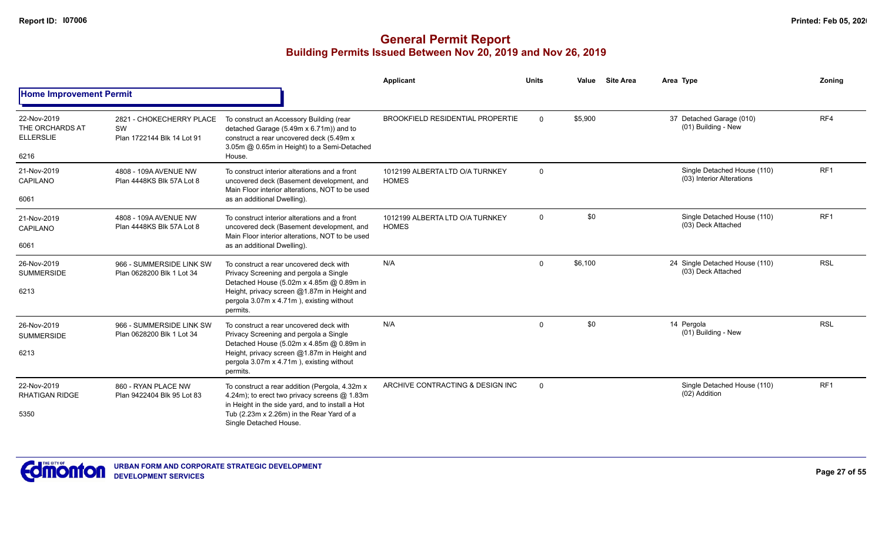# General Permit Report
## Building Permits Issued Between Nov 20, 2019 and Nov 26, 2019

**Home Improvement Permit**

| Date / Neighbourhood | Address / Legal | Description | Applicant | Units | Value | Site Area | Area | Type | Zoning |
|---|---|---|---|---|---|---|---|---|---|
| 22-Nov-2019 THE ORCHARDS AT ELLERSLIE 6216 | 2821 - CHOKECHERRY PLACE SW Plan 1722144 Blk 14 Lot 91 | To construct an Accessory Building (rear detached Garage (5.49m x 6.71m)) and to construct a rear uncovered deck (5.49m x 3.05m @ 0.65m in Height) to a Semi-Detached House. | BROOKFIELD RESIDENTIAL PROPERTIE | 0 | $5,900 | | 37 | Detached Garage (010) (01) Building - New | RF4 |
| 21-Nov-2019 CAPILANO 6061 | 4808 - 109A AVENUE NW Plan 4448KS Blk 57A Lot 8 | To construct interior alterations and a front uncovered deck (Basement development, and Main Floor interior alterations, NOT to be used as an additional Dwelling). | 1012199 ALBERTA LTD O/A TURNKEY HOMES | 0 | | | | Single Detached House (110) (03) Interior Alterations | RF1 |
| 21-Nov-2019 CAPILANO 6061 | 4808 - 109A AVENUE NW Plan 4448KS Blk 57A Lot 8 | To construct interior alterations and a front uncovered deck (Basement development, and Main Floor interior alterations, NOT to be used as an additional Dwelling). | 1012199 ALBERTA LTD O/A TURNKEY HOMES | 0 | $0 | | | Single Detached House (110) (03) Deck Attached | RF1 |
| 26-Nov-2019 SUMMERSIDE 6213 | 966 - SUMMERSIDE LINK SW Plan 0628200 Blk 1 Lot 34 | To construct a rear uncovered deck with Privacy Screening and pergola a Single Detached House (5.02m x 4.85m @ 0.89m in Height, privacy screen @1.87m in Height and pergola 3.07m x 4.71m ), existing without permits. | N/A | 0 | $6,100 | | 24 | Single Detached House (110) (03) Deck Attached | RSL |
| 26-Nov-2019 SUMMERSIDE 6213 | 966 - SUMMERSIDE LINK SW Plan 0628200 Blk 1 Lot 34 | To construct a rear uncovered deck with Privacy Screening and pergola a Single Detached House (5.02m x 4.85m @ 0.89m in Height, privacy screen @1.87m in Height and pergola 3.07m x 4.71m ), existing without permits. | N/A | 0 | $0 | | 14 | Pergola (01) Building - New | RSL |
| 22-Nov-2019 RHATIGAN RIDGE 5350 | 860 - RYAN PLACE NW Plan 9422404 Blk 95 Lot 83 | To construct a rear addition (Pergola, 4.32m x 4.24m); to erect two privacy screens @ 1.83m in Height in the side yard, and to install a Hot Tub (2.23m x 2.26m) in the Rear Yard of a Single Detached House. | ARCHIVE CONTRACTING & DESIGN INC | 0 | | | | Single Detached House (110) (02) Addition | RF1 |

URBAN FORM AND CORPORATE STRATEGIC DEVELOPMENT
DEVELOPMENT SERVICES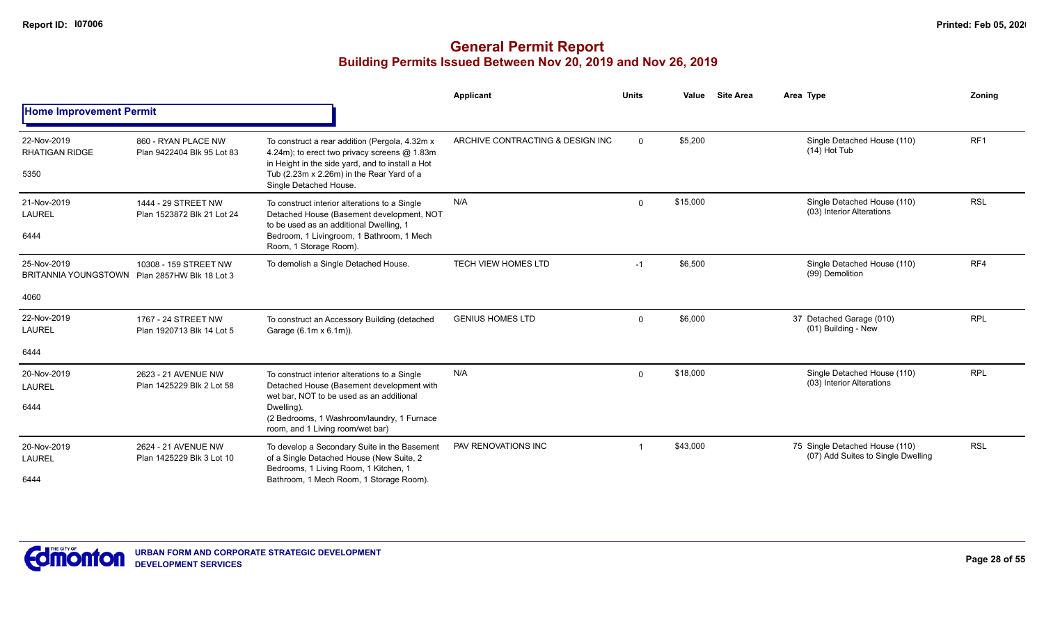# General Permit Report

## Building Permits Issued Between Nov 20, 2019 and Nov 26, 2019

### Home Improvement Permit

| Date / Neighbourhood | Address / Legal | Description | Applicant | Units | Value | Site Area | Area Type | Zoning |
|---|---|---|---|---|---|---|---|---|
| 22-Nov-2019 RHATIGAN RIDGE 5350 | 860 - RYAN PLACE NW Plan 9422404 Blk 95 Lot 83 | To construct a rear addition (Pergola, 4.32m x 4.24m); to erect two privacy screens @ 1.83m in Height in the side yard, and to install a Hot Tub (2.23m x 2.26m) in the Rear Yard of a Single Detached House. | ARCHIVE CONTRACTING & DESIGN INC | 0 | $5,200 | | Single Detached House (110) (14) Hot Tub | RF1 |
| 21-Nov-2019 LAUREL 6444 | 1444 - 29 STREET NW Plan 1523872 Blk 21 Lot 24 | To construct interior alterations to a Single Detached House (Basement development, NOT to be used as an additional Dwelling, 1 Bedroom, 1 Livingroom, 1 Bathroom, 1 Mech Room, 1 Storage Room). | N/A | 0 | $15,000 | | Single Detached House (110) (03) Interior Alterations | RSL |
| 25-Nov-2019 BRITANNIA YOUNGSTOWN 4060 | 10308 - 159 STREET NW Plan 2857HW Blk 18 Lot 3 | To demolish a Single Detached House. | TECH VIEW HOMES LTD | -1 | $6,500 | | Single Detached House (110) (99) Demolition | RF4 |
| 22-Nov-2019 LAUREL 6444 | 1767 - 24 STREET NW Plan 1920713 Blk 14 Lot 5 | To construct an Accessory Building (detached Garage (6.1m x 6.1m)). | GENIUS HOMES LTD | 0 | $6,000 | 37 | Detached Garage (010) (01) Building - New | RPL |
| 20-Nov-2019 LAUREL 6444 | 2623 - 21 AVENUE NW Plan 1425229 Blk 2 Lot 58 | To construct interior alterations to a Single Detached House (Basement development with wet bar, NOT to be used as an additional Dwelling). (2 Bedrooms, 1 Washroom/laundry, 1 Furnace room, and 1 Living room/wet bar) | N/A | 0 | $18,000 | | Single Detached House (110) (03) Interior Alterations | RPL |
| 20-Nov-2019 LAUREL 6444 | 2624 - 21 AVENUE NW Plan 1425229 Blk 3 Lot 10 | To develop a Secondary Suite in the Basement of a Single Detached House (New Suite, 2 Bedrooms, 1 Living Room, 1 Kitchen, 1 Bathroom, 1 Mech Room, 1 Storage Room). | PAV RENOVATIONS INC | 1 | $43,000 | 75 | Single Detached House (110) (07) Add Suites to Single Dwelling | RSL |

URBAN FORM AND CORPORATE STRATEGIC DEVELOPMENT
DEVELOPMENT SERVICES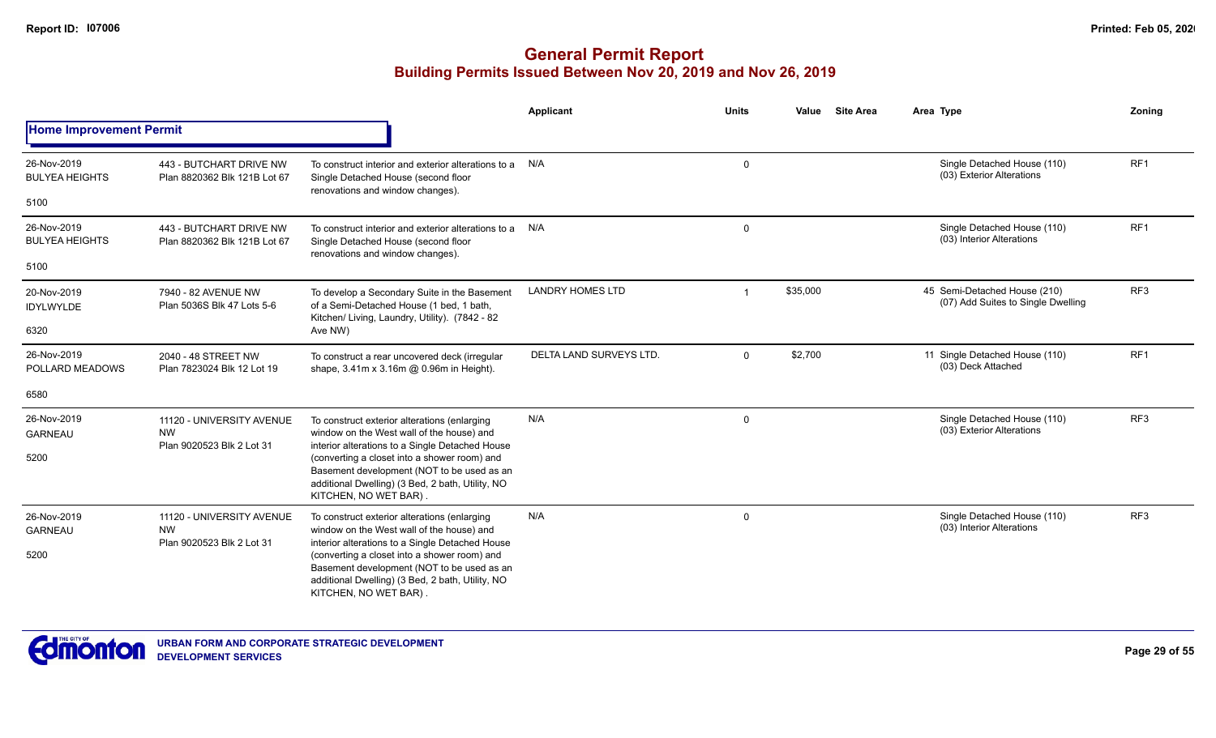# General Permit Report

## Building Permits Issued Between Nov 20, 2019 and Nov 26, 2019

| | | | Applicant | Units | Value | Site Area | Area | Type | Zoning |
|---|---|---|---|---|---|---|---|---|---|
| **Home Improvement Permit** | | | | | | | | | |
| 26-Nov-2019 BULYEA HEIGHTS 5100 | 443 - BUTCHART DRIVE NW Plan 8820362 Blk 121B Lot 67 | To construct interior and exterior alterations to a Single Detached House (second floor renovations and window changes). | N/A | 0 | | | | Single Detached House (110) (03) Exterior Alterations | RF1 |
| 26-Nov-2019 BULYEA HEIGHTS 5100 | 443 - BUTCHART DRIVE NW Plan 8820362 Blk 121B Lot 67 | To construct interior and exterior alterations to a Single Detached House (second floor renovations and window changes). | N/A | 0 | | | | Single Detached House (110) (03) Interior Alterations | RF1 |
| 20-Nov-2019 IDYLWYLDE 6320 | 7940 - 82 AVENUE NW Plan 5036S Blk 47 Lots 5-6 | To develop a Secondary Suite in the Basement of a Semi-Detached House (1 bed, 1 bath, Kitchen/ Living, Laundry, Utility). (7842 - 82 Ave NW) | LANDRY HOMES LTD | 1 | $35,000 | | 45 | Semi-Detached House (210) (07) Add Suites to Single Dwelling | RF3 |
| 26-Nov-2019 POLLARD MEADOWS 6580 | 2040 - 48 STREET NW Plan 7823024 Blk 12 Lot 19 | To construct a rear uncovered deck (irregular shape, 3.41m x 3.16m @ 0.96m in Height). | DELTA LAND SURVEYS LTD. | 0 | $2,700 | | 11 | Single Detached House (110) (03) Deck Attached | RF1 |
| 26-Nov-2019 GARNEAU 5200 | 11120 - UNIVERSITY AVENUE NW Plan 9020523 Blk 2 Lot 31 | To construct exterior alterations (enlarging window on the West wall of the house) and interior alterations to a Single Detached House (converting a closet into a shower room) and Basement development (NOT to be used as an additional Dwelling) (3 Bed, 2 bath, Utility, NO KITCHEN, NO WET BAR) . | N/A | 0 | | | | Single Detached House (110) (03) Exterior Alterations | RF3 |
| 26-Nov-2019 GARNEAU 5200 | 11120 - UNIVERSITY AVENUE NW Plan 9020523 Blk 2 Lot 31 | To construct exterior alterations (enlarging window on the West wall of the house) and interior alterations to a Single Detached House (converting a closet into a shower room) and Basement development (NOT to be used as an additional Dwelling) (3 Bed, 2 bath, Utility, NO KITCHEN, NO WET BAR) . | N/A | 0 | | | | Single Detached House (110) (03) Interior Alterations | RF3 |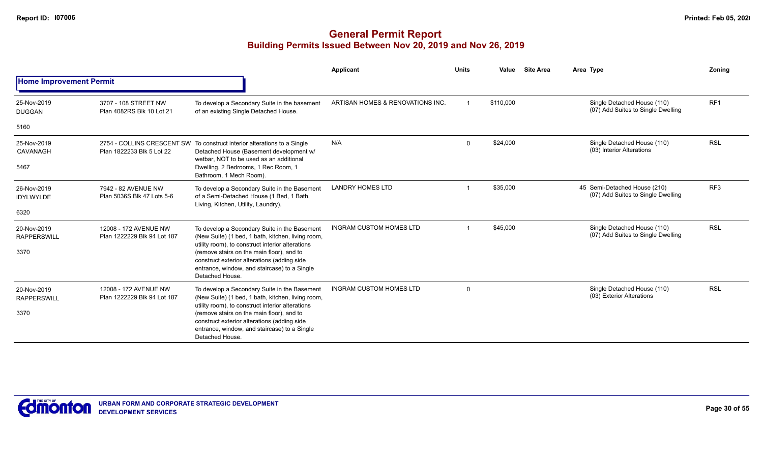# General Permit Report

## Building Permits Issued Between Nov 20, 2019 and Nov 26, 2019

### Home Improvement Permit

| Date / Neighbourhood | Address / Legal | Description | Applicant | Units | Value | Site Area | Area | Type | Zoning |
|---|---|---|---|---|---|---|---|---|---|
| 25-Nov-2019 DUGGAN 5160 | 3707 - 108 STREET NW Plan 4082RS Blk 10 Lot 21 | To develop a Secondary Suite in the basement of an existing Single Detached House. | ARTISAN HOMES & RENOVATIONS INC. | 1 | $110,000 | | | Single Detached House (110) (07) Add Suites to Single Dwelling | RF1 |
| 25-Nov-2019 CAVANAGH 5467 | 2754 - COLLINS CRESCENT SW Plan 1822233 Blk 5 Lot 22 | To construct interior alterations to a Single Detached House (Basement development w/ wetbar, NOT to be used as an additional Dwelling, 2 Bedrooms, 1 Rec Room, 1 Bathroom, 1 Mech Room). | N/A | 0 | $24,000 | | | Single Detached House (110) (03) Interior Alterations | RSL |
| 26-Nov-2019 IDYLWYLDE 6320 | 7942 - 82 AVENUE NW Plan 5036S Blk 47 Lots 5-6 | To develop a Secondary Suite in the Basement of a Semi-Detached House (1 Bed, 1 Bath, Living, Kitchen, Utility, Laundry). | LANDRY HOMES LTD | 1 | $35,000 | | 45 | Semi-Detached House (210) (07) Add Suites to Single Dwelling | RF3 |
| 20-Nov-2019 RAPPERSWILL 3370 | 12008 - 172 AVENUE NW Plan 1222229 Blk 94 Lot 187 | To develop a Secondary Suite in the Basement (New Suite) (1 bed, 1 bath, kitchen, living room, utility room), to construct interior alterations (remove stairs on the main floor), and to construct exterior alterations (adding side entrance, window, and staircase) to a Single Detached House. | INGRAM CUSTOM HOMES LTD | 1 | $45,000 | | | Single Detached House (110) (07) Add Suites to Single Dwelling | RSL |
| 20-Nov-2019 RAPPERSWILL 3370 | 12008 - 172 AVENUE NW Plan 1222229 Blk 94 Lot 187 | To develop a Secondary Suite in the Basement (New Suite) (1 bed, 1 bath, kitchen, living room, utility room), to construct interior alterations (remove stairs on the main floor), and to construct exterior alterations (adding side entrance, window, and staircase) to a Single Detached House. | INGRAM CUSTOM HOMES LTD | 0 | | | | Single Detached House (110) (03) Exterior Alterations | RSL |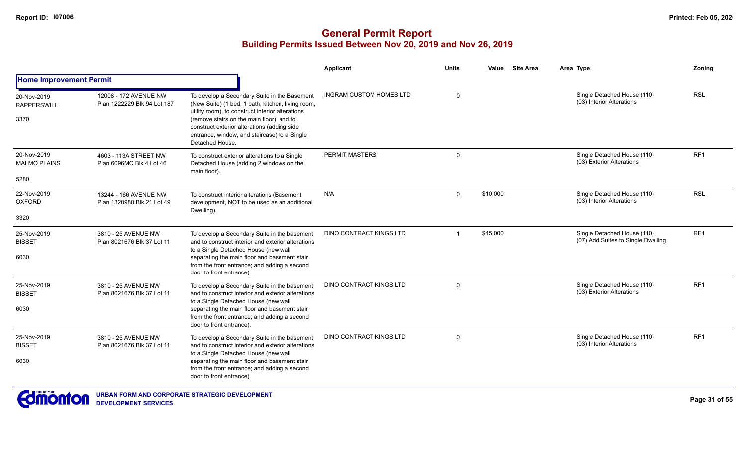# General Permit Report

## Building Permits Issued Between Nov 20, 2019 and Nov 26, 2019

| | | | Applicant | Units | Value | Site Area | Area Type | Zoning |
|---|---|---|---|---|---|---|---|---|
| **Home Improvement Permit** | | | | | | | | |
| 20-Nov-2019 RAPPERSWILL 3370 | 12008 - 172 AVENUE NW Plan 1222229 Blk 94 Lot 187 | To develop a Secondary Suite in the Basement (New Suite) (1 bed, 1 bath, kitchen, living room, utility room), to construct interior alterations (remove stairs on the main floor), and to construct exterior alterations (adding side entrance, window, and staircase) to a Single Detached House. | INGRAM CUSTOM HOMES LTD | 0 | | | Single Detached House (110) (03) Interior Alterations | RSL |
| 20-Nov-2019 MALMO PLAINS 5280 | 4603 - 113A STREET NW Plan 6096MC Blk 4 Lot 46 | To construct exterior alterations to a Single Detached House (adding 2 windows on the main floor). | PERMIT MASTERS | 0 | | | Single Detached House (110) (03) Exterior Alterations | RF1 |
| 22-Nov-2019 OXFORD 3320 | 13244 - 166 AVENUE NW Plan 1320980 Blk 21 Lot 49 | To construct interior alterations (Basement development, NOT to be used as an additional Dwelling). | N/A | 0 | $10,000 | | Single Detached House (110) (03) Interior Alterations | RSL |
| 25-Nov-2019 BISSET 6030 | 3810 - 25 AVENUE NW Plan 8021676 Blk 37 Lot 11 | To develop a Secondary Suite in the basement and to construct interior and exterior alterations to a Single Detached House (new wall separating the main floor and basement stair from the front entrance; and adding a second door to front entrance). | DINO CONTRACT KINGS LTD | 1 | $45,000 | | Single Detached House (110) (07) Add Suites to Single Dwelling | RF1 |
| 25-Nov-2019 BISSET 6030 | 3810 - 25 AVENUE NW Plan 8021676 Blk 37 Lot 11 | To develop a Secondary Suite in the basement and to construct interior and exterior alterations to a Single Detached House (new wall separating the main floor and basement stair from the front entrance; and adding a second door to front entrance). | DINO CONTRACT KINGS LTD | 0 | | | Single Detached House (110) (03) Exterior Alterations | RF1 |
| 25-Nov-2019 BISSET 6030 | 3810 - 25 AVENUE NW Plan 8021676 Blk 37 Lot 11 | To develop a Secondary Suite in the basement and to construct interior and exterior alterations to a Single Detached House (new wall separating the main floor and basement stair from the front entrance; and adding a second door to front entrance). | DINO CONTRACT KINGS LTD | 0 | | | Single Detached House (110) (03) Interior Alterations | RF1 |

URBAN FORM AND CORPORATE STRATEGIC DEVELOPMENT
DEVELOPMENT SERVICES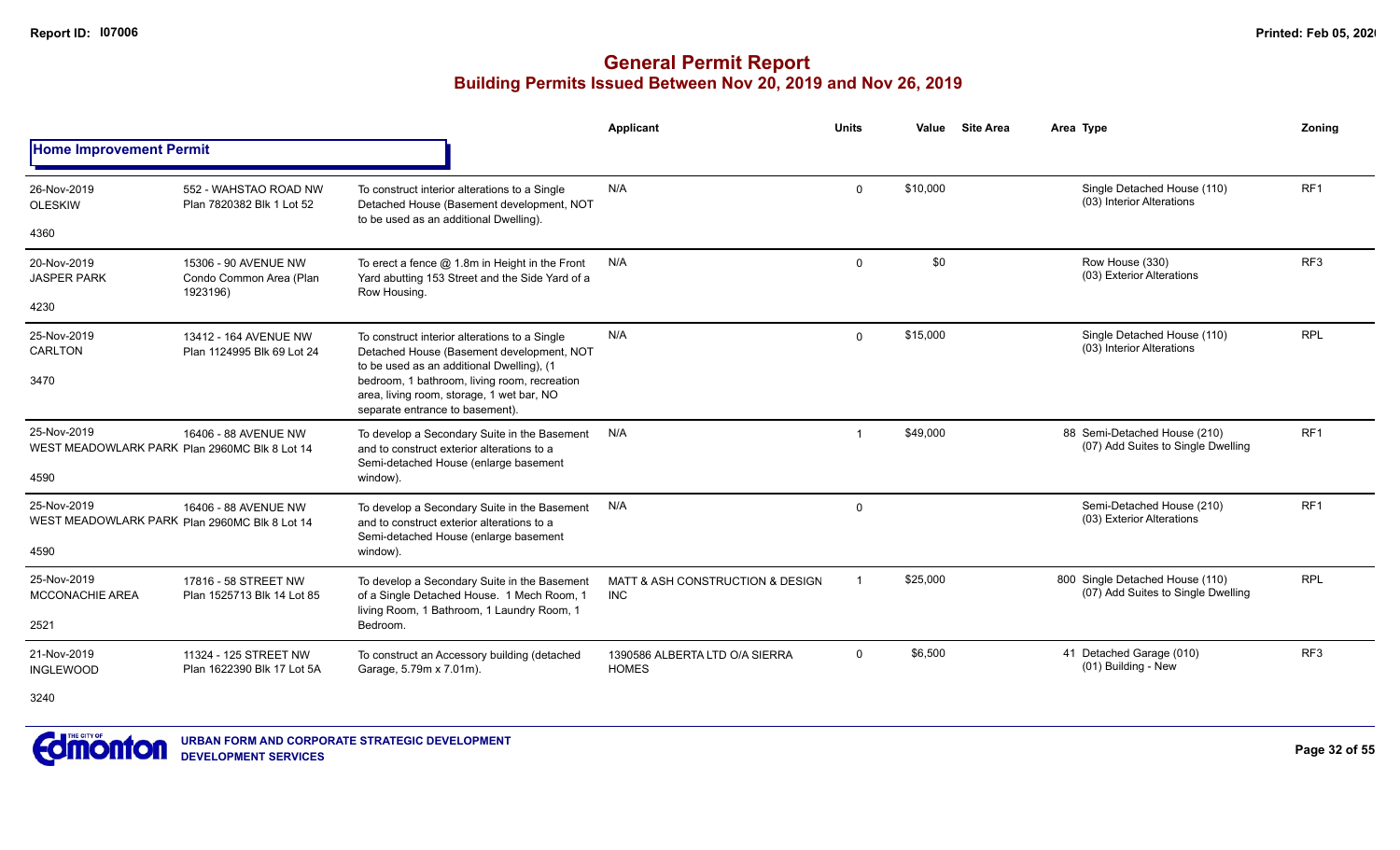# General Permit Report
## Building Permits Issued Between Nov 20, 2019 and Nov 26, 2019

### Home Improvement Permit

| Date / Neighbourhood | Address / Legal | Description | Applicant | Units | Value | Site Area | Area Type | Zoning |
|---|---|---|---|---|---|---|---|---|
| 26-Nov-2019 OLESKIW 4360 | 552 - WAHSTAO ROAD NW Plan 7820382 Blk 1 Lot 52 | To construct interior alterations to a Single Detached House (Basement development, NOT to be used as an additional Dwelling). | N/A | 0 | $10,000 | | Single Detached House (110) (03) Interior Alterations | RF1 |
| 20-Nov-2019 JASPER PARK 4230 | 15306 - 90 AVENUE NW Condo Common Area (Plan 1923196) | To erect a fence @ 1.8m in Height in the Front Yard abutting 153 Street and the Side Yard of a Row Housing. | N/A | 0 | $0 | | Row House (330) (03) Exterior Alterations | RF3 |
| 25-Nov-2019 CARLTON 3470 | 13412 - 164 AVENUE NW Plan 1124995 Blk 69 Lot 24 | To construct interior alterations to a Single Detached House (Basement development, NOT to be used as an additional Dwelling), (1 bedroom, 1 bathroom, living room, recreation area, living room, storage, 1 wet bar, NO separate entrance to basement). | N/A | 0 | $15,000 | | Single Detached House (110) (03) Interior Alterations | RPL |
| 25-Nov-2019 WEST MEADOWLARK PARK 4590 | 16406 - 88 AVENUE NW Plan 2960MC Blk 8 Lot 14 | To develop a Secondary Suite in the Basement and to construct exterior alterations to a Semi-detached House (enlarge basement window). | N/A | 1 | $49,000 | 88 | Semi-Detached House (210) (07) Add Suites to Single Dwelling | RF1 |
| 25-Nov-2019 WEST MEADOWLARK PARK 4590 | 16406 - 88 AVENUE NW Plan 2960MC Blk 8 Lot 14 | To develop a Secondary Suite in the Basement and to construct exterior alterations to a Semi-detached House (enlarge basement window). | N/A | 0 | | | Semi-Detached House (210) (03) Exterior Alterations | RF1 |
| 25-Nov-2019 MCCONACHIE AREA 2521 | 17816 - 58 STREET NW Plan 1525713 Blk 14 Lot 85 | To develop a Secondary Suite in the Basement of a Single Detached House. 1 Mech Room, 1 living Room, 1 Bathroom, 1 Laundry Room, 1 Bedroom. | MATT & ASH CONSTRUCTION & DESIGN INC | 1 | $25,000 | 800 | Single Detached House (110) (07) Add Suites to Single Dwelling | RPL |
| 21-Nov-2019 INGLEWOOD 3240 | 11324 - 125 STREET NW Plan 1622390 Blk 17 Lot 5A | To construct an Accessory building (detached Garage, 5.79m x 7.01m). | 1390586 ALBERTA LTD O/A SIERRA HOMES | 0 | $6,500 | 41 | Detached Garage (010) (01) Building - New | RF3 |

URBAN FORM AND CORPORATE STRATEGIC DEVELOPMENT
DEVELOPMENT SERVICES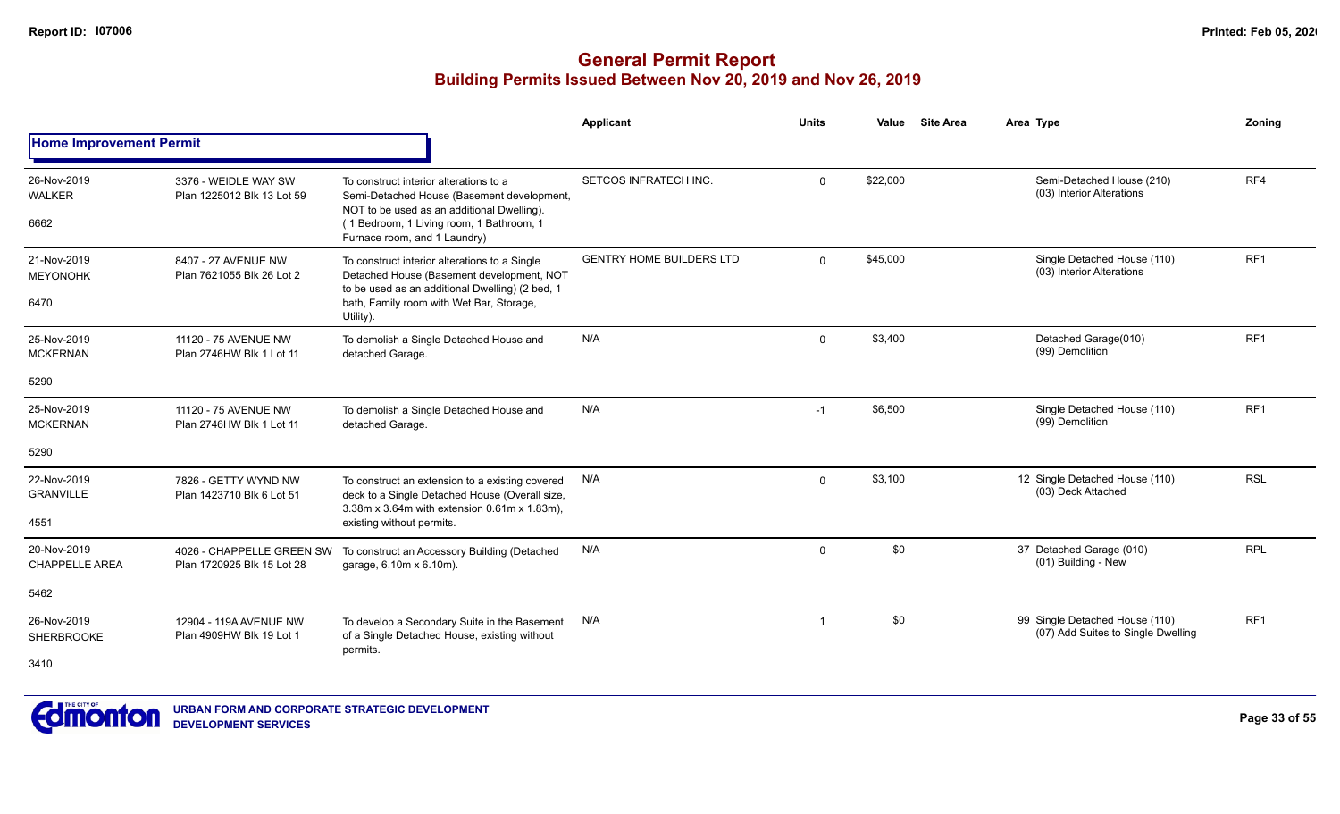# General Permit Report

## Building Permits Issued Between Nov 20, 2019 and Nov 26, 2019

| | | | Applicant | Units | Value | Site Area | Area | Type | Zoning |
|---|---|---|---|---|---|---|---|---|---|
| **Home Improvement Permit** | | | | | | | | | |
| 26-Nov-2019<br>WALKER<br>6662 | 3376 - WEIDLE WAY SW<br>Plan 1225012 Blk 13 Lot 59 | To construct interior alterations to a Semi-Detached House (Basement development, NOT to be used as an additional Dwelling). (1 Bedroom, 1 Living room, 1 Bathroom, 1 Furnace room, and 1 Laundry) | SETCOS INFRATECH INC. | 0 | $22,000 | | | Semi-Detached House (210)<br>(03) Interior Alterations | RF4 |
| 21-Nov-2019<br>MEYONOHK<br>6470 | 8407 - 27 AVENUE NW<br>Plan 7621055 Blk 26 Lot 2 | To construct interior alterations to a Single Detached House (Basement development, NOT to be used as an additional Dwelling) (2 bed, 1 bath, Family room with Wet Bar, Storage, Utility). | GENTRY HOME BUILDERS LTD | 0 | $45,000 | | | Single Detached House (110)<br>(03) Interior Alterations | RF1 |
| 25-Nov-2019<br>MCKERNAN<br>5290 | 11120 - 75 AVENUE NW<br>Plan 2746HW Blk 1 Lot 11 | To demolish a Single Detached House and detached Garage. | N/A | 0 | $3,400 | | | Detached Garage(010)<br>(99) Demolition | RF1 |
| 25-Nov-2019<br>MCKERNAN<br>5290 | 11120 - 75 AVENUE NW<br>Plan 2746HW Blk 1 Lot 11 | To demolish a Single Detached House and detached Garage. | N/A | -1 | $6,500 | | | Single Detached House (110)<br>(99) Demolition | RF1 |
| 22-Nov-2019<br>GRANVILLE<br>4551 | 7826 - GETTY WYND NW<br>Plan 1423710 Blk 6 Lot 51 | To construct an extension to a existing covered deck to a Single Detached House (Overall size, 3.38m x 3.64m with extension 0.61m x 1.83m), existing without permits. | N/A | 0 | $3,100 | | 12 | Single Detached House (110)<br>(03) Deck Attached | RSL |
| 20-Nov-2019<br>CHAPPELLE AREA<br>5462 | 4026 - CHAPPELLE GREEN SW<br>Plan 1720925 Blk 15 Lot 28 | To construct an Accessory Building (Detached garage, 6.10m x 6.10m). | N/A | 0 | $0 | | 37 | Detached Garage (010)<br>(01) Building - New | RPL |
| 26-Nov-2019<br>SHERBROOKE<br>3410 | 12904 - 119A AVENUE NW<br>Plan 4909HW Blk 19 Lot 1 | To develop a Secondary Suite in the Basement of a Single Detached House, existing without permits. | N/A | 1 | $0 | | 99 | Single Detached House (110)<br>(07) Add Suites to Single Dwelling | RF1 |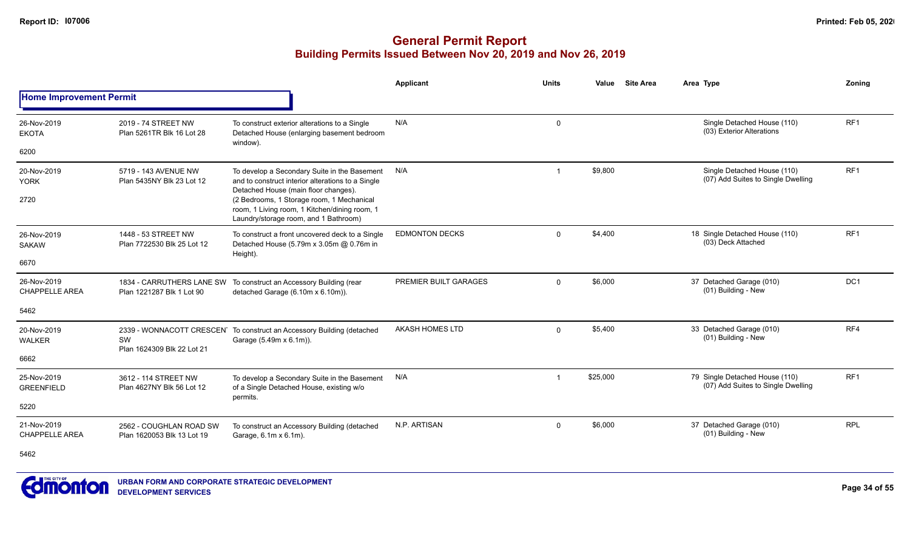# General Permit Report
## Building Permits Issued Between Nov 20, 2019 and Nov 26, 2019

### Home Improvement Permit

| Date / Neighbourhood | Address / Legal | Description | Applicant | Units | Value | Site Area | Area | Type | Zoning |
|---|---|---|---|---|---|---|---|---|---|
| 26-Nov-2019 EKOTA 6200 | 2019 - 74 STREET NW Plan 5261TR Blk 16 Lot 28 | To construct exterior alterations to a Single Detached House (enlarging basement bedroom window). | N/A | 0 | | | | Single Detached House (110) (03) Exterior Alterations | RF1 |
| 20-Nov-2019 YORK 2720 | 5719 - 143 AVENUE NW Plan 5435NY Blk 23 Lot 12 | To develop a Secondary Suite in the Basement and to construct interior alterations to a Single Detached House (main floor changes). (2 Bedrooms, 1 Storage room, 1 Mechanical room, 1 Living room, 1 Kitchen/dining room, 1 Laundry/storage room, and 1 Bathroom) | N/A | 1 | $9,800 | | | Single Detached House (110) (07) Add Suites to Single Dwelling | RF1 |
| 26-Nov-2019 SAKAW 6670 | 1448 - 53 STREET NW Plan 7722530 Blk 25 Lot 12 | To construct a front uncovered deck to a Single Detached House (5.79m x 3.05m @ 0.76m in Height). | EDMONTON DECKS | 0 | $4,400 | | 18 | Single Detached House (110) (03) Deck Attached | RF1 |
| 26-Nov-2019 CHAPPELLE AREA 5462 | 1834 - CARRUTHERS LANE SW Plan 1221287 Blk 1 Lot 90 | To construct an Accessory Building (rear detached Garage (6.10m x 6.10m)). | PREMIER BUILT GARAGES | 0 | $6,000 | | 37 | Detached Garage (010) (01) Building - New | DC1 |
| 20-Nov-2019 WALKER 6662 | 2339 - WONNACOTT CRESCENT SW Plan 1624309 Blk 22 Lot 21 | To construct an Accessory Building (detached Garage (5.49m x 6.1m)). | AKASH HOMES LTD | 0 | $5,400 | | 33 | Detached Garage (010) (01) Building - New | RF4 |
| 25-Nov-2019 GREENFIELD 5220 | 3612 - 114 STREET NW Plan 4627NY Blk 56 Lot 12 | To develop a Secondary Suite in the Basement of a Single Detached House, existing w/o permits. | N/A | 1 | $25,000 | | 79 | Single Detached House (110) (07) Add Suites to Single Dwelling | RF1 |
| 21-Nov-2019 CHAPPELLE AREA 5462 | 2562 - COUGHLAN ROAD SW Plan 1620053 Blk 13 Lot 19 | To construct an Accessory Building (detached Garage, 6.1m x 6.1m). | N.P. ARTISAN | 0 | $6,000 | | 37 | Detached Garage (010) (01) Building - New | RPL |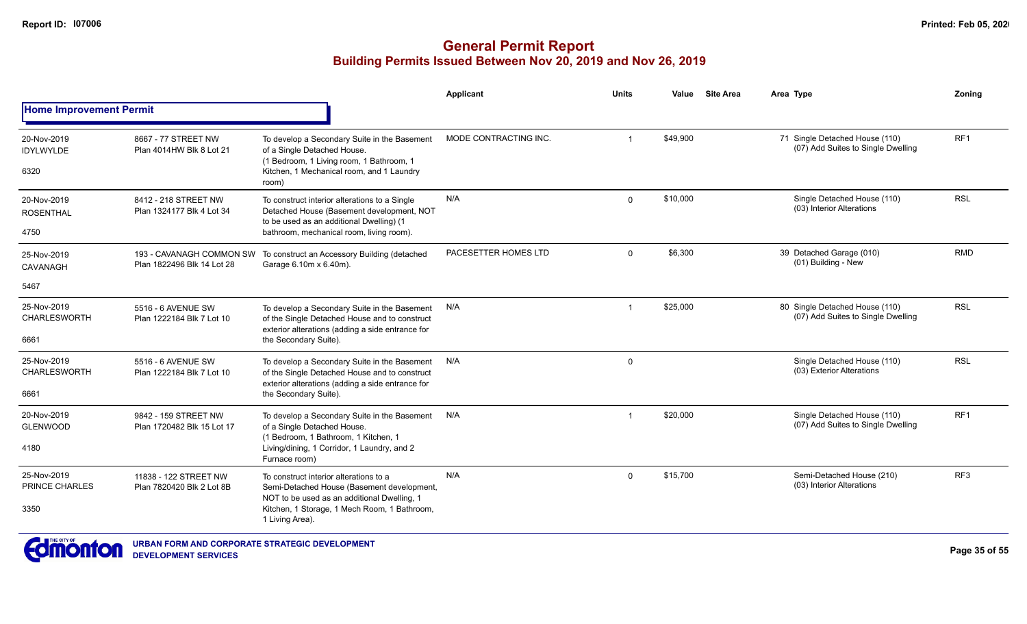# General Permit Report
## Building Permits Issued Between Nov 20, 2019 and Nov 26, 2019

**Home Improvement Permit**

| Date / Neighbourhood | Address / Legal | Description | Applicant | Units | Value | Site Area | Area | Type | Zoning |
|---|---|---|---|---|---|---|---|---|---|
| 20-Nov-2019 IDYLWYLDE 6320 | 8667 - 77 STREET NW Plan 4014HW Blk 8 Lot 21 | To develop a Secondary Suite in the Basement of a Single Detached House. (1 Bedroom, 1 Living room, 1 Bathroom, 1 Kitchen, 1 Mechanical room, and 1 Laundry room) | MODE CONTRACTING INC. | 1 | $49,900 | | 71 | Single Detached House (110) (07) Add Suites to Single Dwelling | RF1 |
| 20-Nov-2019 ROSENTHAL 4750 | 8412 - 218 STREET NW Plan 1324177 Blk 4 Lot 34 | To construct interior alterations to a Single Detached House (Basement development, NOT to be used as an additional Dwelling) (1 bathroom, mechanical room, living room). | N/A | 0 | $10,000 | | | Single Detached House (110) (03) Interior Alterations | RSL |
| 25-Nov-2019 CAVANAGH 5467 | 193 - CAVANAGH COMMON SW Plan 1822496 Blk 14 Lot 28 | To construct an Accessory Building (detached Garage 6.10m x 6.40m). | PACESETTER HOMES LTD | 0 | $6,300 | | 39 | Detached Garage (010) (01) Building - New | RMD |
| 25-Nov-2019 CHARLESWORTH 6661 | 5516 - 6 AVENUE SW Plan 1222184 Blk 7 Lot 10 | To develop a Secondary Suite in the Basement of the Single Detached House and to construct exterior alterations (adding a side entrance for the Secondary Suite). | N/A | 1 | $25,000 | | 80 | Single Detached House (110) (07) Add Suites to Single Dwelling | RSL |
| 25-Nov-2019 CHARLESWORTH 6661 | 5516 - 6 AVENUE SW Plan 1222184 Blk 7 Lot 10 | To develop a Secondary Suite in the Basement of the Single Detached House and to construct exterior alterations (adding a side entrance for the Secondary Suite). | N/A | 0 | | | | Single Detached House (110) (03) Exterior Alterations | RSL |
| 20-Nov-2019 GLENWOOD 4180 | 9842 - 159 STREET NW Plan 1720482 Blk 15 Lot 17 | To develop a Secondary Suite in the Basement of a Single Detached House. (1 Bedroom, 1 Bathroom, 1 Kitchen, 1 Living/dining, 1 Corridor, 1 Laundry, and 2 Furnace room) | N/A | 1 | $20,000 | | | Single Detached House (110) (07) Add Suites to Single Dwelling | RF1 |
| 25-Nov-2019 PRINCE CHARLES 3350 | 11838 - 122 STREET NW Plan 7820420 Blk 2 Lot 8B | To construct interior alterations to a Semi-Detached House (Basement development, NOT to be used as an additional Dwelling, 1 Kitchen, 1 Storage, 1 Mech Room, 1 Bathroom, 1 Living Area). | N/A | 0 | $15,700 | | | Semi-Detached House (210) (03) Interior Alterations | RF3 |

URBAN FORM AND CORPORATE STRATEGIC DEVELOPMENT
DEVELOPMENT SERVICES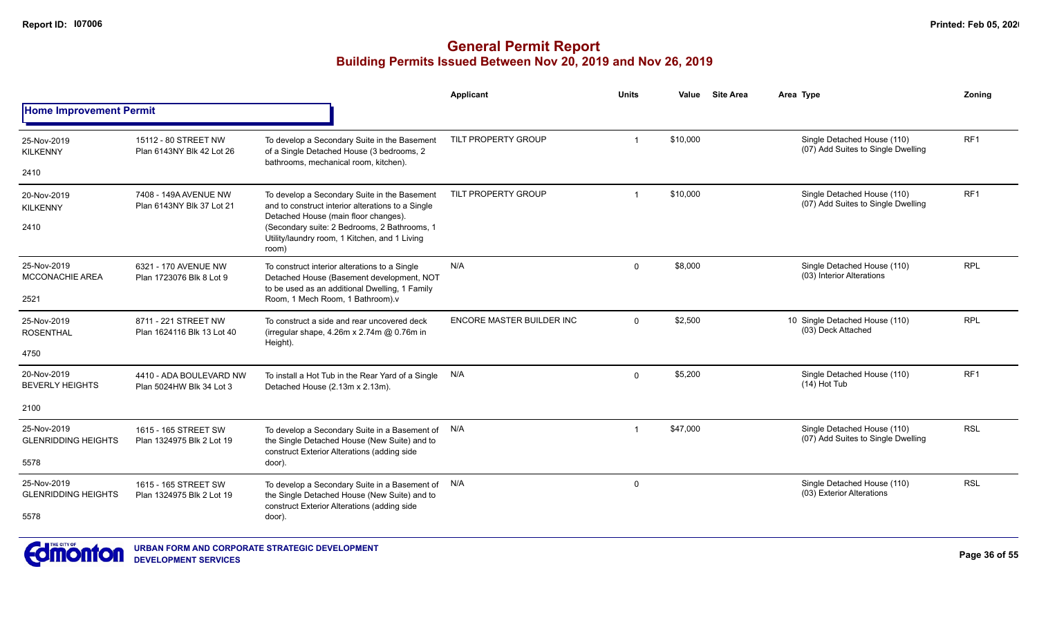# General Permit Report

## Building Permits Issued Between Nov 20, 2019 and Nov 26, 2019

### Home Improvement Permit

| Date / Neighbourhood | Address / Legal | Description | Applicant | Units | Value | Site Area | Area Type | Zoning |
|---|---|---|---|---|---|---|---|---|
| 25-Nov-2019 KILKENNY 2410 | 15112 - 80 STREET NW Plan 6143NY Blk 42 Lot 26 | To develop a Secondary Suite in the Basement of a Single Detached House (3 bedrooms, 2 bathrooms, mechanical room, kitchen). | TILT PROPERTY GROUP | 1 | $10,000 | | Single Detached House (110) (07) Add Suites to Single Dwelling | RF1 |
| 20-Nov-2019 KILKENNY 2410 | 7408 - 149A AVENUE NW Plan 6143NY Blk 37 Lot 21 | To develop a Secondary Suite in the Basement and to construct interior alterations to a Single Detached House (main floor changes). (Secondary suite: 2 Bedrooms, 2 Bathrooms, 1 Utility/laundry room, 1 Kitchen, and 1 Living room) | TILT PROPERTY GROUP | 1 | $10,000 | | Single Detached House (110) (07) Add Suites to Single Dwelling | RF1 |
| 25-Nov-2019 MCCONACHIE AREA 2521 | 6321 - 170 AVENUE NW Plan 1723076 Blk 8 Lot 9 | To construct interior alterations to a Single Detached House (Basement development, NOT to be used as an additional Dwelling, 1 Family Room, 1 Mech Room, 1 Bathroom).v | N/A | 0 | $8,000 | | Single Detached House (110) (03) Interior Alterations | RPL |
| 25-Nov-2019 ROSENTHAL 4750 | 8711 - 221 STREET NW Plan 1624116 Blk 13 Lot 40 | To construct a side and rear uncovered deck (irregular shape, 4.26m x 2.74m @ 0.76m in Height). | ENCORE MASTER BUILDER INC | 0 | $2,500 | 10 | Single Detached House (110) (03) Deck Attached | RPL |
| 20-Nov-2019 BEVERLY HEIGHTS 2100 | 4410 - ADA BOULEVARD NW Plan 5024HW Blk 34 Lot 3 | To install a Hot Tub in the Rear Yard of a Single Detached House (2.13m x 2.13m). | N/A | 0 | $5,200 | | Single Detached House (110) (14) Hot Tub | RF1 |
| 25-Nov-2019 GLENRIDDING HEIGHTS 5578 | 1615 - 165 STREET SW Plan 1324975 Blk 2 Lot 19 | To develop a Secondary Suite in a Basement of the Single Detached House (New Suite) and to construct Exterior Alterations (adding side door). | N/A | 1 | $47,000 | | Single Detached House (110) (07) Add Suites to Single Dwelling | RSL |
| 25-Nov-2019 GLENRIDDING HEIGHTS 5578 | 1615 - 165 STREET SW Plan 1324975 Blk 2 Lot 19 | To develop a Secondary Suite in a Basement of the Single Detached House (New Suite) and to construct Exterior Alterations (adding side door). | N/A | 0 | | | Single Detached House (110) (03) Exterior Alterations | RSL |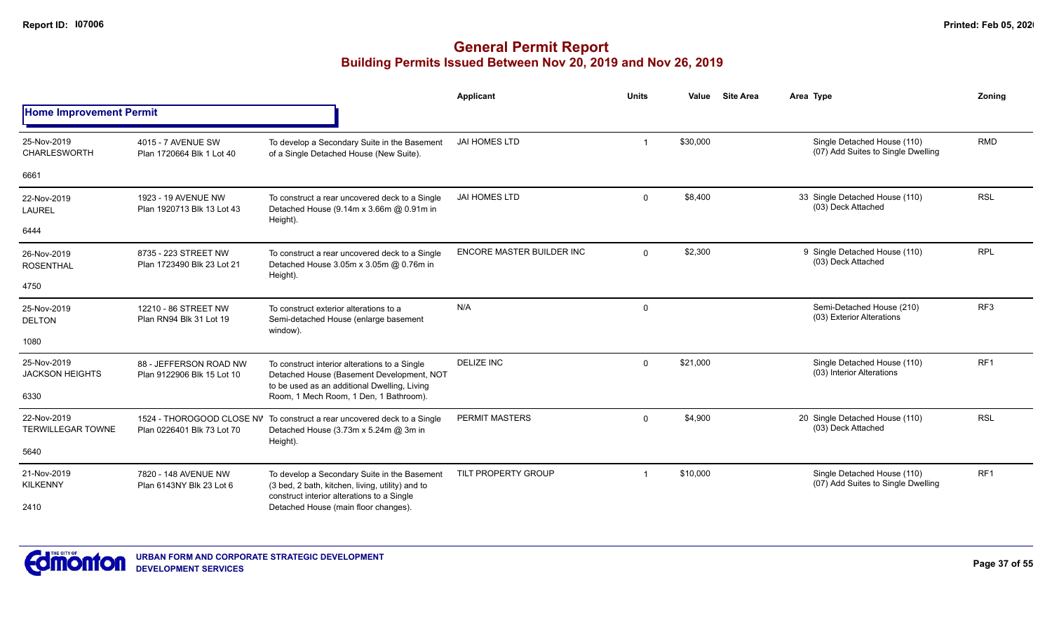# General Permit Report

## Building Permits Issued Between Nov 20, 2019 and Nov 26, 2019

| | | | Applicant | Units | Value | Site Area | Area Type | Zoning |
|---|---|---|---|---|---|---|---|---|
| **Home Improvement Permit** | | | | | | | | |
| 25-Nov-2019 CHARLESWORTH 6661 | 4015 - 7 AVENUE SW Plan 1720664 Blk 1 Lot 40 | To develop a Secondary Suite in the Basement of a Single Detached House (New Suite). | JAI HOMES LTD | 1 | $30,000 | | Single Detached House (110) (07) Add Suites to Single Dwelling | RMD |
| 22-Nov-2019 LAUREL 6444 | 1923 - 19 AVENUE NW Plan 1920713 Blk 13 Lot 43 | To construct a rear uncovered deck to a Single Detached House (9.14m x 3.66m @ 0.91m in Height). | JAI HOMES LTD | 0 | $8,400 | | 33 Single Detached House (110) (03) Deck Attached | RSL |
| 26-Nov-2019 ROSENTHAL 4750 | 8735 - 223 STREET NW Plan 1723490 Blk 23 Lot 21 | To construct a rear uncovered deck to a Single Detached House 3.05m x 3.05m @ 0.76m in Height). | ENCORE MASTER BUILDER INC | 0 | $2,300 | | 9 Single Detached House (110) (03) Deck Attached | RPL |
| 25-Nov-2019 DELTON 1080 | 12210 - 86 STREET NW Plan RN94 Blk 31 Lot 19 | To construct exterior alterations to a Semi-detached House (enlarge basement window). | N/A | 0 | | | Semi-Detached House (210) (03) Exterior Alterations | RF3 |
| 25-Nov-2019 JACKSON HEIGHTS 6330 | 88 - JEFFERSON ROAD NW Plan 9122906 Blk 15 Lot 10 | To construct interior alterations to a Single Detached House (Basement Development, NOT to be used as an additional Dwelling, Living Room, 1 Mech Room, 1 Den, 1 Bathroom). | DELIZE INC | 0 | $21,000 | | Single Detached House (110) (03) Interior Alterations | RF1 |
| 22-Nov-2019 TERWILLEGAR TOWNE 5640 | 1524 - THOROGOOD CLOSE NW Plan 0226401 Blk 73 Lot 70 | To construct a rear uncovered deck to a Single Detached House (3.73m x 5.24m @ 3m in Height). | PERMIT MASTERS | 0 | $4,900 | | 20 Single Detached House (110) (03) Deck Attached | RSL |
| 21-Nov-2019 KILKENNY 2410 | 7820 - 148 AVENUE NW Plan 6143NY Blk 23 Lot 6 | To develop a Secondary Suite in the Basement (3 bed, 2 bath, kitchen, living, utility) and to construct interior alterations to a Single Detached House (main floor changes). | TILT PROPERTY GROUP | 1 | $10,000 | | Single Detached House (110) (07) Add Suites to Single Dwelling | RF1 |

URBAN FORM AND CORPORATE STRATEGIC DEVELOPMENT
DEVELOPMENT SERVICES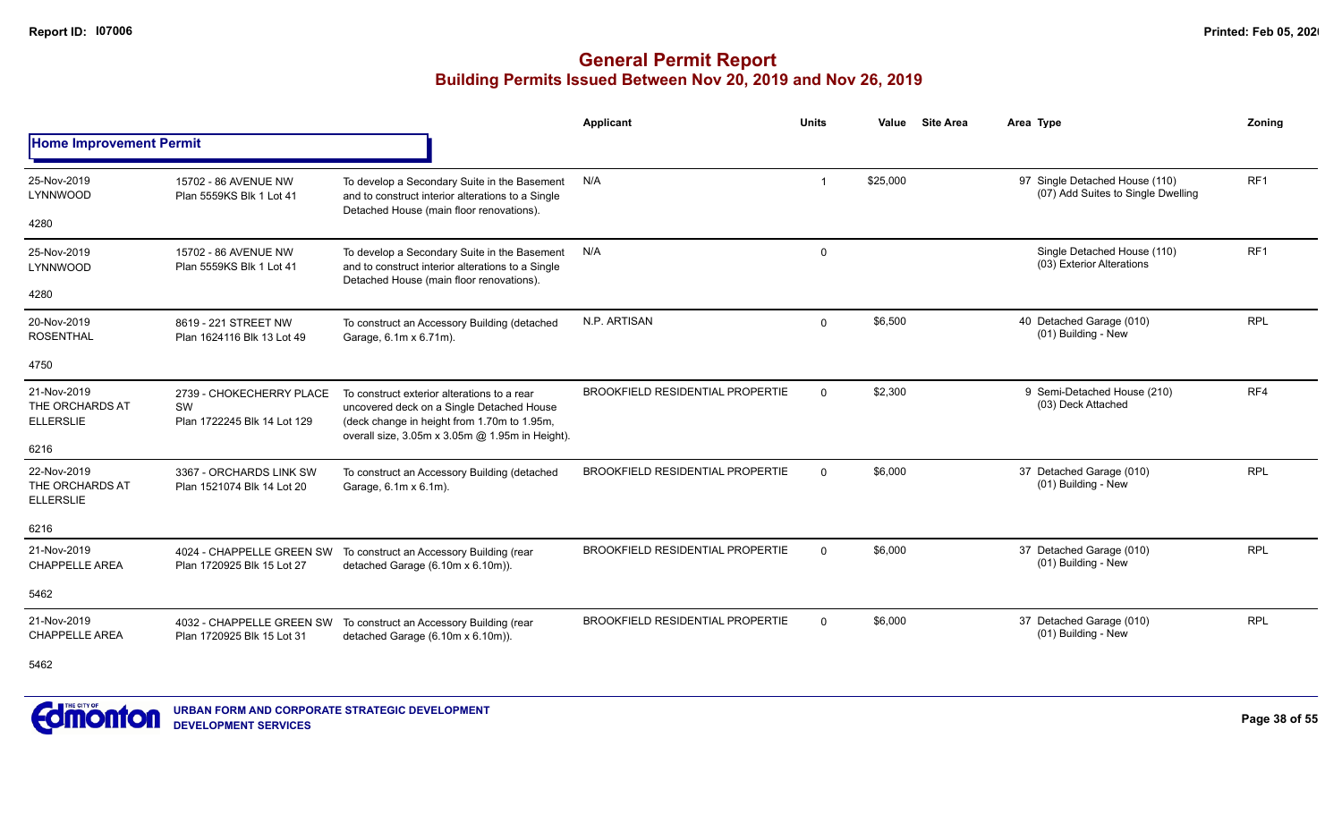# General Permit Report
## Building Permits Issued Between Nov 20, 2019 and Nov 26, 2019

**Home Improvement Permit**

| Date / Neighbourhood | Address / Legal | Description | Applicant | Units | Value | Site Area | Area | Type | Zoning |
|---|---|---|---|---|---|---|---|---|---|
| 25-Nov-2019 LYNNWOOD 4280 | 15702 - 86 AVENUE NW Plan 5559KS Blk 1 Lot 41 | To develop a Secondary Suite in the Basement and to construct interior alterations to a Single Detached House (main floor renovations). | N/A | 1 | $25,000 | | 97 | Single Detached House (110) (07) Add Suites to Single Dwelling | RF1 |
| 25-Nov-2019 LYNNWOOD 4280 | 15702 - 86 AVENUE NW Plan 5559KS Blk 1 Lot 41 | To develop a Secondary Suite in the Basement and to construct interior alterations to a Single Detached House (main floor renovations). | N/A | 0 | | | | Single Detached House (110) (03) Exterior Alterations | RF1 |
| 20-Nov-2019 ROSENTHAL 4750 | 8619 - 221 STREET NW Plan 1624116 Blk 13 Lot 49 | To construct an Accessory Building (detached Garage, 6.1m x 6.71m). | N.P. ARTISAN | 0 | $6,500 | | 40 | Detached Garage (010) (01) Building - New | RPL |
| 21-Nov-2019 THE ORCHARDS AT ELLERSLIE 6216 | 2739 - CHOKECHERRY PLACE SW Plan 1722245 Blk 14 Lot 129 | To construct exterior alterations to a rear uncovered deck on a Single Detached House (deck change in height from 1.70m to 1.95m, overall size, 3.05m x 3.05m @ 1.95m in Height). | BROOKFIELD RESIDENTIAL PROPERTIE | 0 | $2,300 | | 9 | Semi-Detached House (210) (03) Deck Attached | RF4 |
| 22-Nov-2019 THE ORCHARDS AT ELLERSLIE 6216 | 3367 - ORCHARDS LINK SW Plan 1521074 Blk 14 Lot 20 | To construct an Accessory Building (detached Garage, 6.1m x 6.1m). | BROOKFIELD RESIDENTIAL PROPERTIE | 0 | $6,000 | | 37 | Detached Garage (010) (01) Building - New | RPL |
| 21-Nov-2019 CHAPPELLE AREA 5462 | 4024 - CHAPPELLE GREEN SW Plan 1720925 Blk 15 Lot 27 | To construct an Accessory Building (rear detached Garage (6.10m x 6.10m)). | BROOKFIELD RESIDENTIAL PROPERTIE | 0 | $6,000 | | 37 | Detached Garage (010) (01) Building - New | RPL |
| 21-Nov-2019 CHAPPELLE AREA 5462 | 4032 - CHAPPELLE GREEN SW Plan 1720925 Blk 15 Lot 31 | To construct an Accessory Building (rear detached Garage (6.10m x 6.10m)). | BROOKFIELD RESIDENTIAL PROPERTIE | 0 | $6,000 | | 37 | Detached Garage (010) (01) Building - New | RPL |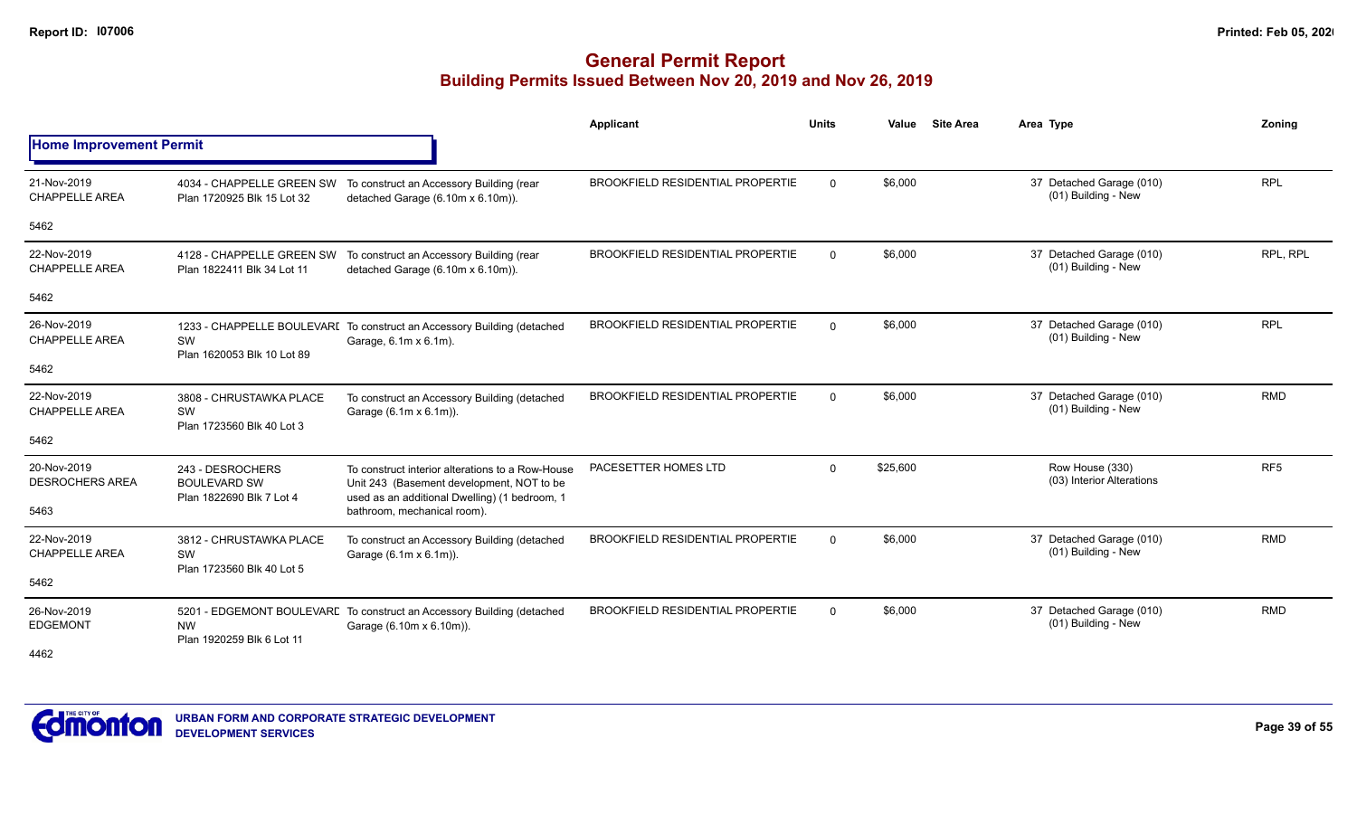# General Permit Report

## Building Permits Issued Between Nov 20, 2019 and Nov 26, 2019

### Home Improvement Permit

| | | | Applicant | Units | Value | Site Area | Area | Type | Zoning |
|---|---|---|---|---|---|---|---|---|---|
| 21-Nov-2019 CHAPPELLE AREA 5462 | 4034 - CHAPPELLE GREEN SW Plan 1720925 Blk 15 Lot 32 | To construct an Accessory Building (rear detached Garage (6.10m x 6.10m)). | BROOKFIELD RESIDENTIAL PROPERTIE | 0 | $6,000 | | 37 | Detached Garage (010) (01) Building - New | RPL |
| 22-Nov-2019 CHAPPELLE AREA 5462 | 4128 - CHAPPELLE GREEN SW Plan 1822411 Blk 34 Lot 11 | To construct an Accessory Building (rear detached Garage (6.10m x 6.10m)). | BROOKFIELD RESIDENTIAL PROPERTIE | 0 | $6,000 | | 37 | Detached Garage (010) (01) Building - New | RPL, RPL |
| 26-Nov-2019 CHAPPELLE AREA 5462 | 1233 - CHAPPELLE BOULEVARD SW Plan 1620053 Blk 10 Lot 89 | To construct an Accessory Building (detached Garage, 6.1m x 6.1m). | BROOKFIELD RESIDENTIAL PROPERTIE | 0 | $6,000 | | 37 | Detached Garage (010) (01) Building - New | RPL |
| 22-Nov-2019 CHAPPELLE AREA 5462 | 3808 - CHRUSTAWKA PLACE SW Plan 1723560 Blk 40 Lot 3 | To construct an Accessory Building (detached Garage (6.1m x 6.1m)). | BROOKFIELD RESIDENTIAL PROPERTIE | 0 | $6,000 | | 37 | Detached Garage (010) (01) Building - New | RMD |
| 20-Nov-2019 DESROCHERS AREA 5463 | 243 - DESROCHERS BOULEVARD SW Plan 1822690 Blk 7 Lot 4 | To construct interior alterations to a Row-House Unit 243 (Basement development, NOT to be used as an additional Dwelling) (1 bedroom, 1 bathroom, mechanical room). | PACESETTER HOMES LTD | 0 | $25,600 | | | Row House (330) (03) Interior Alterations | RF5 |
| 22-Nov-2019 CHAPPELLE AREA 5462 | 3812 - CHRUSTAWKA PLACE SW Plan 1723560 Blk 40 Lot 5 | To construct an Accessory Building (detached Garage (6.1m x 6.1m)). | BROOKFIELD RESIDENTIAL PROPERTIE | 0 | $6,000 | | 37 | Detached Garage (010) (01) Building - New | RMD |
| 26-Nov-2019 EDGEMONT 4462 | 5201 - EDGEMONT BOULEVARD NW Plan 1920259 Blk 6 Lot 11 | To construct an Accessory Building (detached Garage (6.10m x 6.10m)). | BROOKFIELD RESIDENTIAL PROPERTIE | 0 | $6,000 | | 37 | Detached Garage (010) (01) Building - New | RMD |

URBAN FORM AND CORPORATE STRATEGIC DEVELOPMENT
DEVELOPMENT SERVICES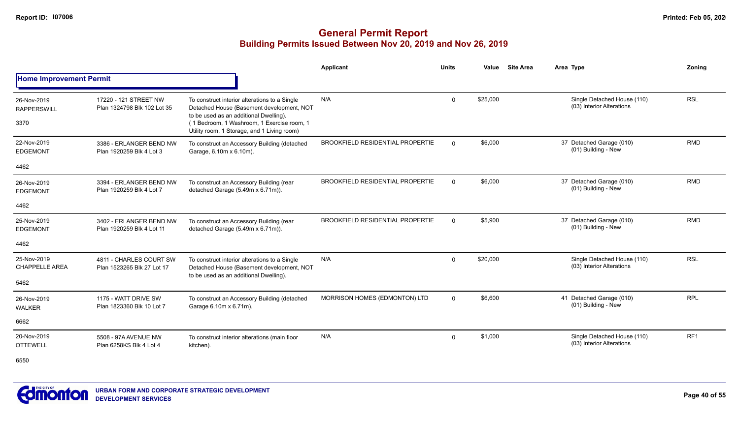# General Permit Report
## Building Permits Issued Between Nov 20, 2019 and Nov 26, 2019

### Home Improvement Permit

| Date / Neighbourhood | Address / Legal | Description | Applicant | Units | Value | Site Area | Area Type | Zoning |
|---|---|---|---|---|---|---|---|---|
| 26-Nov-2019 RAPPERSWILL 3370 | 17220 - 121 STREET NW Plan 1324798 Blk 102 Lot 35 | To construct interior alterations to a Single Detached House (Basement development, NOT to be used as an additional Dwelling). (1 Bedroom, 1 Washroom, 1 Exercise room, 1 Utility room, 1 Storage, and 1 Living room) | N/A | 0 | $25,000 | | Single Detached House (110) (03) Interior Alterations | RSL |
| 22-Nov-2019 EDGEMONT 4462 | 3386 - ERLANGER BEND NW Plan 1920259 Blk 4 Lot 3 | To construct an Accessory Building (detached Garage, 6.10m x 6.10m). | BROOKFIELD RESIDENTIAL PROPERTIE | 0 | $6,000 | | 37 Detached Garage (010) (01) Building - New | RMD |
| 26-Nov-2019 EDGEMONT 4462 | 3394 - ERLANGER BEND NW Plan 1920259 Blk 4 Lot 7 | To construct an Accessory Building (rear detached Garage (5.49m x 6.71m)). | BROOKFIELD RESIDENTIAL PROPERTIE | 0 | $6,000 | | 37 Detached Garage (010) (01) Building - New | RMD |
| 25-Nov-2019 EDGEMONT 4462 | 3402 - ERLANGER BEND NW Plan 1920259 Blk 4 Lot 11 | To construct an Accessory Building (rear detached Garage (5.49m x 6.71m)). | BROOKFIELD RESIDENTIAL PROPERTIE | 0 | $5,900 | | 37 Detached Garage (010) (01) Building - New | RMD |
| 25-Nov-2019 CHAPPELLE AREA 5462 | 4811 - CHARLES COURT SW Plan 1523265 Blk 27 Lot 17 | To construct interior alterations to a Single Detached House (Basement development, NOT to be used as an additional Dwelling). | N/A | 0 | $20,000 | | Single Detached House (110) (03) Interior Alterations | RSL |
| 26-Nov-2019 WALKER 6662 | 1175 - WATT DRIVE SW Plan 1823360 Blk 10 Lot 7 | To construct an Accessory Building (detached Garage 6.10m x 6.71m). | MORRISON HOMES (EDMONTON) LTD | 0 | $6,600 | | 41 Detached Garage (010) (01) Building - New | RPL |
| 20-Nov-2019 OTTEWELL 6550 | 5508 - 97A AVENUE NW Plan 6258KS Blk 4 Lot 4 | To construct interior alterations (main floor kitchen). | N/A | 0 | $1,000 | | Single Detached House (110) (03) Interior Alterations | RF1 |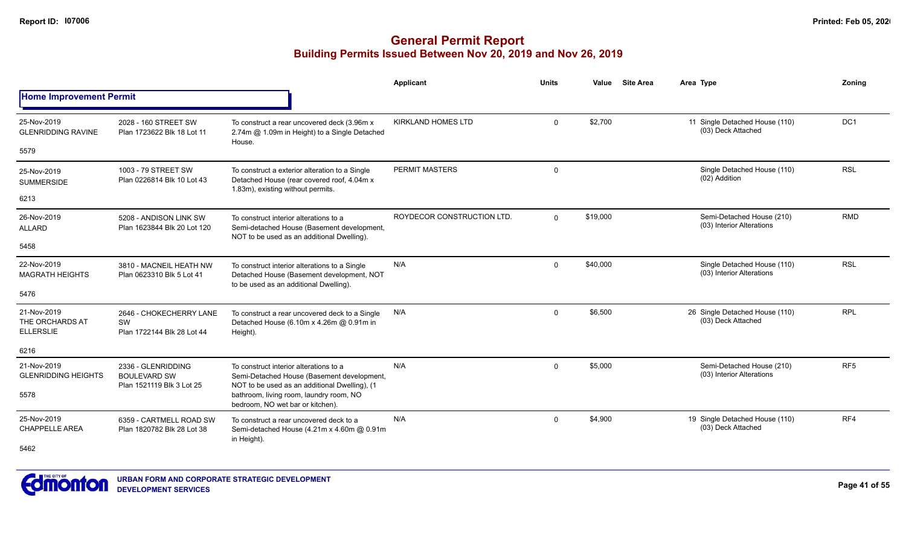# General Permit Report

## Building Permits Issued Between Nov 20, 2019 and Nov 26, 2019

### Home Improvement Permit

| Date / Neighbourhood | Address / Legal | Description | Applicant | Units | Value | Site Area | Area | Type | Zoning |
|---|---|---|---|---|---|---|---|---|---|
| 25-Nov-2019 GLENRIDDING RAVINE 5579 | 2028 - 160 STREET SW Plan 1723622 Blk 18 Lot 11 | To construct a rear uncovered deck (3.96m x 2.74m @ 1.09m in Height) to a Single Detached House. | KIRKLAND HOMES LTD | 0 | $2,700 | | 11 | Single Detached House (110) (03) Deck Attached | DC1 |
| 25-Nov-2019 SUMMERSIDE 6213 | 1003 - 79 STREET SW Plan 0226814 Blk 10 Lot 43 | To construct a exterior alteration to a Single Detached House (rear covered roof, 4.04m x 1.83m), existing without permits. | PERMIT MASTERS | 0 | | | | Single Detached House (110) (02) Addition | RSL |
| 26-Nov-2019 ALLARD 5458 | 5208 - ANDISON LINK SW Plan 1623844 Blk 20 Lot 120 | To construct interior alterations to a Semi-detached House (Basement development, NOT to be used as an additional Dwelling). | ROYDECOR CONSTRUCTION LTD. | 0 | $19,000 | | | Semi-Detached House (210) (03) Interior Alterations | RMD |
| 22-Nov-2019 MAGRATH HEIGHTS 5476 | 3810 - MACNEIL HEATH NW Plan 0623310 Blk 5 Lot 41 | To construct interior alterations to a Single Detached House (Basement development, NOT to be used as an additional Dwelling). | N/A | 0 | $40,000 | | | Single Detached House (110) (03) Interior Alterations | RSL |
| 21-Nov-2019 THE ORCHARDS AT ELLERSLIE 6216 | 2646 - CHOKECHERRY LANE SW Plan 1722144 Blk 28 Lot 44 | To construct a rear uncovered deck to a Single Detached House (6.10m x 4.26m @ 0.91m in Height). | N/A | 0 | $6,500 | | 26 | Single Detached House (110) (03) Deck Attached | RPL |
| 21-Nov-2019 GLENRIDDING HEIGHTS 5578 | 2336 - GLENRIDDING BOULEVARD SW Plan 1521119 Blk 3 Lot 25 | To construct interior alterations to a Semi-Detached House (Basement development, NOT to be used as an additional Dwelling), (1 bathroom, living room, laundry room, NO bedroom, NO wet bar or kitchen). | N/A | 0 | $5,000 | | | Semi-Detached House (210) (03) Interior Alterations | RF5 |
| 25-Nov-2019 CHAPPELLE AREA 5462 | 6359 - CARTMELL ROAD SW Plan 1820782 Blk 28 Lot 38 | To construct a rear uncovered deck to a Semi-detached House (4.21m x 4.60m @ 0.91m in Height). | N/A | 0 | $4,900 | | 19 | Single Detached House (110) (03) Deck Attached | RF4 |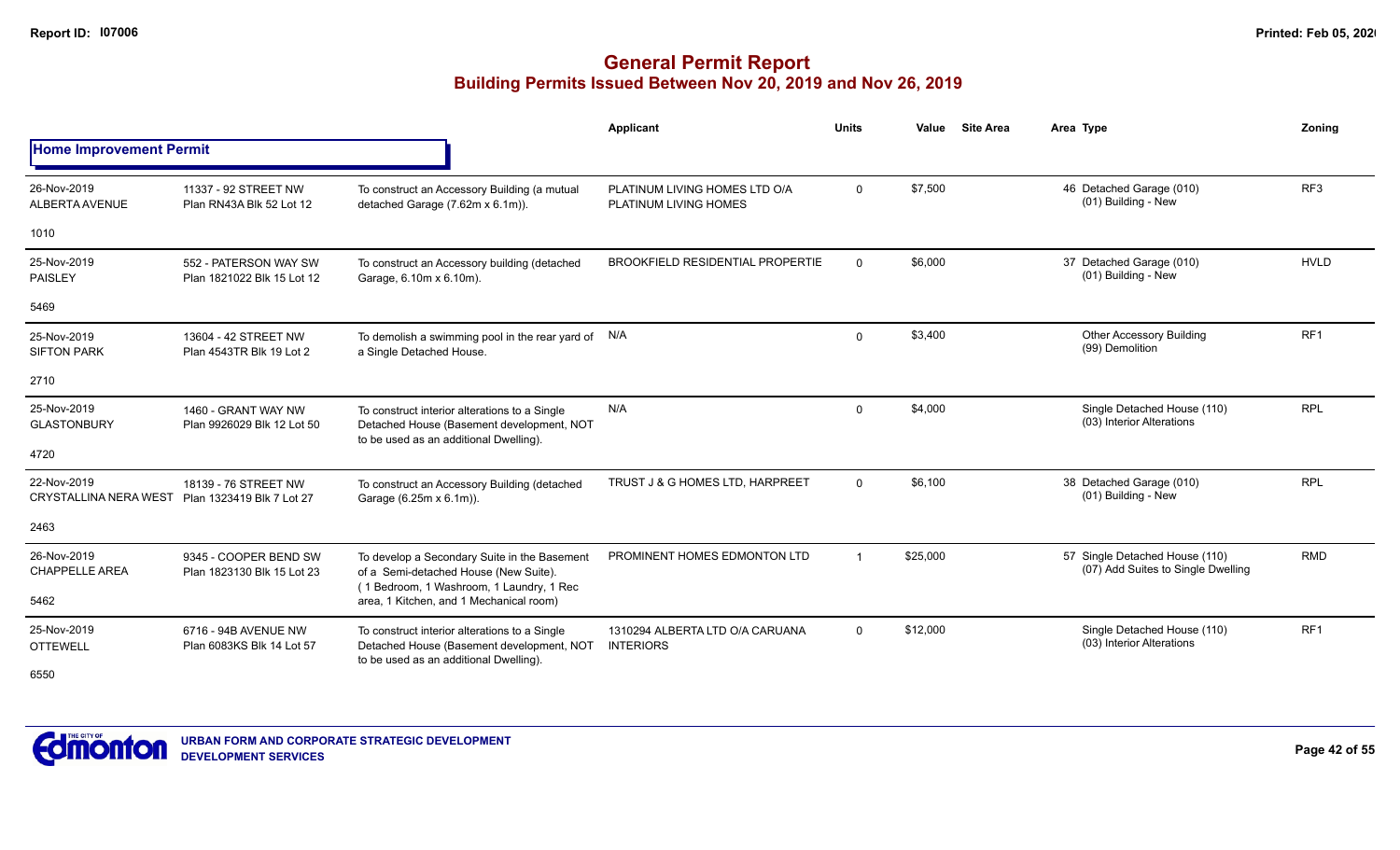# General Permit Report

## Building Permits Issued Between Nov 20, 2019 and Nov 26, 2019

| | | | Applicant | Units | Value | Site Area | Area Type | Zoning |
|---|---|---|---|---|---|---|---|---|
| **Home Improvement Permit** | | | | | | | | |
| 26-Nov-2019 ALBERTA AVENUE 1010 | 11337 - 92 STREET NW Plan RN43A Blk 52 Lot 12 | To construct an Accessory Building (a mutual detached Garage (7.62m x 6.1m)). | PLATINUM LIVING HOMES LTD O/A PLATINUM LIVING HOMES | 0 | $7,500 | | 46 Detached Garage (010) (01) Building - New | RF3 |
| 25-Nov-2019 PAISLEY 5469 | 552 - PATERSON WAY SW Plan 1821022 Blk 15 Lot 12 | To construct an Accessory building (detached Garage, 6.10m x 6.10m). | BROOKFIELD RESIDENTIAL PROPERTIE | 0 | $6,000 | | 37 Detached Garage (010) (01) Building - New | HVLD |
| 25-Nov-2019 SIFTON PARK 2710 | 13604 - 42 STREET NW Plan 4543TR Blk 19 Lot 2 | To demolish a swimming pool in the rear yard of a Single Detached House. | N/A | 0 | $3,400 | | Other Accessory Building (99) Demolition | RF1 |
| 25-Nov-2019 GLASTONBURY 4720 | 1460 - GRANT WAY NW Plan 9926029 Blk 12 Lot 50 | To construct interior alterations to a Single Detached House (Basement development, NOT to be used as an additional Dwelling). | N/A | 0 | $4,000 | | Single Detached House (110) (03) Interior Alterations | RPL |
| 22-Nov-2019 CRYSTALLINA NERA WEST 2463 | 18139 - 76 STREET NW Plan 1323419 Blk 7 Lot 27 | To construct an Accessory Building (detached Garage (6.25m x 6.1m)). | TRUST J & G HOMES LTD, HARPREET | 0 | $6,100 | | 38 Detached Garage (010) (01) Building - New | RPL |
| 26-Nov-2019 CHAPPELLE AREA 5462 | 9345 - COOPER BEND SW Plan 1823130 Blk 15 Lot 23 | To develop a Secondary Suite in the Basement of a Semi-detached House (New Suite). (1 Bedroom, 1 Washroom, 1 Laundry, 1 Rec area, 1 Kitchen, and 1 Mechanical room) | PROMINENT HOMES EDMONTON LTD | 1 | $25,000 | | 57 Single Detached House (110) (07) Add Suites to Single Dwelling | RMD |
| 25-Nov-2019 OTTEWELL 6550 | 6716 - 94B AVENUE NW Plan 6083KS Blk 14 Lot 57 | To construct interior alterations to a Single Detached House (Basement development, NOT to be used as an additional Dwelling). | 1310294 ALBERTA LTD O/A CARUANA INTERIORS | 0 | $12,000 | | Single Detached House (110) (03) Interior Alterations | RF1 |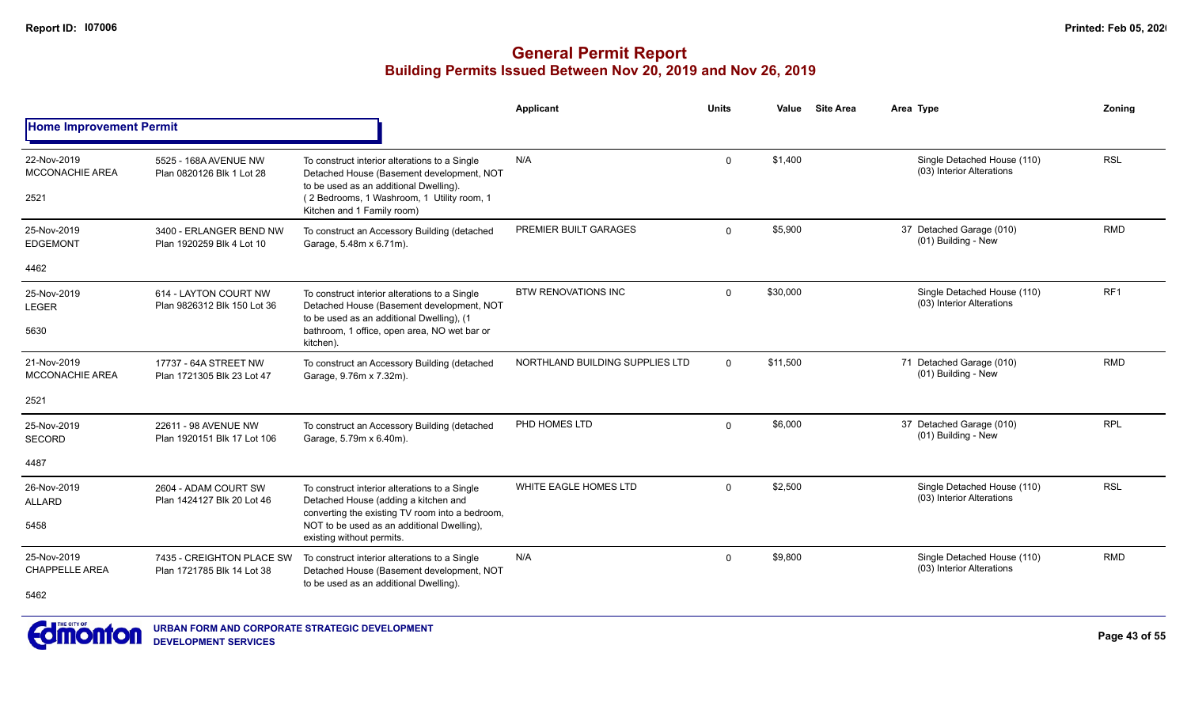# General Permit Report
## Building Permits Issued Between Nov 20, 2019 and Nov 26, 2019

**Home Improvement Permit**

| Date / Neighbourhood / No. | Address / Legal | Description | Applicant | Units | Value | Site Area | Area | Type | Zoning |
|---|---|---|---|---|---|---|---|---|---|
| 22-Nov-2019 MCCONACHIE AREA 2521 | 5525 - 168A AVENUE NW Plan 0820126 Blk 1 Lot 28 | To construct interior alterations to a Single Detached House (Basement development, NOT to be used as an additional Dwelling). ( 2 Bedrooms, 1 Washroom, 1 Utility room, 1 Kitchen and 1 Family room) | N/A | 0 | $1,400 | | | Single Detached House (110) (03) Interior Alterations | RSL |
| 25-Nov-2019 EDGEMONT 4462 | 3400 - ERLANGER BEND NW Plan 1920259 Blk 4 Lot 10 | To construct an Accessory Building (detached Garage, 5.48m x 6.71m). | PREMIER BUILT GARAGES | 0 | $5,900 | | 37 | Detached Garage (010) (01) Building - New | RMD |
| 25-Nov-2019 LEGER 5630 | 614 - LAYTON COURT NW Plan 9826312 Blk 150 Lot 36 | To construct interior alterations to a Single Detached House (Basement development, NOT to be used as an additional Dwelling), (1 bathroom, 1 office, open area, NO wet bar or kitchen). | BTW RENOVATIONS INC | 0 | $30,000 | | | Single Detached House (110) (03) Interior Alterations | RF1 |
| 21-Nov-2019 MCCONACHIE AREA 2521 | 17737 - 64A STREET NW Plan 1721305 Blk 23 Lot 47 | To construct an Accessory Building (detached Garage, 9.76m x 7.32m). | NORTHLAND BUILDING SUPPLIES LTD | 0 | $11,500 | | 71 | Detached Garage (010) (01) Building - New | RMD |
| 25-Nov-2019 SECORD 4487 | 22611 - 98 AVENUE NW Plan 1920151 Blk 17 Lot 106 | To construct an Accessory Building (detached Garage, 5.79m x 6.40m). | PHD HOMES LTD | 0 | $6,000 | | 37 | Detached Garage (010) (01) Building - New | RPL |
| 26-Nov-2019 ALLARD 5458 | 2604 - ADAM COURT SW Plan 1424127 Blk 20 Lot 46 | To construct interior alterations to a Single Detached House (adding a kitchen and converting the existing TV room into a bedroom, NOT to be used as an additional Dwelling), existing without permits. | WHITE EAGLE HOMES LTD | 0 | $2,500 | | | Single Detached House (110) (03) Interior Alterations | RSL |
| 25-Nov-2019 CHAPPELLE AREA 5462 | 7435 - CREIGHTON PLACE SW Plan 1721785 Blk 14 Lot 38 | To construct interior alterations to a Single Detached House (Basement development, NOT to be used as an additional Dwelling). | N/A | 0 | $9,800 | | | Single Detached House (110) (03) Interior Alterations | RMD |

URBAN FORM AND CORPORATE STRATEGIC DEVELOPMENT
DEVELOPMENT SERVICES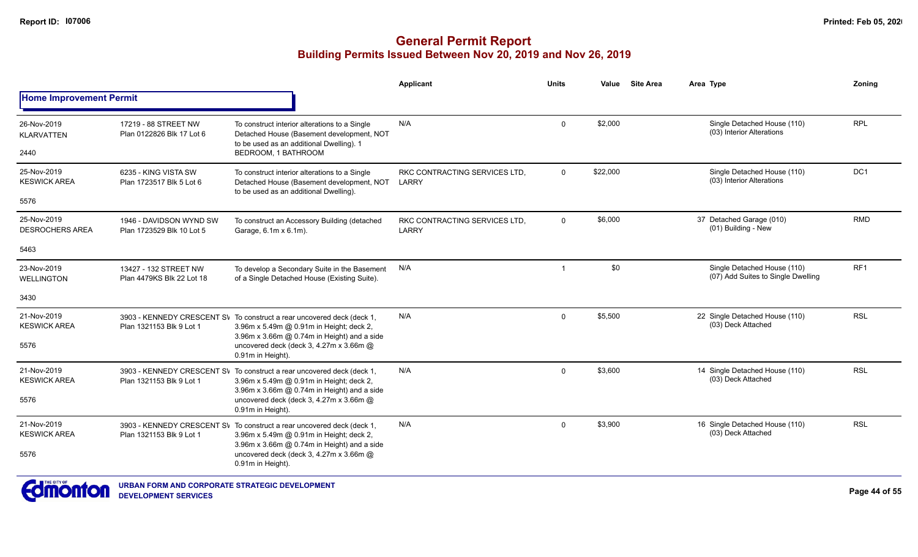## General Permit Report
### Building Permits Issued Between Nov 20, 2019 and Nov 26, 2019

**Home Improvement Permit**

| | | | Applicant | Units | Value | Site Area | Area | Type | Zoning |
|---|---|---|---|---|---|---|---|---|---|
| 26-Nov-2019 KLARVATTEN 2440 | 17219 - 88 STREET NW Plan 0122826 Blk 17 Lot 6 | To construct interior alterations to a Single Detached House (Basement development, NOT to be used as an additional Dwelling). 1 BEDROOM, 1 BATHROOM | N/A | 0 | $2,000 | | | Single Detached House (110) (03) Interior Alterations | RPL |
| 25-Nov-2019 KESWICK AREA 5576 | 6235 - KING VISTA SW Plan 1723517 Blk 5 Lot 6 | To construct interior alterations to a Single Detached House (Basement development, NOT to be used as an additional Dwelling). | RKC CONTRACTING SERVICES LTD, LARRY | 0 | $22,000 | | | Single Detached House (110) (03) Interior Alterations | DC1 |
| 25-Nov-2019 DESROCHERS AREA 5463 | 1946 - DAVIDSON WYND SW Plan 1723529 Blk 10 Lot 5 | To construct an Accessory Building (detached Garage, 6.1m x 6.1m). | RKC CONTRACTING SERVICES LTD, LARRY | 0 | $6,000 | | 37 | Detached Garage (010) (01) Building - New | RMD |
| 23-Nov-2019 WELLINGTON 3430 | 13427 - 132 STREET NW Plan 4479KS Blk 22 Lot 18 | To develop a Secondary Suite in the Basement of a Single Detached House (Existing Suite). | N/A | 1 | $0 | | | Single Detached House (110) (07) Add Suites to Single Dwelling | RF1 |
| 21-Nov-2019 KESWICK AREA 5576 | 3903 - KENNEDY CRESCENT SW Plan 1321153 Blk 9 Lot 1 | To construct a rear uncovered deck (deck 1, 3.96m x 5.49m @ 0.91m in Height; deck 2, 3.96m x 3.66m @ 0.74m in Height) and a side uncovered deck (deck 3, 4.27m x 3.66m @ 0.91m in Height). | N/A | 0 | $5,500 | | 22 | Single Detached House (110) (03) Deck Attached | RSL |
| 21-Nov-2019 KESWICK AREA 5576 | 3903 - KENNEDY CRESCENT SW Plan 1321153 Blk 9 Lot 1 | To construct a rear uncovered deck (deck 1, 3.96m x 5.49m @ 0.91m in Height; deck 2, 3.96m x 3.66m @ 0.74m in Height) and a side uncovered deck (deck 3, 4.27m x 3.66m @ 0.91m in Height). | N/A | 0 | $3,600 | | 14 | Single Detached House (110) (03) Deck Attached | RSL |
| 21-Nov-2019 KESWICK AREA 5576 | 3903 - KENNEDY CRESCENT SW Plan 1321153 Blk 9 Lot 1 | To construct a rear uncovered deck (deck 1, 3.96m x 5.49m @ 0.91m in Height; deck 2, 3.96m x 3.66m @ 0.74m in Height) and a side uncovered deck (deck 3, 4.27m x 3.66m @ 0.91m in Height). | N/A | 0 | $3,900 | | 16 | Single Detached House (110) (03) Deck Attached | RSL |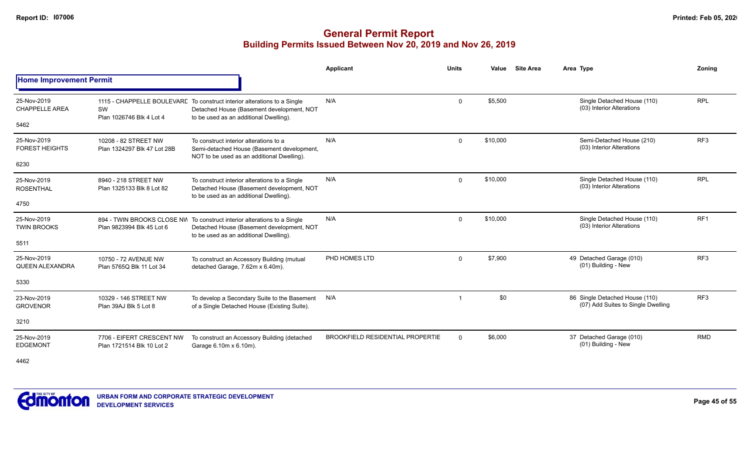# General Permit Report

## Building Permits Issued Between Nov 20, 2019 and Nov 26, 2019

### Home Improvement Permit

| | | | Applicant | Units | Value | Site Area | Area Type | Zoning |
|---|---|---|---|---|---|---|---|---|
| 25-Nov-2019 CHAPPELLE AREA 5462 | 1115 - CHAPPELLE BOULEVARD SW Plan 1026746 Blk 4 Lot 4 | To construct interior alterations to a Single Detached House (Basement development, NOT to be used as an additional Dwelling). | N/A | 0 | $5,500 | | Single Detached House (110) (03) Interior Alterations | RPL |
| 25-Nov-2019 FOREST HEIGHTS 6230 | 10208 - 82 STREET NW Plan 1324297 Blk 47 Lot 28B | To construct interior alterations to a Semi-detached House (Basement development, NOT to be used as an additional Dwelling). | N/A | 0 | $10,000 | | Semi-Detached House (210) (03) Interior Alterations | RF3 |
| 25-Nov-2019 ROSENTHAL 4750 | 8940 - 218 STREET NW Plan 1325133 Blk 8 Lot 82 | To construct interior alterations to a Single Detached House (Basement development, NOT to be used as an additional Dwelling). | N/A | 0 | $10,000 | | Single Detached House (110) (03) Interior Alterations | RPL |
| 25-Nov-2019 TWIN BROOKS 5511 | 894 - TWIN BROOKS CLOSE NW Plan 9823994 Blk 45 Lot 6 | To construct interior alterations to a Single Detached House (Basement development, NOT to be used as an additional Dwelling). | N/A | 0 | $10,000 | | Single Detached House (110) (03) Interior Alterations | RF1 |
| 25-Nov-2019 QUEEN ALEXANDRA 5330 | 10750 - 72 AVENUE NW Plan 5765Q Blk 11 Lot 34 | To construct an Accessory Building (mutual detached Garage, 7.62m x 6.40m). | PHD HOMES LTD | 0 | $7,900 | 49 | Detached Garage (010) (01) Building - New | RF3 |
| 23-Nov-2019 GROVENOR 3210 | 10329 - 146 STREET NW Plan 39AJ Blk 5 Lot 8 | To develop a Secondary Suite to the Basement of a Single Detached House (Existing Suite). | N/A | 1 | $0 | 86 | Single Detached House (110) (07) Add Suites to Single Dwelling | RF3 |
| 25-Nov-2019 EDGEMONT 4462 | 7706 - EIFERT CRESCENT NW Plan 1721514 Blk 10 Lot 2 | To construct an Accessory Building (detached Garage 6.10m x 6.10m). | BROOKFIELD RESIDENTIAL PROPERTIE | 0 | $6,000 | 37 | Detached Garage (010) (01) Building - New | RMD |

URBAN FORM AND CORPORATE STRATEGIC DEVELOPMENT
DEVELOPMENT SERVICES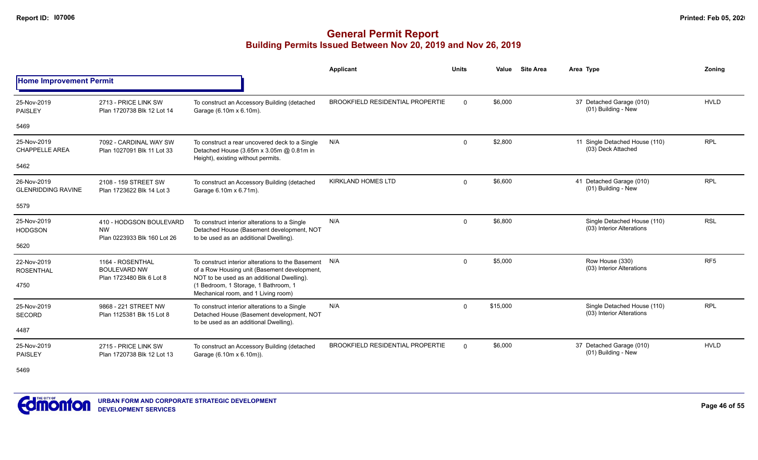# General Permit Report
## Building Permits Issued Between Nov 20, 2019 and Nov 26, 2019

**Home Improvement Permit**

| Date / Neighbourhood | Address | Description | Applicant | Units | Value | Site Area | Area Type | Zoning |
|---|---|---|---|---|---|---|---|---|
| 25-Nov-2019 PAISLEY 5469 | 2713 - PRICE LINK SW Plan 1720738 Blk 12 Lot 14 | To construct an Accessory Building (detached Garage (6.10m x 6.10m). | BROOKFIELD RESIDENTIAL PROPERTIE | 0 | $6,000 | | 37 Detached Garage (010) (01) Building - New | HVLD |
| 25-Nov-2019 CHAPPELLE AREA 5462 | 7092 - CARDINAL WAY SW Plan 1027091 Blk 11 Lot 33 | To construct a rear uncovered deck to a Single Detached House (3.65m x 3.05m @ 0.81m in Height), existing without permits. | N/A | 0 | $2,800 | | 11 Single Detached House (110) (03) Deck Attached | RPL |
| 26-Nov-2019 GLENRIDDING RAVINE 5579 | 2108 - 159 STREET SW Plan 1723622 Blk 14 Lot 3 | To construct an Accessory Building (detached Garage 6.10m x 6.71m). | KIRKLAND HOMES LTD | 0 | $6,600 | | 41 Detached Garage (010) (01) Building - New | RPL |
| 25-Nov-2019 HODGSON 5620 | 410 - HODGSON BOULEVARD NW Plan 0223933 Blk 160 Lot 26 | To construct interior alterations to a Single Detached House (Basement development, NOT to be used as an additional Dwelling). | N/A | 0 | $6,800 | | Single Detached House (110) (03) Interior Alterations | RSL |
| 22-Nov-2019 ROSENTHAL 4750 | 1164 - ROSENTHAL BOULEVARD NW Plan 1723480 Blk 6 Lot 8 | To construct interior alterations to the Basement of a Row Housing unit (Basement development, NOT to be used as an additional Dwelling). (1 Bedroom, 1 Storage, 1 Bathroom, 1 Mechanical room, and 1 Living room) | N/A | 0 | $5,000 | | Row House (330) (03) Interior Alterations | RF5 |
| 25-Nov-2019 SECORD 4487 | 9868 - 221 STREET NW Plan 1125381 Blk 15 Lot 8 | To construct interior alterations to a Single Detached House (Basement development, NOT to be used as an additional Dwelling). | N/A | 0 | $15,000 | | Single Detached House (110) (03) Interior Alterations | RPL |
| 25-Nov-2019 PAISLEY 5469 | 2715 - PRICE LINK SW Plan 1720738 Blk 12 Lot 13 | To construct an Accessory Building (detached Garage (6.10m x 6.10m)). | BROOKFIELD RESIDENTIAL PROPERTIE | 0 | $6,000 | | 37 Detached Garage (010) (01) Building - New | HVLD |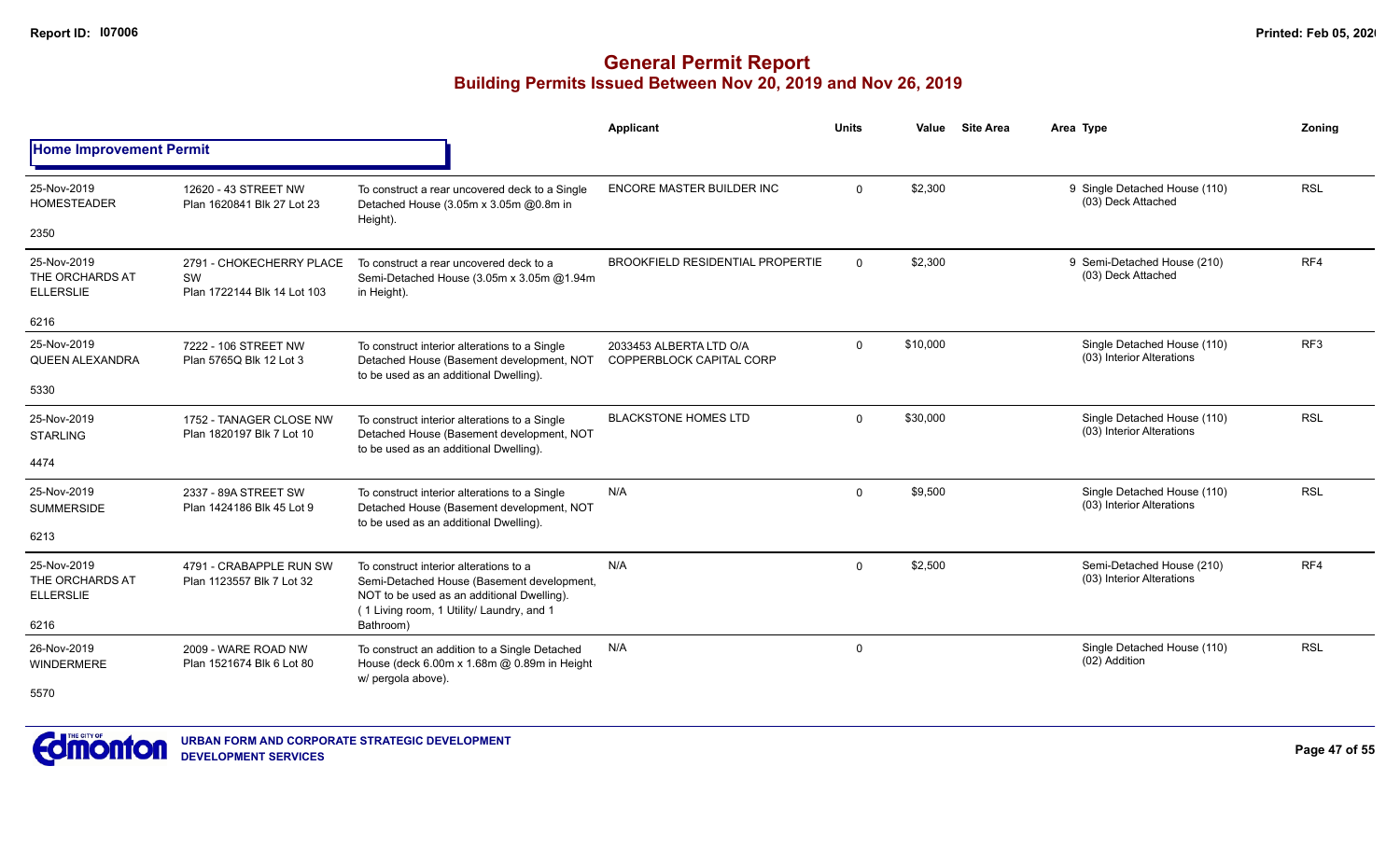# General Permit Report

## Building Permits Issued Between Nov 20, 2019 and Nov 26, 2019

### Home Improvement Permit

| Date / Neighbourhood | Address / Legal | Description | Applicant | Units | Value | Site Area | Area | Type | Zoning |
|---|---|---|---|---|---|---|---|---|---|
| 25-Nov-2019 HOMESTEADER 2350 | 12620 - 43 STREET NW Plan 1620841 Blk 27 Lot 23 | To construct a rear uncovered deck to a Single Detached House (3.05m x 3.05m @0.8m in Height). | ENCORE MASTER BUILDER INC | 0 | $2,300 | | 9 | Single Detached House (110) (03) Deck Attached | RSL |
| 25-Nov-2019 THE ORCHARDS AT ELLERSLIE 6216 | 2791 - CHOKECHERRY PLACE SW Plan 1722144 Blk 14 Lot 103 | To construct a rear uncovered deck to a Semi-Detached House (3.05m x 3.05m @1.94m in Height). | BROOKFIELD RESIDENTIAL PROPERTIE | 0 | $2,300 | | 9 | Semi-Detached House (210) (03) Deck Attached | RF4 |
| 25-Nov-2019 QUEEN ALEXANDRA 5330 | 7222 - 106 STREET NW Plan 5765Q Blk 12 Lot 3 | To construct interior alterations to a Single Detached House (Basement development, NOT to be used as an additional Dwelling). | 2033453 ALBERTA LTD O/A COPPERBLOCK CAPITAL CORP | 0 | $10,000 | | | Single Detached House (110) (03) Interior Alterations | RF3 |
| 25-Nov-2019 STARLING 4474 | 1752 - TANAGER CLOSE NW Plan 1820197 Blk 7 Lot 10 | To construct interior alterations to a Single Detached House (Basement development, NOT to be used as an additional Dwelling). | BLACKSTONE HOMES LTD | 0 | $30,000 | | | Single Detached House (110) (03) Interior Alterations | RSL |
| 25-Nov-2019 SUMMERSIDE 6213 | 2337 - 89A STREET SW Plan 1424186 Blk 45 Lot 9 | To construct interior alterations to a Single Detached House (Basement development, NOT to be used as an additional Dwelling). | N/A | 0 | $9,500 | | | Single Detached House (110) (03) Interior Alterations | RSL |
| 25-Nov-2019 THE ORCHARDS AT ELLERSLIE 6216 | 4791 - CRABAPPLE RUN SW Plan 1123557 Blk 7 Lot 32 | To construct interior alterations to a Semi-Detached House (Basement development, NOT to be used as an additional Dwelling). ( 1 Living room, 1 Utility/ Laundry, and 1 Bathroom) | N/A | 0 | $2,500 | | | Semi-Detached House (210) (03) Interior Alterations | RF4 |
| 26-Nov-2019 WINDERMERE 5570 | 2009 - WARE ROAD NW Plan 1521674 Blk 6 Lot 80 | To construct an addition to a Single Detached House (deck 6.00m x 1.68m @ 0.89m in Height w/ pergola above). | N/A | 0 | | | | Single Detached House (110) (02) Addition | RSL |

URBAN FORM AND CORPORATE STRATEGIC DEVELOPMENT
DEVELOPMENT SERVICES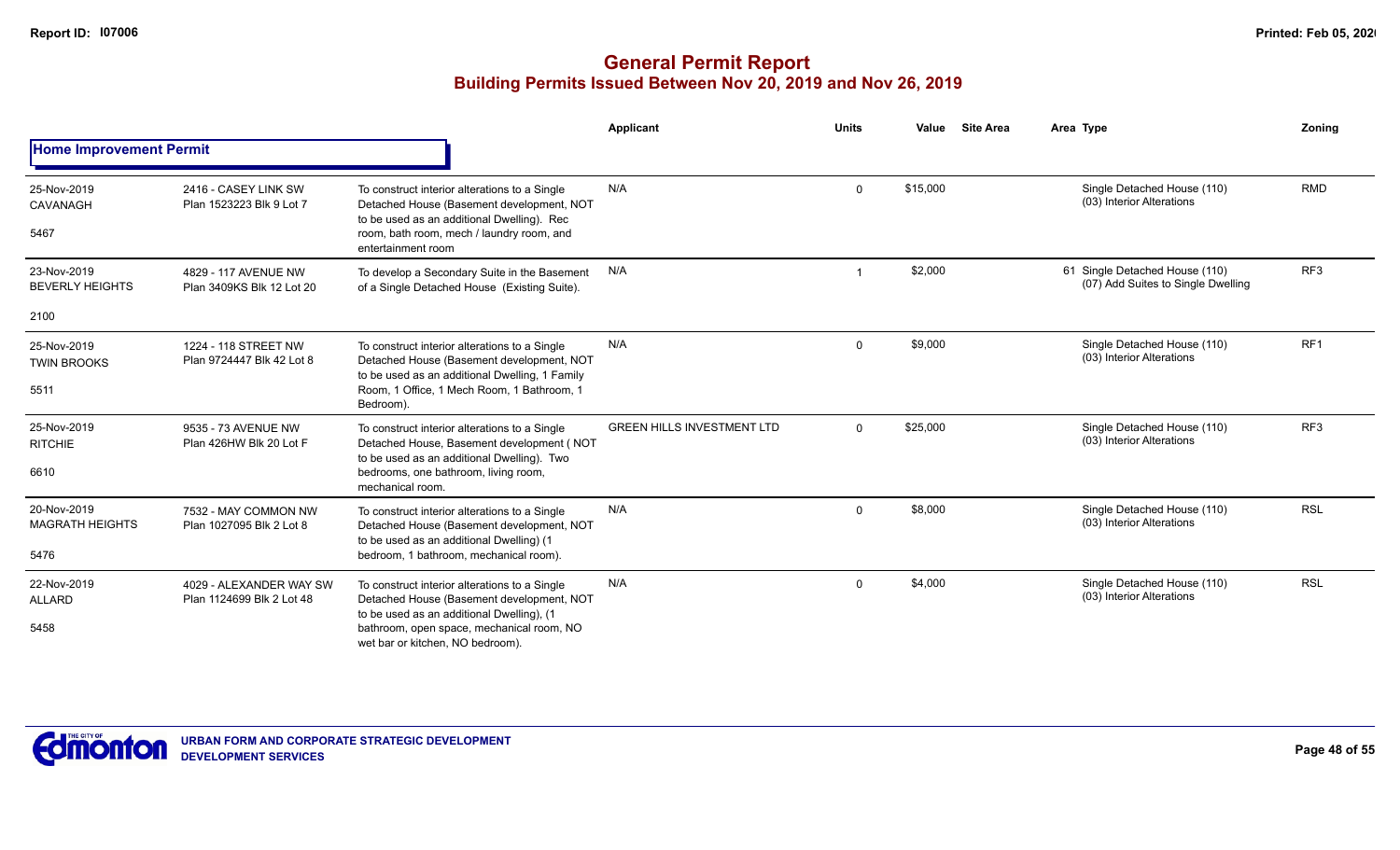# General Permit Report

## Building Permits Issued Between Nov 20, 2019 and Nov 26, 2019

### Home Improvement Permit

| Date / Neighbourhood | Address / Legal | Description | Applicant | Units | Value | Site Area | Area | Type | Zoning |
|---|---|---|---|---|---|---|---|---|---|
| 25-Nov-2019 CAVANAGH 5467 | 2416 - CASEY LINK SW Plan 1523223 Blk 9 Lot 7 | To construct interior alterations to a Single Detached House (Basement development, NOT to be used as an additional Dwelling). Rec room, bath room, mech / laundry room, and entertainment room | N/A | 0 | $15,000 | | | Single Detached House (110) (03) Interior Alterations | RMD |
| 23-Nov-2019 BEVERLY HEIGHTS 2100 | 4829 - 117 AVENUE NW Plan 3409KS Blk 12 Lot 20 | To develop a Secondary Suite in the Basement of a Single Detached House (Existing Suite). | N/A | 1 | $2,000 | | 61 | Single Detached House (110) (07) Add Suites to Single Dwelling | RF3 |
| 25-Nov-2019 TWIN BROOKS 5511 | 1224 - 118 STREET NW Plan 9724447 Blk 42 Lot 8 | To construct interior alterations to a Single Detached House (Basement development, NOT to be used as an additional Dwelling, 1 Family Room, 1 Office, 1 Mech Room, 1 Bathroom, 1 Bedroom). | N/A | 0 | $9,000 | | | Single Detached House (110) (03) Interior Alterations | RF1 |
| 25-Nov-2019 RITCHIE 6610 | 9535 - 73 AVENUE NW Plan 426HW Blk 20 Lot F | To construct interior alterations to a Single Detached House, Basement development ( NOT to be used as an additional Dwelling). Two bedrooms, one bathroom, living room, mechanical room. | GREEN HILLS INVESTMENT LTD | 0 | $25,000 | | | Single Detached House (110) (03) Interior Alterations | RF3 |
| 20-Nov-2019 MAGRATH HEIGHTS 5476 | 7532 - MAY COMMON NW Plan 1027095 Blk 2 Lot 8 | To construct interior alterations to a Single Detached House (Basement development, NOT to be used as an additional Dwelling) (1 bedroom, 1 bathroom, mechanical room). | N/A | 0 | $8,000 | | | Single Detached House (110) (03) Interior Alterations | RSL |
| 22-Nov-2019 ALLARD 5458 | 4029 - ALEXANDER WAY SW Plan 1124699 Blk 2 Lot 48 | To construct interior alterations to a Single Detached House (Basement development, NOT to be used as an additional Dwelling), (1 bathroom, open space, mechanical room, NO wet bar or kitchen, NO bedroom). | N/A | 0 | $4,000 | | | Single Detached House (110) (03) Interior Alterations | RSL |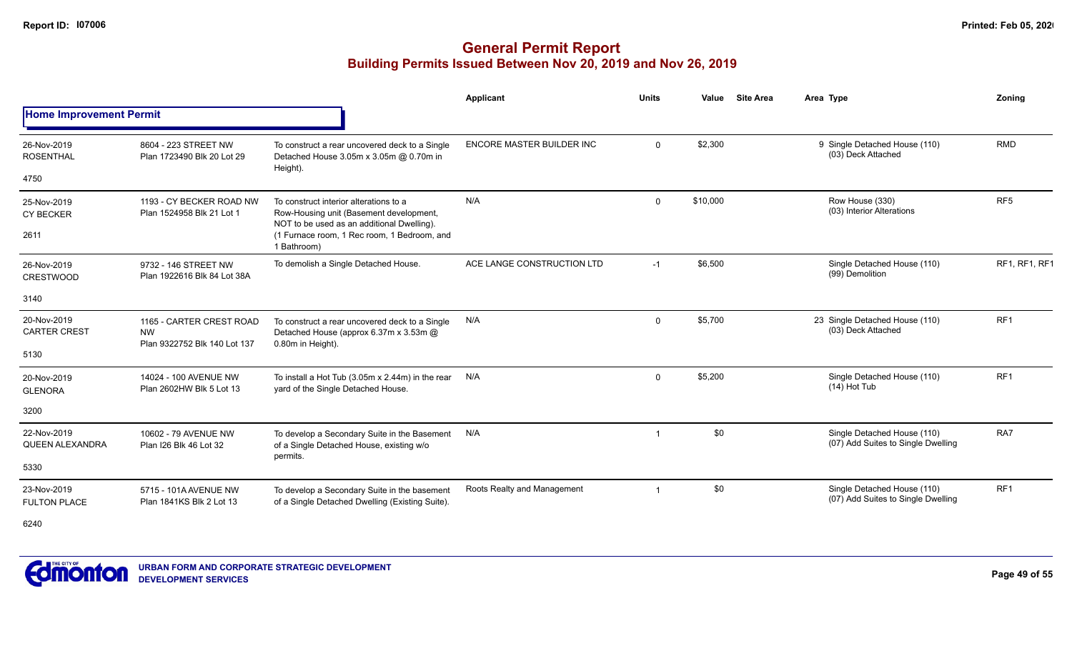# General Permit Report
## Building Permits Issued Between Nov 20, 2019 and Nov 26, 2019

| | | | Applicant | Units | Value | Site Area | Area Type | Zoning |
|---|---|---|---|---|---|---|---|---|
| **Home Improvement Permit** | | | | | | | | |
| 26-Nov-2019 ROSENTHAL 4750 | 8604 - 223 STREET NW Plan 1723490 Blk 20 Lot 29 | To construct a rear uncovered deck to a Single Detached House 3.05m x 3.05m @ 0.70m in Height). | ENCORE MASTER BUILDER INC | 0 | $2,300 | | 9 Single Detached House (110) (03) Deck Attached | RMD |
| 25-Nov-2019 CY BECKER 2611 | 1193 - CY BECKER ROAD NW Plan 1524958 Blk 21 Lot 1 | To construct interior alterations to a Row-Housing unit (Basement development, NOT to be used as an additional Dwelling). (1 Furnace room, 1 Rec room, 1 Bedroom, and 1 Bathroom) | N/A | 0 | $10,000 | | Row House (330) (03) Interior Alterations | RF5 |
| 26-Nov-2019 CRESTWOOD 3140 | 9732 - 146 STREET NW Plan 1922616 Blk 84 Lot 38A | To demolish a Single Detached House. | ACE LANGE CONSTRUCTION LTD | -1 | $6,500 | | Single Detached House (110) (99) Demolition | RF1, RF1, RF1 |
| 20-Nov-2019 CARTER CREST 5130 | 1165 - CARTER CREST ROAD NW Plan 9322752 Blk 140 Lot 137 | To construct a rear uncovered deck to a Single Detached House (approx 6.37m x 3.53m @ 0.80m in Height). | N/A | 0 | $5,700 | | 23 Single Detached House (110) (03) Deck Attached | RF1 |
| 20-Nov-2019 GLENORA 3200 | 14024 - 100 AVENUE NW Plan 2602HW Blk 5 Lot 13 | To install a Hot Tub (3.05m x 2.44m) in the rear yard of the Single Detached House. | N/A | 0 | $5,200 | | Single Detached House (110) (14) Hot Tub | RF1 |
| 22-Nov-2019 QUEEN ALEXANDRA 5330 | 10602 - 79 AVENUE NW Plan I26 Blk 46 Lot 32 | To develop a Secondary Suite in the Basement of a Single Detached House, existing w/o permits. | N/A | 1 | $0 | | Single Detached House (110) (07) Add Suites to Single Dwelling | RA7 |
| 23-Nov-2019 FULTON PLACE 6240 | 5715 - 101A AVENUE NW Plan 1841KS Blk 2 Lot 13 | To develop a Secondary Suite in the basement of a Single Detached Dwelling (Existing Suite). | Roots Realty and Management | 1 | $0 | | Single Detached House (110) (07) Add Suites to Single Dwelling | RF1 |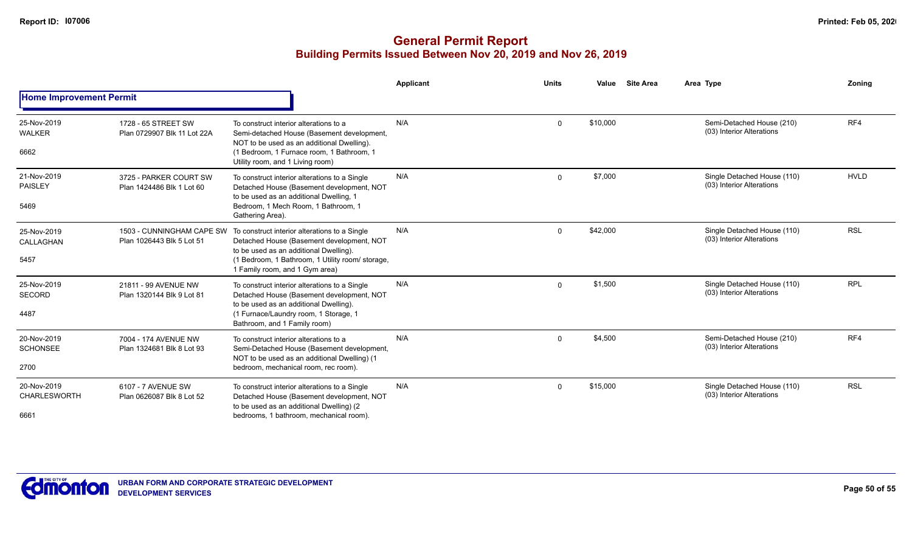# General Permit Report

## Building Permits Issued Between Nov 20, 2019 and Nov 26, 2019

**Home Improvement Permit**

| Date / Neighbourhood / Code | Address / Legal | Description | Applicant | Units | Value | Site Area | Area Type | Zoning |
|---|---|---|---|---|---|---|---|---|
| 25-Nov-2019 WALKER 6662 | 1728 - 65 STREET SW Plan 0729907 Blk 11 Lot 22A | To construct interior alterations to a Semi-detached House (Basement development, NOT to be used as an additional Dwelling). (1 Bedroom, 1 Furnace room, 1 Bathroom, 1 Utility room, and 1 Living room) | N/A | 0 | $10,000 | | Semi-Detached House (210) (03) Interior Alterations | RF4 |
| 21-Nov-2019 PAISLEY 5469 | 3725 - PARKER COURT SW Plan 1424486 Blk 1 Lot 60 | To construct interior alterations to a Single Detached House (Basement development, NOT to be used as an additional Dwelling, 1 Bedroom, 1 Mech Room, 1 Bathroom, 1 Gathering Area). | N/A | 0 | $7,000 | | Single Detached House (110) (03) Interior Alterations | HVLD |
| 25-Nov-2019 CALLAGHAN 5457 | 1503 - CUNNINGHAM CAPE SW Plan 1026443 Blk 5 Lot 51 | To construct interior alterations to a Single Detached House (Basement development, NOT to be used as an additional Dwelling). (1 Bedroom, 1 Bathroom, 1 Utility room/ storage, 1 Family room, and 1 Gym area) | N/A | 0 | $42,000 | | Single Detached House (110) (03) Interior Alterations | RSL |
| 25-Nov-2019 SECORD 4487 | 21811 - 99 AVENUE NW Plan 1320144 Blk 9 Lot 81 | To construct interior alterations to a Single Detached House (Basement development, NOT to be used as an additional Dwelling). (1 Furnace/Laundry room, 1 Storage, 1 Bathroom, and 1 Family room) | N/A | 0 | $1,500 | | Single Detached House (110) (03) Interior Alterations | RPL |
| 20-Nov-2019 SCHONSEE 2700 | 7004 - 174 AVENUE NW Plan 1324681 Blk 8 Lot 93 | To construct interior alterations to a Semi-Detached House (Basement development, NOT to be used as an additional Dwelling) (1 bedroom, mechanical room, rec room). | N/A | 0 | $4,500 | | Semi-Detached House (210) (03) Interior Alterations | RF4 |
| 20-Nov-2019 CHARLESWORTH 6661 | 6107 - 7 AVENUE SW Plan 0626087 Blk 8 Lot 52 | To construct interior alterations to a Single Detached House (Basement development, NOT to be used as an additional Dwelling) (2 bedrooms, 1 bathroom, mechanical room). | N/A | 0 | $15,000 | | Single Detached House (110) (03) Interior Alterations | RSL |

URBAN FORM AND CORPORATE STRATEGIC DEVELOPMENT
DEVELOPMENT SERVICES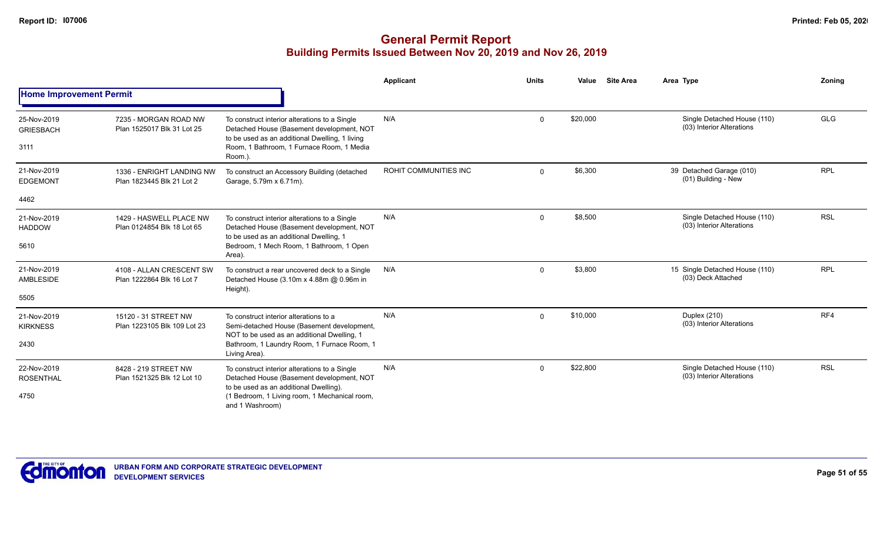# General Permit Report

## Building Permits Issued Between Nov 20, 2019 and Nov 26, 2019

### Home Improvement Permit

| Date / Neighbourhood / Code | Address / Legal | Description | Applicant | Units | Value | Site Area | Area Type | Zoning |
|---|---|---|---|---|---|---|---|---|
| 25-Nov-2019 GRIESBACH 3111 | 7235 - MORGAN ROAD NW Plan 1525017 Blk 31 Lot 25 | To construct interior alterations to a Single Detached House (Basement development, NOT to be used as an additional Dwelling, 1 living Room, 1 Bathroom, 1 Furnace Room, 1 Media Room.). | N/A | 0 | $20,000 | | Single Detached House (110) (03) Interior Alterations | GLG |
| 21-Nov-2019 EDGEMONT 4462 | 1336 - ENRIGHT LANDING NW Plan 1823445 Blk 21 Lot 2 | To construct an Accessory Building (detached Garage, 5.79m x 6.71m). | ROHIT COMMUNITIES INC | 0 | $6,300 | | 39 Detached Garage (010) (01) Building - New | RPL |
| 21-Nov-2019 HADDOW 5610 | 1429 - HASWELL PLACE NW Plan 0124854 Blk 18 Lot 65 | To construct interior alterations to a Single Detached House (Basement development, NOT to be used as an additional Dwelling, 1 Bedroom, 1 Mech Room, 1 Bathroom, 1 Open Area). | N/A | 0 | $8,500 | | Single Detached House (110) (03) Interior Alterations | RSL |
| 21-Nov-2019 AMBLESIDE 5505 | 4108 - ALLAN CRESCENT SW Plan 1222864 Blk 16 Lot 7 | To construct a rear uncovered deck to a Single Detached House (3.10m x 4.88m @ 0.96m in Height). | N/A | 0 | $3,800 | | 15 Single Detached House (110) (03) Deck Attached | RPL |
| 21-Nov-2019 KIRKNESS 2430 | 15120 - 31 STREET NW Plan 1223105 Blk 109 Lot 23 | To construct interior alterations to a Semi-detached House (Basement development, NOT to be used as an additional Dwelling, 1 Bathroom, 1 Laundry Room, 1 Furnace Room, 1 Living Area). | N/A | 0 | $10,000 | | Duplex (210) (03) Interior Alterations | RF4 |
| 22-Nov-2019 ROSENTHAL 4750 | 8428 - 219 STREET NW Plan 1521325 Blk 12 Lot 10 | To construct interior alterations to a Single Detached House (Basement development, NOT to be used as an additional Dwelling). (1 Bedroom, 1 Living room, 1 Mechanical room, and 1 Washroom) | N/A | 0 | $22,800 | | Single Detached House (110) (03) Interior Alterations | RSL |

URBAN FORM AND CORPORATE STRATEGIC DEVELOPMENT
DEVELOPMENT SERVICES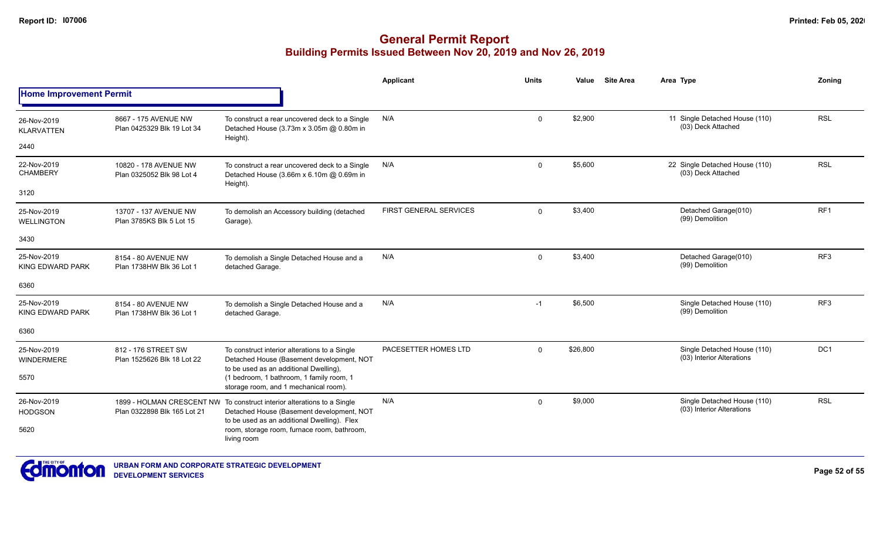# General Permit Report

## Building Permits Issued Between Nov 20, 2019 and Nov 26, 2019

| | | | Applicant | Units | Value | Site Area | Area Type | Zoning |
|---|---|---|---|---|---|---|---|---|
| **Home Improvement Permit** | | | | | | | | |
| 26-Nov-2019 KLARVATTEN 2440 | 8667 - 175 AVENUE NW Plan 0425329 Blk 19 Lot 34 | To construct a rear uncovered deck to a Single Detached House (3.73m x 3.05m @ 0.80m in Height). | N/A | 0 | $2,900 | 11 | Single Detached House (110) (03) Deck Attached | RSL |
| 22-Nov-2019 CHAMBERY 3120 | 10820 - 178 AVENUE NW Plan 0325052 Blk 98 Lot 4 | To construct a rear uncovered deck to a Single Detached House (3.66m x 6.10m @ 0.69m in Height). | N/A | 0 | $5,600 | 22 | Single Detached House (110) (03) Deck Attached | RSL |
| 25-Nov-2019 WELLINGTON 3430 | 13707 - 137 AVENUE NW Plan 3785KS Blk 5 Lot 15 | To demolish an Accessory building (detached Garage). | FIRST GENERAL SERVICES | 0 | $3,400 | | Detached Garage(010) (99) Demolition | RF1 |
| 25-Nov-2019 KING EDWARD PARK 6360 | 8154 - 80 AVENUE NW Plan 1738HW Blk 36 Lot 1 | To demolish a Single Detached House and a detached Garage. | N/A | 0 | $3,400 | | Detached Garage(010) (99) Demolition | RF3 |
| 25-Nov-2019 KING EDWARD PARK 6360 | 8154 - 80 AVENUE NW Plan 1738HW Blk 36 Lot 1 | To demolish a Single Detached House and a detached Garage. | N/A | -1 | $6,500 | | Single Detached House (110) (99) Demolition | RF3 |
| 25-Nov-2019 WINDERMERE 5570 | 812 - 176 STREET SW Plan 1525626 Blk 18 Lot 22 | To construct interior alterations to a Single Detached House (Basement development, NOT to be used as an additional Dwelling), (1 bedroom, 1 bathroom, 1 family room, 1 storage room, and 1 mechanical room). | PACESETTER HOMES LTD | 0 | $26,800 | | Single Detached House (110) (03) Interior Alterations | DC1 |
| 26-Nov-2019 HODGSON 5620 | 1899 - HOLMAN CRESCENT NW Plan 0322898 Blk 165 Lot 21 | To construct interior alterations to a Single Detached House (Basement development, NOT to be used as an additional Dwelling). Flex room, storage room, furnace room, bathroom, living room | N/A | 0 | $9,000 | | Single Detached House (110) (03) Interior Alterations | RSL |

URBAN FORM AND CORPORATE STRATEGIC DEVELOPMENT
DEVELOPMENT SERVICES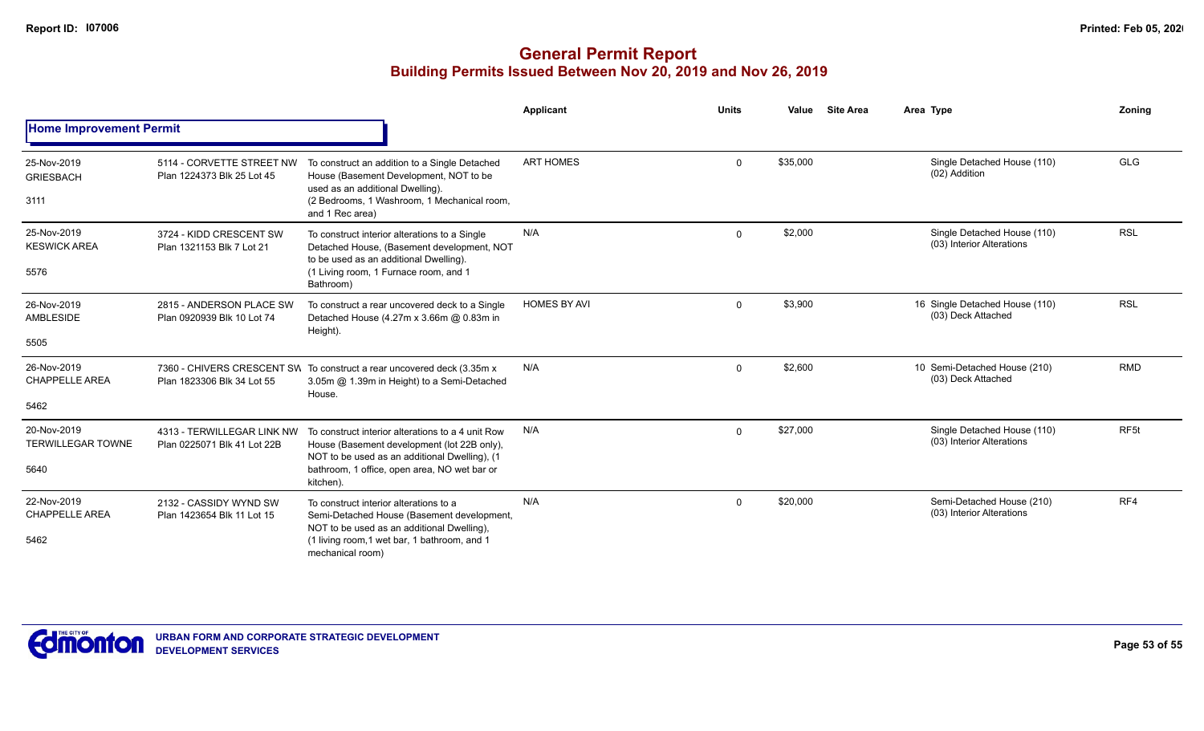# General Permit Report
## Building Permits Issued Between Nov 20, 2019 and Nov 26, 2019

**Home Improvement Permit**

| | | | Applicant | Units | Value | Site Area | Area Type | Zoning |
|---|---|---|---|---|---|---|---|---|
| 25-Nov-2019<br>GRIESBACH<br>3111 | 5114 - CORVETTE STREET NW<br>Plan 1224373 Blk 25 Lot 45 | To construct an addition to a Single Detached House (Basement Development, NOT to be used as an additional Dwelling).<br>(2 Bedrooms, 1 Washroom, 1 Mechanical room, and 1 Rec area) | ART HOMES | 0 | $35,000 | | Single Detached House (110)<br>(02) Addition | GLG |
| 25-Nov-2019<br>KESWICK AREA<br>5576 | 3724 - KIDD CRESCENT SW<br>Plan 1321153 Blk 7 Lot 21 | To construct interior alterations to a Single Detached House, (Basement development, NOT to be used as an additional Dwelling).<br>(1 Living room, 1 Furnace room, and 1 Bathroom) | N/A | 0 | $2,000 | | Single Detached House (110)<br>(03) Interior Alterations | RSL |
| 26-Nov-2019<br>AMBLESIDE<br>5505 | 2815 - ANDERSON PLACE SW<br>Plan 0920939 Blk 10 Lot 74 | To construct a rear uncovered deck to a Single Detached House (4.27m x 3.66m @ 0.83m in Height). | HOMES BY AVI | 0 | $3,900 | 16 | Single Detached House (110)<br>(03) Deck Attached | RSL |
| 26-Nov-2019<br>CHAPPELLE AREA<br>5462 | 7360 - CHIVERS CRESCENT SW<br>Plan 1823306 Blk 34 Lot 55 | To construct a rear uncovered deck (3.35m x 3.05m @ 1.39m in Height) to a Semi-Detached House. | N/A | 0 | $2,600 | 10 | Semi-Detached House (210)<br>(03) Deck Attached | RMD |
| 20-Nov-2019<br>TERWILLEGAR TOWNE<br>5640 | 4313 - TERWILLEGAR LINK NW<br>Plan 0225071 Blk 41 Lot 22B | To construct interior alterations to a 4 unit Row House (Basement development (lot 22B only), NOT to be used as an additional Dwelling), (1 bathroom, 1 office, open area, NO wet bar or kitchen). | N/A | 0 | $27,000 | | Single Detached House (110)<br>(03) Interior Alterations | RF5t |
| 22-Nov-2019<br>CHAPPELLE AREA<br>5462 | 2132 - CASSIDY WYND SW<br>Plan 1423654 Blk 11 Lot 15 | To construct interior alterations to a Semi-Detached House (Basement development, NOT to be used as an additional Dwelling),<br>(1 living room,1 wet bar, 1 bathroom, and 1 mechanical room) | N/A | 0 | $20,000 | | Semi-Detached House (210)<br>(03) Interior Alterations | RF4 |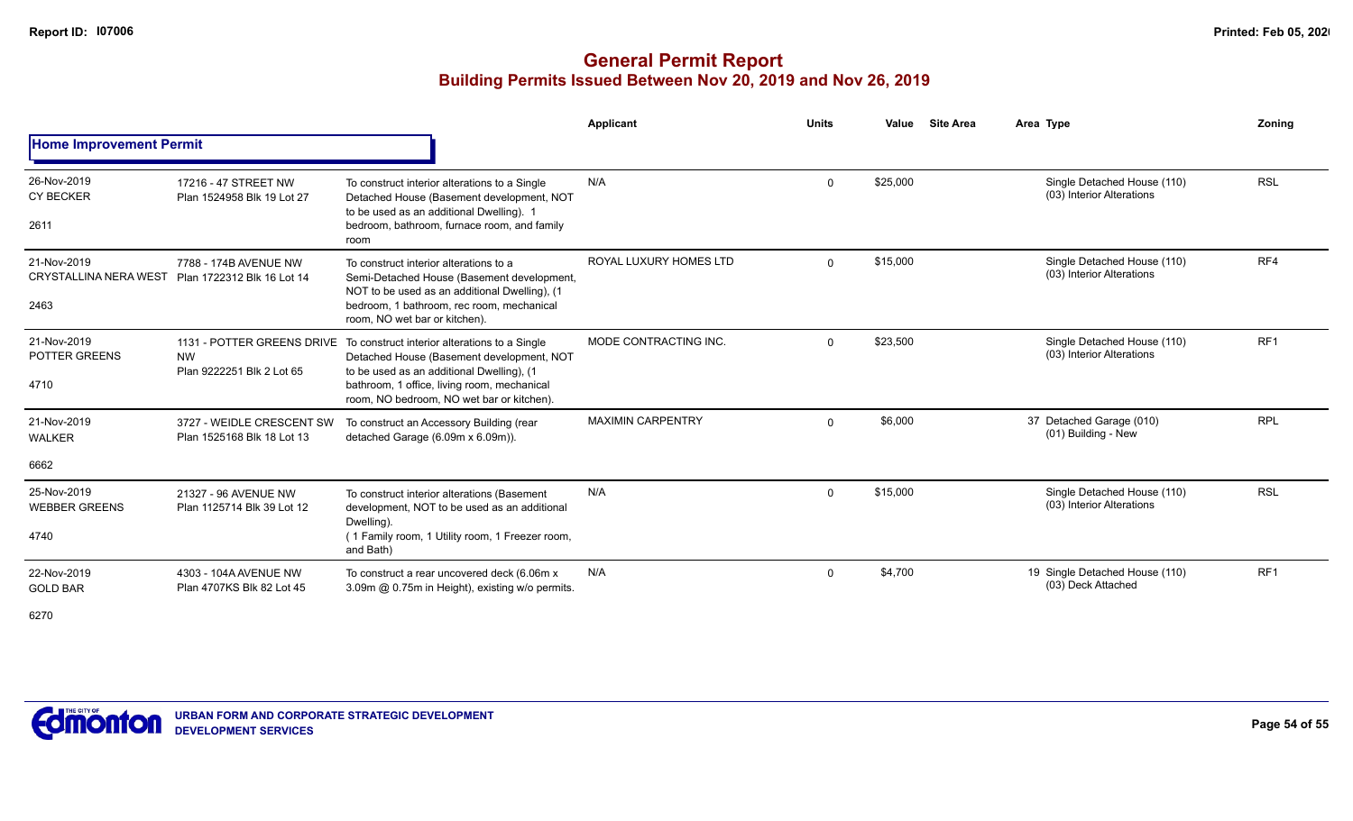# General Permit Report

## Building Permits Issued Between Nov 20, 2019 and Nov 26, 2019

| | | | Applicant | Units | Value | Site Area | Area Type | Zoning |
|---|---|---|---|---|---|---|---|---|
| **Home Improvement Permit** | | | | | | | | |
| 26-Nov-2019 CY BECKER 2611 | 17216 - 47 STREET NW Plan 1524958 Blk 19 Lot 27 | To construct interior alterations to a Single Detached House (Basement development, NOT to be used as an additional Dwelling). 1 bedroom, bathroom, furnace room, and family room | N/A | 0 | $25,000 | | Single Detached House (110) (03) Interior Alterations | RSL |
| 21-Nov-2019 CRYSTALLINA NERA WEST 2463 | 7788 - 174B AVENUE NW Plan 1722312 Blk 16 Lot 14 | To construct interior alterations to a Semi-Detached House (Basement development, NOT to be used as an additional Dwelling), (1 bedroom, 1 bathroom, rec room, mechanical room, NO wet bar or kitchen). | ROYAL LUXURY HOMES LTD | 0 | $15,000 | | Single Detached House (110) (03) Interior Alterations | RF4 |
| 21-Nov-2019 POTTER GREENS 4710 | 1131 - POTTER GREENS DRIVE NW Plan 9222251 Blk 2 Lot 65 | To construct interior alterations to a Single Detached House (Basement development, NOT to be used as an additional Dwelling), (1 bathroom, 1 office, living room, mechanical room, NO bedroom, NO wet bar or kitchen). | MODE CONTRACTING INC. | 0 | $23,500 | | Single Detached House (110) (03) Interior Alterations | RF1 |
| 21-Nov-2019 WALKER 6662 | 3727 - WEIDLE CRESCENT SW Plan 1525168 Blk 18 Lot 13 | To construct an Accessory Building (rear detached Garage (6.09m x 6.09m)). | MAXIMIN CARPENTRY | 0 | $6,000 | | 37 Detached Garage (010) (01) Building - New | RPL |
| 25-Nov-2019 WEBBER GREENS 4740 | 21327 - 96 AVENUE NW Plan 1125714 Blk 39 Lot 12 | To construct interior alterations (Basement development, NOT to be used as an additional Dwelling). (1 Family room, 1 Utility room, 1 Freezer room, and Bath) | N/A | 0 | $15,000 | | Single Detached House (110) (03) Interior Alterations | RSL |
| 22-Nov-2019 GOLD BAR 6270 | 4303 - 104A AVENUE NW Plan 4707KS Blk 82 Lot 45 | To construct a rear uncovered deck (6.06m x 3.09m @ 0.75m in Height), existing w/o permits. | N/A | 0 | $4,700 | | 19 Single Detached House (110) (03) Deck Attached | RF1 |

URBAN FORM AND CORPORATE STRATEGIC DEVELOPMENT
DEVELOPMENT SERVICES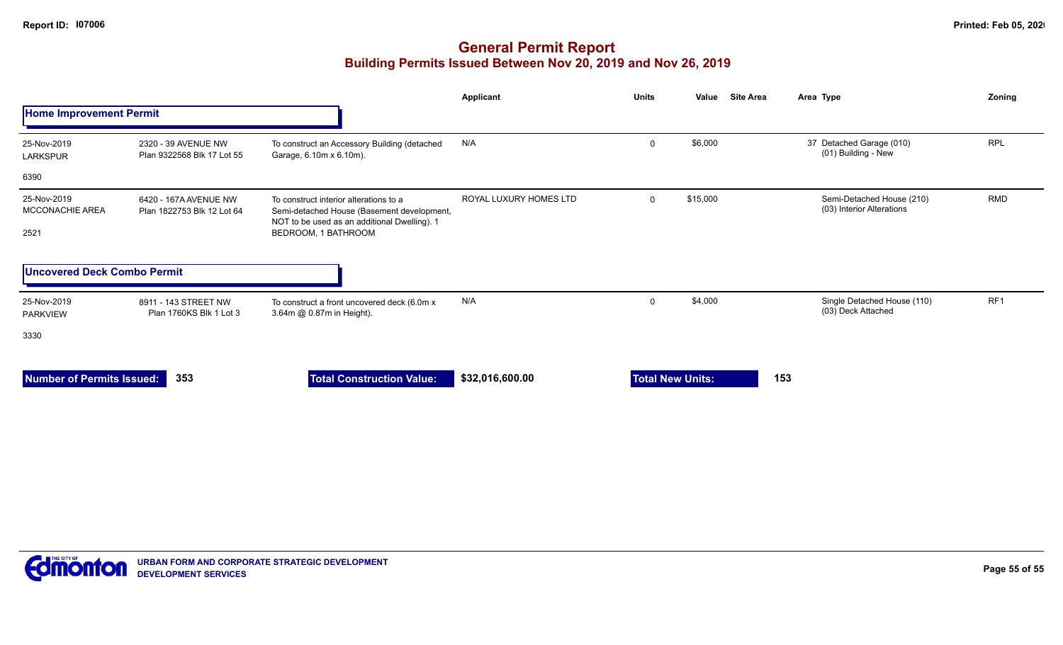# General Permit Report

## Building Permits Issued Between Nov 20, 2019 and Nov 26, 2019

| | | | Applicant | Units | Value | Site Area | Area Type | Zoning |
|---|---|---|---|---|---|---|---|---|
| **Home Improvement Permit** | | | | | | | | |
| 25-Nov-2019 LARKSPUR 6390 | 2320 - 39 AVENUE NW Plan 9322568 Blk 17 Lot 55 | To construct an Accessory Building (detached Garage, 6.10m x 6.10m). | N/A | 0 | $6,000 | | 37 Detached Garage (010) (01) Building - New | RPL |
| 25-Nov-2019 MCCONACHIE AREA 2521 | 6420 - 167A AVENUE NW Plan 1822753 Blk 12 Lot 64 | To construct interior alterations to a Semi-detached House (Basement development, NOT to be used as an additional Dwelling). 1 BEDROOM, 1 BATHROOM | ROYAL LUXURY HOMES LTD | 0 | $15,000 | | Semi-Detached House (210) (03) Interior Alterations | RMD |
| **Uncovered Deck Combo Permit** | | | | | | | | |
| 25-Nov-2019 PARKVIEW 3330 | 8911 - 143 STREET NW Plan 1760KS Blk 1 Lot 3 | To construct a front uncovered deck (6.0m x 3.64m @ 0.87m in Height). | N/A | 0 | $4,000 | | Single Detached House (110) (03) Deck Attached | RF1 |

**Number of Permits Issued:** 353 **Total Construction Value:** $32,016,600.00 **Total New Units:** 153

URBAN FORM AND CORPORATE STRATEGIC DEVELOPMENT
DEVELOPMENT SERVICES